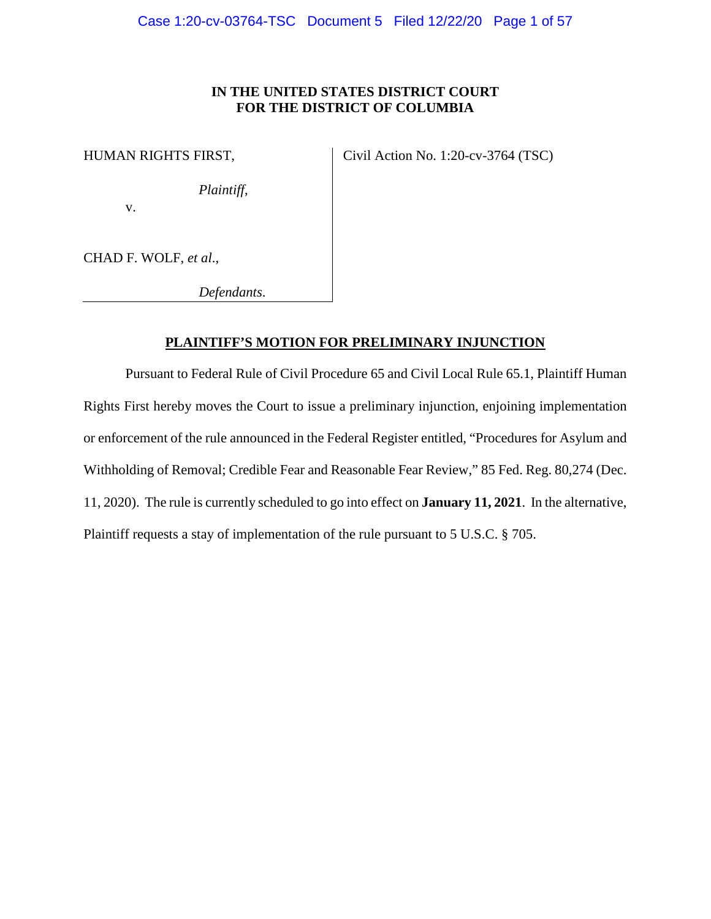**IN THE UNITED STATES DISTRICT COURT**
**FOR THE DISTRICT OF COLUMBIA**

| | |
|---|---|
| HUMAN RIGHTS FIRST,<br><br>*Plaintiff*,<br><br>v.<br><br>CHAD F. WOLF, *et al*.,<br><br>*Defendants*. | Civil Action No. 1:20-cv-3764 (TSC) |

**PLAINTIFF'S MOTION FOR PRELIMINARY INJUNCTION**

Pursuant to Federal Rule of Civil Procedure 65 and Civil Local Rule 65.1, Plaintiff Human Rights First hereby moves the Court to issue a preliminary injunction, enjoining implementation or enforcement of the rule announced in the Federal Register entitled, "Procedures for Asylum and Withholding of Removal; Credible Fear and Reasonable Fear Review," 85 Fed. Reg. 80,274 (Dec. 11, 2020). The rule is currently scheduled to go into effect on **January 11, 2021**. In the alternative, Plaintiff requests a stay of implementation of the rule pursuant to 5 U.S.C. § 705.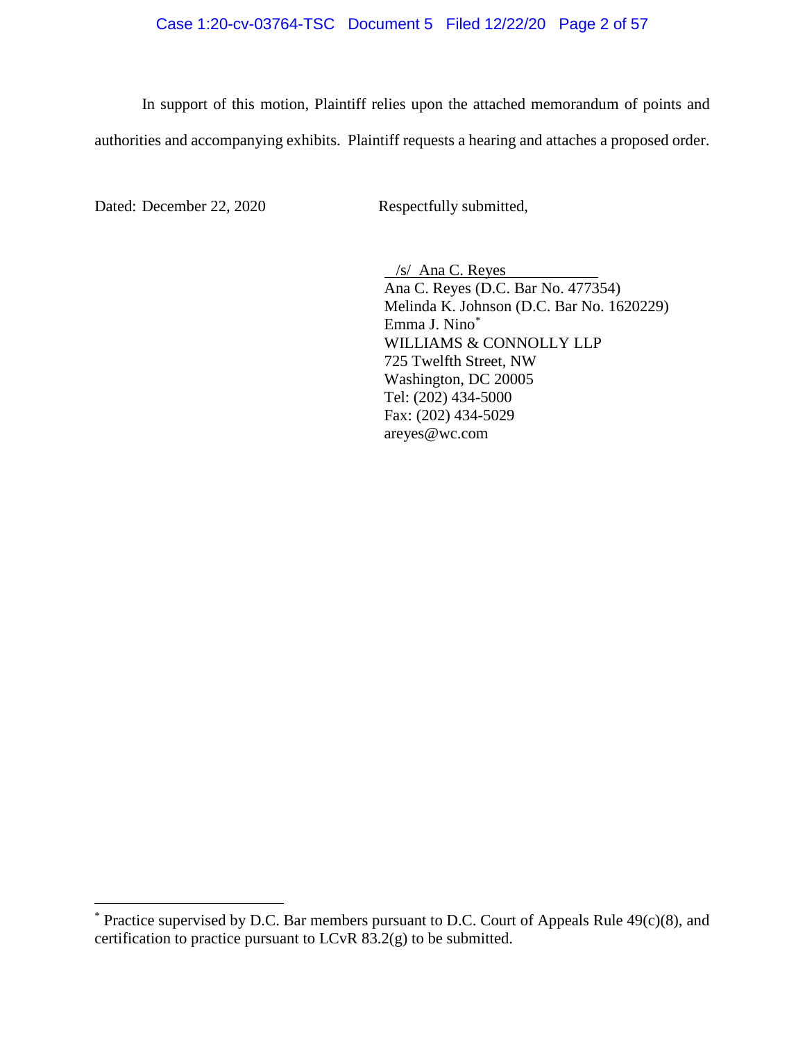In support of this motion, Plaintiff relies upon the attached memorandum of points and authorities and accompanying exhibits. Plaintiff requests a hearing and attaches a proposed order.

Dated: December 22, 2020

Respectfully submitted,

/s/ Ana C. Reyes
Ana C. Reyes (D.C. Bar No. 477354)
Melinda K. Johnson (D.C. Bar No. 1620229)
Emma J. Nino*
WILLIAMS & CONNOLLY LLP
725 Twelfth Street, NW
Washington, DC 20005
Tel: (202) 434-5000
Fax: (202) 434-5029
areyes@wc.com

---

* Practice supervised by D.C. Bar members pursuant to D.C. Court of Appeals Rule 49(c)(8), and certification to practice pursuant to LCvR 83.2(g) to be submitted.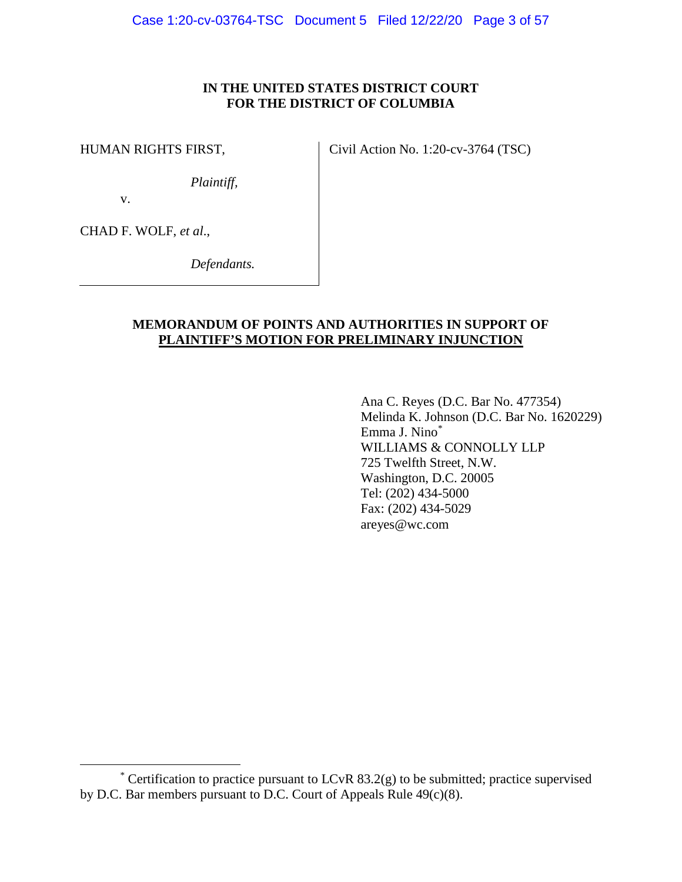**IN THE UNITED STATES DISTRICT COURT**
**FOR THE DISTRICT OF COLUMBIA**

| | |
|---|---|
| HUMAN RIGHTS FIRST,<br><br>*Plaintiff*,<br><br>v.<br><br>CHAD F. WOLF, *et al*.,<br><br>*Defendants.* | Civil Action No. 1:20-cv-3764 (TSC) |

**MEMORANDUM OF POINTS AND AUTHORITIES IN SUPPORT OF**
**PLAINTIFF'S MOTION FOR PRELIMINARY INJUNCTION**

Ana C. Reyes (D.C. Bar No. 477354)
Melinda K. Johnson (D.C. Bar No. 1620229)
Emma J. Nino*
WILLIAMS & CONNOLLY LLP
725 Twelfth Street, N.W.
Washington, D.C. 20005
Tel: (202) 434-5000
Fax: (202) 434-5029
areyes@wc.com

---

* Certification to practice pursuant to LCvR 83.2(g) to be submitted; practice supervised by D.C. Bar members pursuant to D.C. Court of Appeals Rule 49(c)(8).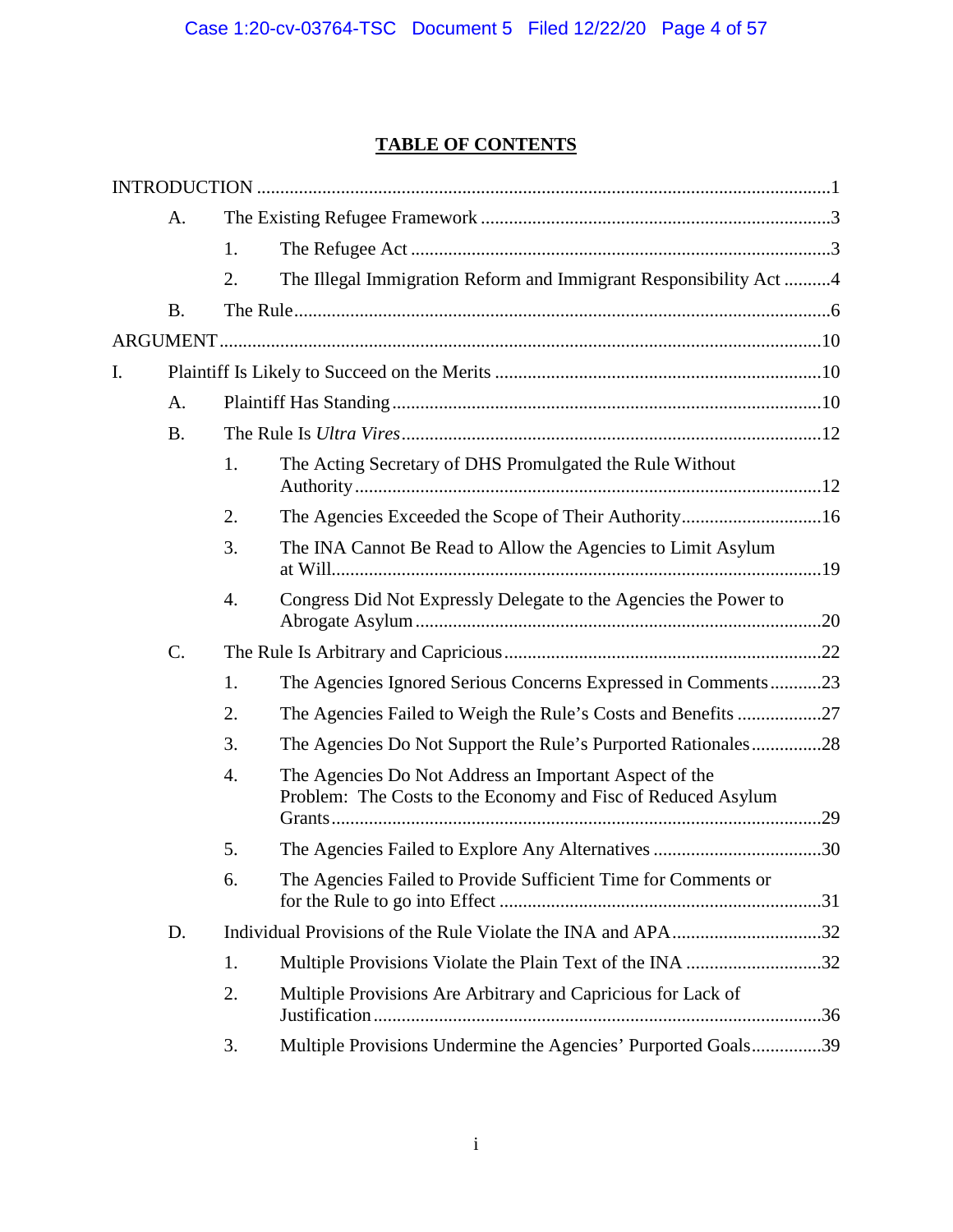## TABLE OF CONTENTS

INTRODUCTION ........................................................................................................................1

- A. The Existing Refugee Framework ..........................................................................3
  - 1. The Refugee Act ..........................................................................................3
  - 2. The Illegal Immigration Reform and Immigrant Responsibility Act ..........4
- B. The Rule.................................................................................................................6

ARGUMENT...............................................................................................................................10

I. Plaintiff Is Likely to Succeed on the Merits .....................................................................10

- A. Plaintiff Has Standing ...........................................................................................10
- B. The Rule Is *Ultra Vires*.........................................................................................12
  - 1. The Acting Secretary of DHS Promulgated the Rule Without Authority ....................................................................................................12
  - 2. The Agencies Exceeded the Scope of Their Authority.............................16
  - 3. The INA Cannot Be Read to Allow the Agencies to Limit Asylum at Will........................................................................................................19
  - 4. Congress Did Not Expressly Delegate to the Agencies the Power to Abrogate Asylum ......................................................................................20
- C. The Rule Is Arbitrary and Capricious ...................................................................22
  - 1. The Agencies Ignored Serious Concerns Expressed in Comments...........23
  - 2. The Agencies Failed to Weigh the Rule's Costs and Benefits ..................27
  - 3. The Agencies Do Not Support the Rule's Purported Rationales...............28
  - 4. The Agencies Do Not Address an Important Aspect of the Problem: The Costs to the Economy and Fisc of Reduced Asylum Grants........................................................................................................29
  - 5. The Agencies Failed to Explore Any Alternatives ....................................30
  - 6. The Agencies Failed to Provide Sufficient Time for Comments or for the Rule to go into Effect .....................................................................31
- D. Individual Provisions of the Rule Violate the INA and APA................................32
  - 1. Multiple Provisions Violate the Plain Text of the INA .............................32
  - 2. Multiple Provisions Are Arbitrary and Capricious for Lack of Justification ...............................................................................................36
  - 3. Multiple Provisions Undermine the Agencies' Purported Goals...............39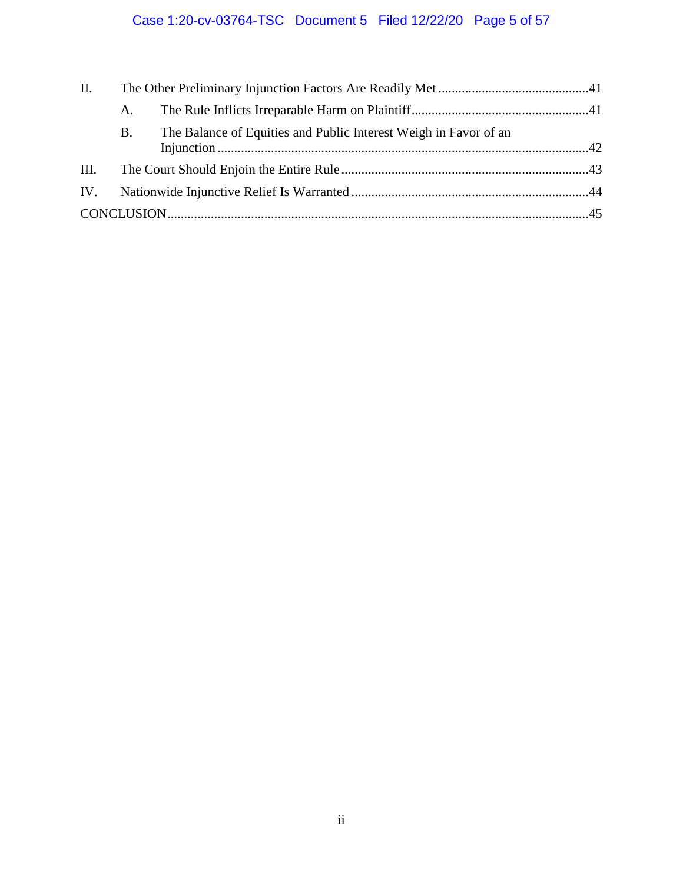II. The Other Preliminary Injunction Factors Are Readily Met ............................................41

A. The Rule Inflicts Irreparable Harm on Plaintiff....................................................41

B. The Balance of Equities and Public Interest Weigh in Favor of an Injunction ..............................................................................................................42

III. The Court Should Enjoin the Entire Rule..........................................................................43

IV. Nationwide Injunctive Relief Is Warranted ......................................................................44

CONCLUSION............................................................................................................................45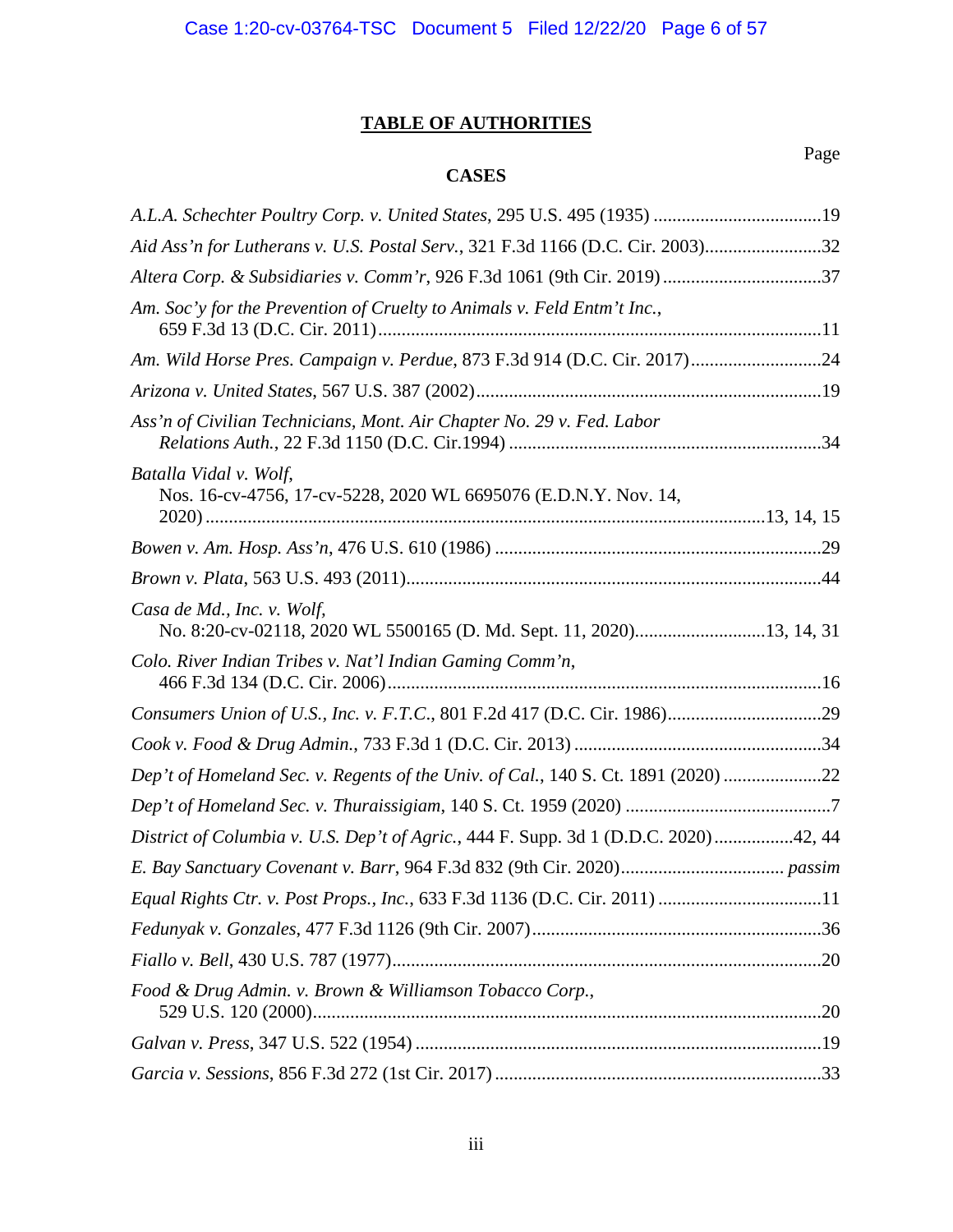## TABLE OF AUTHORITIES

Page

### CASES

*A.L.A. Schechter Poultry Corp. v. United States*, 295 U.S. 495 (1935) ....................................19

*Aid Ass'n for Lutherans v. U.S. Postal Serv.*, 321 F.3d 1166 (D.C. Cir. 2003).........................32

*Altera Corp. & Subsidiaries v. Comm'r*, 926 F.3d 1061 (9th Cir. 2019) ..................................37

*Am. Soc'y for the Prevention of Cruelty to Animals v. Feld Entm't Inc.*, 659 F.3d 13 (D.C. Cir. 2011)..............................................................................................11

*Am. Wild Horse Pres. Campaign v. Perdue*, 873 F.3d 914 (D.C. Cir. 2017)............................24

*Arizona v. United States*, 567 U.S. 387 (2002)..........................................................................19

*Ass'n of Civilian Technicians, Mont. Air Chapter No. 29 v. Fed. Labor Relations Auth.*, 22 F.3d 1150 (D.C. Cir.1994) ...................................................................34

*Batalla Vidal v. Wolf*, Nos. 16-cv-4756, 17-cv-5228, 2020 WL 6695076 (E.D.N.Y. Nov. 14, 2020) .......................................................................................................................13, 14, 15

*Bowen v. Am. Hosp. Ass'n*, 476 U.S. 610 (1986) ......................................................................29

*Brown v. Plata*, 563 U.S. 493 (2011).........................................................................................44

*Casa de Md., Inc. v. Wolf*, No. 8:20-cv-02118, 2020 WL 5500165 (D. Md. Sept. 11, 2020)............................13, 14, 31

*Colo. River Indian Tribes v. Nat'l Indian Gaming Comm'n*, 466 F.3d 134 (D.C. Cir. 2006)............................................................................................16

*Consumers Union of U.S., Inc. v. F.T.C.*, 801 F.2d 417 (D.C. Cir. 1986).................................29

*Cook v. Food & Drug Admin.*, 733 F.3d 1 (D.C. Cir. 2013) .....................................................34

*Dep't of Homeland Sec. v. Regents of the Univ. of Cal.*, 140 S. Ct. 1891 (2020) .....................22

*Dep't of Homeland Sec. v. Thuraissigiam*, 140 S. Ct. 1959 (2020) ............................................7

*District of Columbia v. U.S. Dep't of Agric.*, 444 F. Supp. 3d 1 (D.D.C. 2020).................42, 44

*E. Bay Sanctuary Covenant v. Barr*, 964 F.3d 832 (9th Cir. 2020).................................. *passim*

*Equal Rights Ctr. v. Post Props., Inc.*, 633 F.3d 1136 (D.C. Cir. 2011) ...................................11

*Fedunyak v. Gonzales*, 477 F.3d 1126 (9th Cir. 2007).............................................................36

*Fiallo v. Bell*, 430 U.S. 787 (1977)...........................................................................................20

*Food & Drug Admin. v. Brown & Williamson Tobacco Corp.*, 529 U.S. 120 (2000)............................................................................................................20

*Galvan v. Press*, 347 U.S. 522 (1954) .......................................................................................19

*Garcia v. Sessions*, 856 F.3d 272 (1st Cir. 2017) ......................................................................33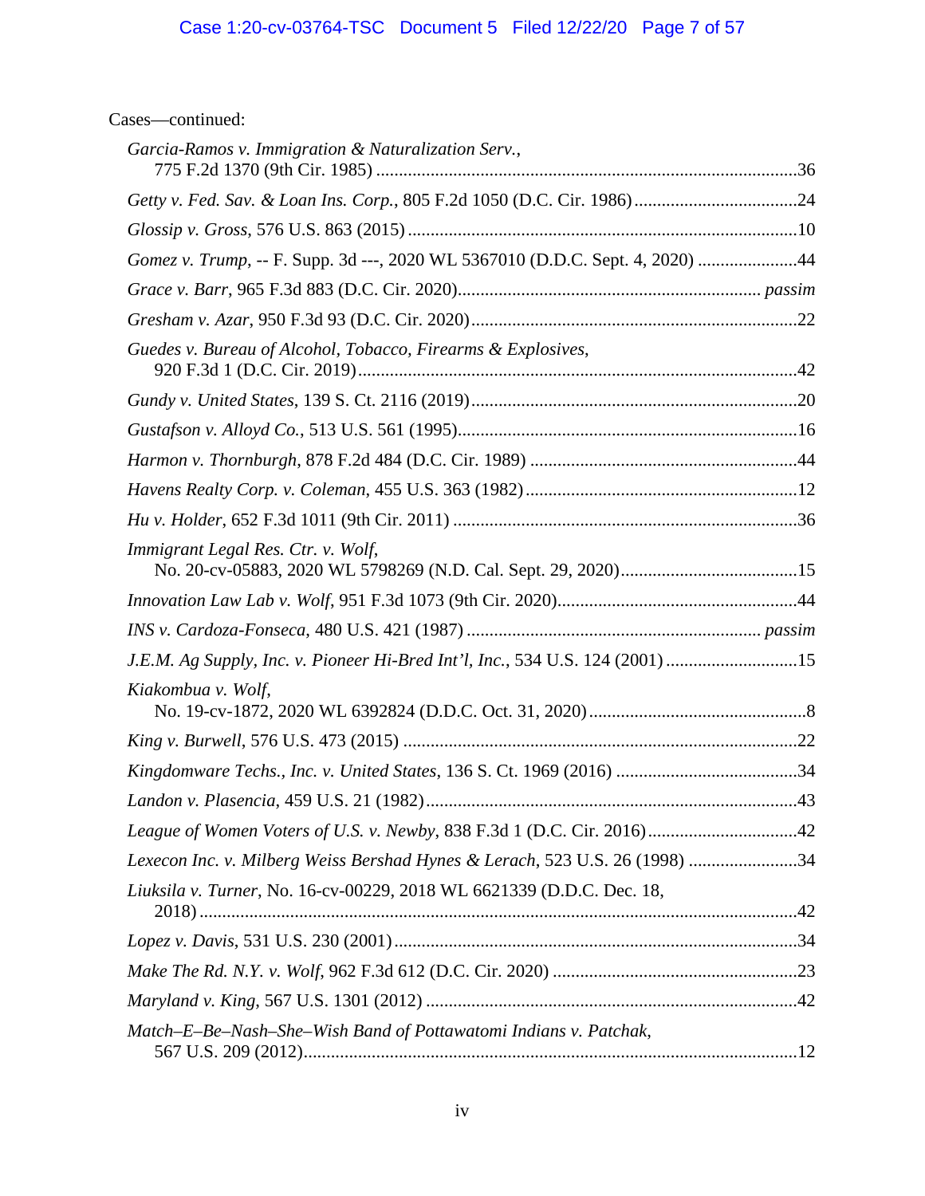Cases—continued:

*Garcia-Ramos v. Immigration & Naturalization Serv.*, 775 F.2d 1370 (9th Cir. 1985) ............................................................................................36

*Getty v. Fed. Sav. & Loan Ins. Corp.*, 805 F.2d 1050 (D.C. Cir. 1986) ....................................24

*Glossip v. Gross*, 576 U.S. 863 (2015) ......................................................................................10

*Gomez v. Trump*, -- F. Supp. 3d ---, 2020 WL 5367010 (D.D.C. Sept. 4, 2020) ......................44

*Grace v. Barr*, 965 F.3d 883 (D.C. Cir. 2020).................................................................. *passim*

*Gresham v. Azar*, 950 F.3d 93 (D.C. Cir. 2020).......................................................................22

*Guedes v. Bureau of Alcohol, Tobacco, Firearms & Explosives*, 920 F.3d 1 (D.C. Cir. 2019)................................................................................................42

*Gundy v. United States*, 139 S. Ct. 2116 (2019).......................................................................20

*Gustafson v. Alloyd Co.*, 513 U.S. 561 (1995)..........................................................................16

*Harmon v. Thornburgh*, 878 F.2d 484 (D.C. Cir. 1989) ..........................................................44

*Havens Realty Corp. v. Coleman*, 455 U.S. 363 (1982)............................................................12

*Hu v. Holder*, 652 F.3d 1011 (9th Cir. 2011) ............................................................................36

*Immigrant Legal Res. Ctr. v. Wolf*, No. 20-cv-05883, 2020 WL 5798269 (N.D. Cal. Sept. 29, 2020).......................................15

*Innovation Law Lab v. Wolf*, 951 F.3d 1073 (9th Cir. 2020)....................................................44

*INS v. Cardoza-Fonseca*, 480 U.S. 421 (1987) ................................................................ *passim*

*J.E.M. Ag Supply, Inc. v. Pioneer Hi-Bred Int'l, Inc.*, 534 U.S. 124 (2001) ............................15

*Kiakombua v. Wolf*, No. 19-cv-1872, 2020 WL 6392824 (D.D.C. Oct. 31, 2020)................................................8

*King v. Burwell*, 576 U.S. 473 (2015) .......................................................................................22

*Kingdomware Techs., Inc. v. United States*, 136 S. Ct. 1969 (2016) ........................................34

*Landon v. Plasencia*, 459 U.S. 21 (1982)..................................................................................43

*League of Women Voters of U.S. v. Newby*, 838 F.3d 1 (D.C. Cir. 2016).................................42

*Lexecon Inc. v. Milberg Weiss Bershad Hynes & Lerach*, 523 U.S. 26 (1998) ........................34

*Liuksila v. Turner*, No. 16-cv-00229, 2018 WL 6621339 (D.D.C. Dec. 18, 2018) ...................................................................................................................42

*Lopez v. Davis*, 531 U.S. 230 (2001).........................................................................................34

*Make The Rd. N.Y. v. Wolf*, 962 F.3d 612 (D.C. Cir. 2020) ......................................................23

*Maryland v. King*, 567 U.S. 1301 (2012) ..................................................................................42

*Match–E–Be–Nash–She–Wish Band of Pottawatomi Indians v. Patchak*, 567 U.S. 209 (2012)............................................................................................................12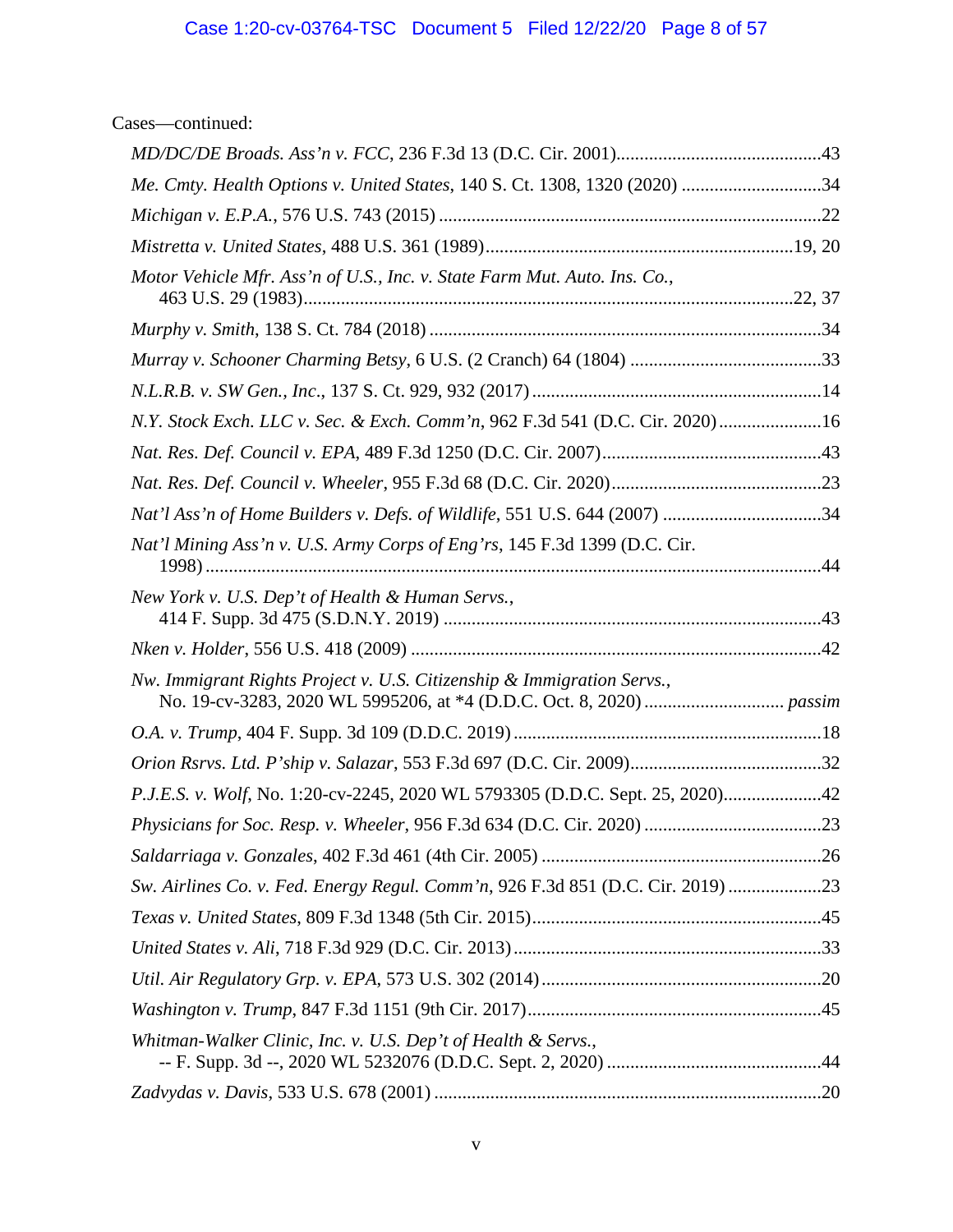Cases—continued:

*MD/DC/DE Broads. Ass'n v. FCC*, 236 F.3d 13 (D.C. Cir. 2001)............................................43

*Me. Cmty. Health Options v. United States*, 140 S. Ct. 1308, 1320 (2020) ............................34

*Michigan v. E.P.A.*, 576 U.S. 743 (2015) ..................................................................................22

*Mistretta v. United States*, 488 U.S. 361 (1989).................................................................19, 20

*Motor Vehicle Mfr. Ass'n of U.S., Inc. v. State Farm Mut. Auto. Ins. Co.*, 463 U.S. 29 (1983)........................................................................................................22, 37

*Murphy v. Smith*, 138 S. Ct. 784 (2018) ....................................................................................34

*Murray v. Schooner Charming Betsy*, 6 U.S. (2 Cranch) 64 (1804) .........................................33

*N.L.R.B. v. SW Gen., Inc.*, 137 S. Ct. 929, 932 (2017) .............................................................14

*N.Y. Stock Exch. LLC v. Sec. & Exch. Comm'n*, 962 F.3d 541 (D.C. Cir. 2020)......................16

*Nat. Res. Def. Council v. EPA*, 489 F.3d 1250 (D.C. Cir. 2007)...............................................43

*Nat. Res. Def. Council v. Wheeler*, 955 F.3d 68 (D.C. Cir. 2020).............................................23

*Nat'l Ass'n of Home Builders v. Defs. of Wildlife*, 551 U.S. 644 (2007) ..................................34

*Nat'l Mining Ass'n v. U.S. Army Corps of Eng'rs*, 145 F.3d 1399 (D.C. Cir. 1998) ...................................................................................................................................44

*New York v. U.S. Dep't of Health & Human Servs.*, 414 F. Supp. 3d 475 (S.D.N.Y. 2019) ................................................................................43

*Nken v. Holder*, 556 U.S. 418 (2009) ........................................................................................42

*Nw. Immigrant Rights Project v. U.S. Citizenship & Immigration Servs.*, No. 19-cv-3283, 2020 WL 5995206, at *4 (D.D.C. Oct. 8, 2020) ............................. *passim*

*O.A. v. Trump*, 404 F. Supp. 3d 109 (D.D.C. 2019).................................................................18

*Orion Rsrvs. Ltd. P'ship v. Salazar*, 553 F.3d 697 (D.C. Cir. 2009).........................................32

*P.J.E.S. v. Wolf*, No. 1:20-cv-2245, 2020 WL 5793305 (D.D.C. Sept. 25, 2020).....................42

*Physicians for Soc. Resp. v. Wheeler*, 956 F.3d 634 (D.C. Cir. 2020) ......................................23

*Saldarriaga v. Gonzales*, 402 F.3d 461 (4th Cir. 2005) ............................................................26

*Sw. Airlines Co. v. Fed. Energy Regul. Comm'n*, 926 F.3d 851 (D.C. Cir. 2019) ....................23

*Texas v. United States*, 809 F.3d 1348 (5th Cir. 2015).............................................................45

*United States v. Ali*, 718 F.3d 929 (D.C. Cir. 2013).................................................................33

*Util. Air Regulatory Grp. v. EPA*, 573 U.S. 302 (2014)............................................................20

*Washington v. Trump*, 847 F.3d 1151 (9th Cir. 2017)..............................................................45

*Whitman-Walker Clinic, Inc. v. U.S. Dep't of Health & Servs.*, -- F. Supp. 3d --, 2020 WL 5232076 (D.D.C. Sept. 2, 2020) .............................................44

*Zadvydas v. Davis*, 533 U.S. 678 (2001) ..................................................................................20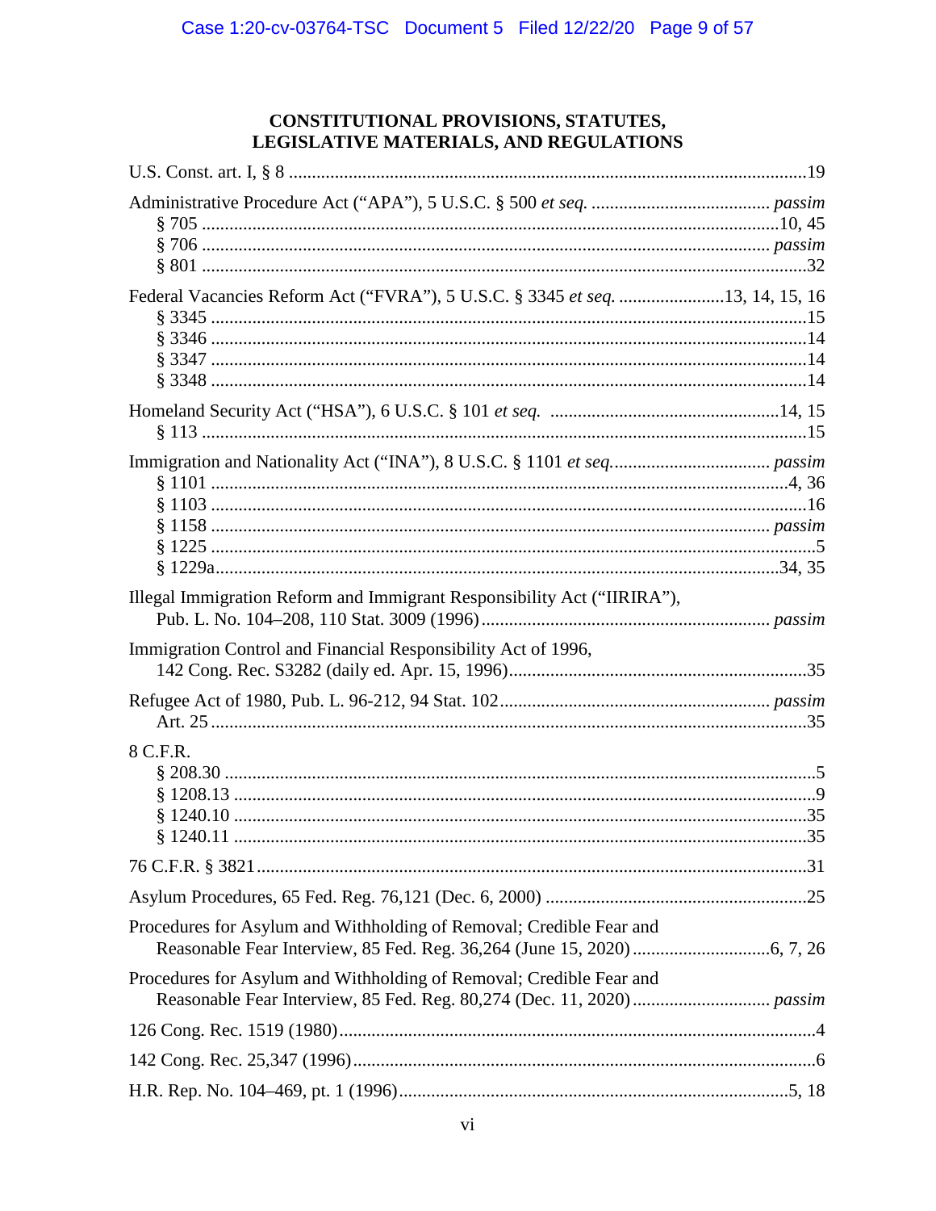## CONSTITUTIONAL PROVISIONS, STATUTES, LEGISLATIVE MATERIALS, AND REGULATIONS

U.S. Const. art. I, § 8 ....................................................................................................19

Administrative Procedure Act ("APA"), 5 U.S.C. § 500 *et seq.* ........................................ *passim*
  § 705 ....................................................................................................10, 45
  § 706 .................................................................................................... *passim*
  § 801 ....................................................................................................32

Federal Vacancies Reform Act ("FVRA"), 5 U.S.C. § 3345 *et seq.* ........................13, 14, 15, 16
  § 3345 ....................................................................................................15
  § 3346 ....................................................................................................14
  § 3347 ....................................................................................................14
  § 3348 ....................................................................................................14

Homeland Security Act ("HSA"), 6 U.S.C. § 101 *et seq.* ...................................................14, 15
  § 113 ....................................................................................................15

Immigration and Nationality Act ("INA"), 8 U.S.C. § 1101 *et seq.*................................... *passim*
  § 1101 ....................................................................................................4, 36
  § 1103 ....................................................................................................16
  § 1158 .................................................................................................... *passim*
  § 1225 ....................................................................................................5
  § 1229a....................................................................................................34, 35

Illegal Immigration Reform and Immigrant Responsibility Act ("IIRIRA"),
  Pub. L. No. 104–208, 110 Stat. 3009 (1996).............................................................. *passim*

Immigration Control and Financial Responsibility Act of 1996,
  142 Cong. Rec. S3282 (daily ed. Apr. 15, 1996)................................................................35

Refugee Act of 1980, Pub. L. 96-212, 94 Stat. 102........................................................... *passim*
  Art. 25 ....................................................................................................35

8 C.F.R.
  § 208.30 ....................................................................................................5
  § 1208.13 ....................................................................................................9
  § 1240.10 ....................................................................................................35
  § 1240.11 ....................................................................................................35

76 C.F.R. § 3821....................................................................................................31

Asylum Procedures, 65 Fed. Reg. 76,121 (Dec. 6, 2000) .........................................................25

Procedures for Asylum and Withholding of Removal; Credible Fear and
  Reasonable Fear Interview, 85 Fed. Reg. 36,264 (June 15, 2020)..............................6, 7, 26

Procedures for Asylum and Withholding of Removal; Credible Fear and
  Reasonable Fear Interview, 85 Fed. Reg. 80,274 (Dec. 11, 2020).............................. *passim*

126 Cong. Rec. 1519 (1980)....................................................................................................4

142 Cong. Rec. 25,347 (1996)....................................................................................................6

H.R. Rep. No. 104–469, pt. 1 (1996)....................................................................................5, 18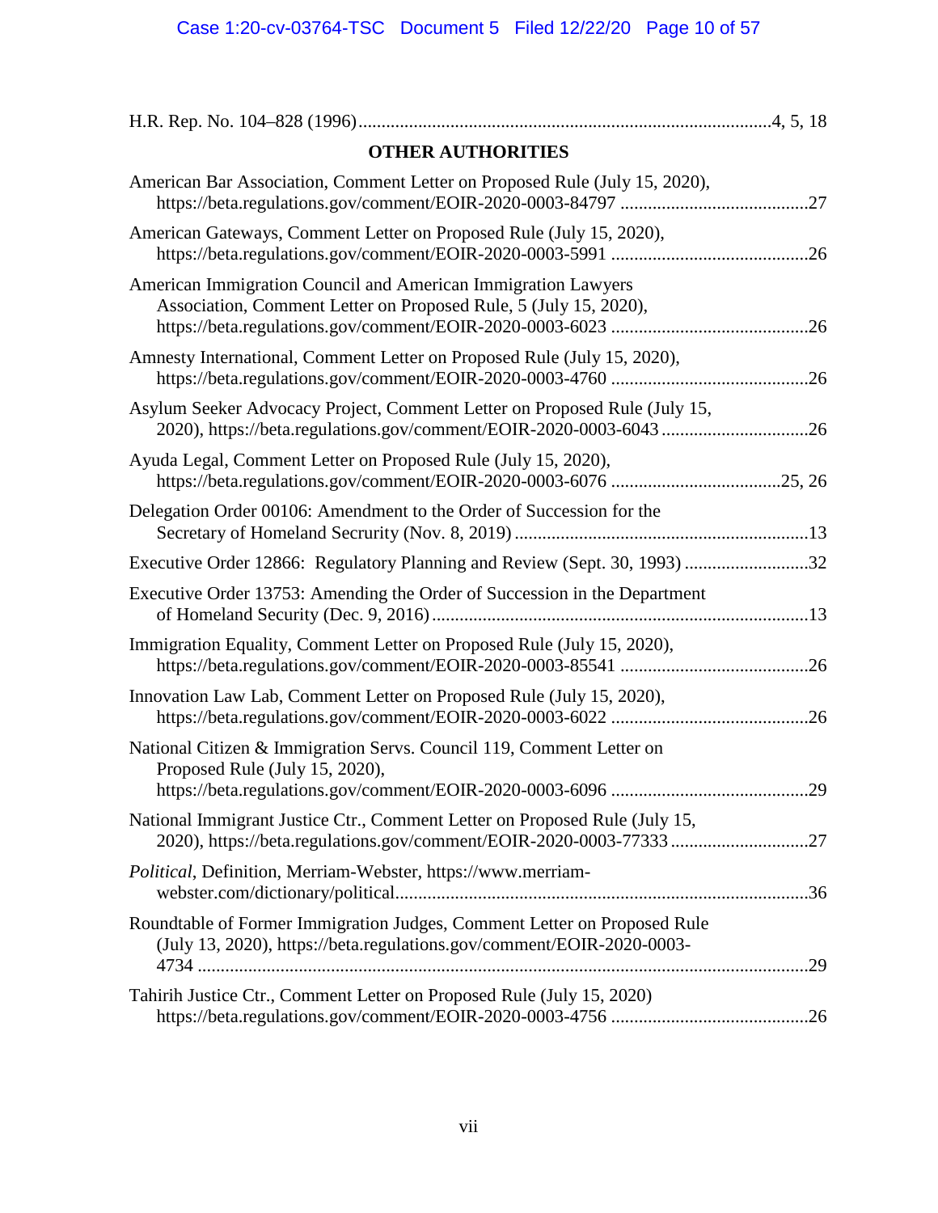H.R. Rep. No. 104–828 (1996) ........................................................................................4, 5, 18

**OTHER AUTHORITIES**

American Bar Association, Comment Letter on Proposed Rule (July 15, 2020), https://beta.regulations.gov/comment/EOIR-2020-0003-84797 .........................................27

American Gateways, Comment Letter on Proposed Rule (July 15, 2020), https://beta.regulations.gov/comment/EOIR-2020-0003-5991 ...........................................26

American Immigration Council and American Immigration Lawyers Association, Comment Letter on Proposed Rule, 5 (July 15, 2020), https://beta.regulations.gov/comment/EOIR-2020-0003-6023 ...........................................26

Amnesty International, Comment Letter on Proposed Rule (July 15, 2020), https://beta.regulations.gov/comment/EOIR-2020-0003-4760 ...........................................26

Asylum Seeker Advocacy Project, Comment Letter on Proposed Rule (July 15, 2020), https://beta.regulations.gov/comment/EOIR-2020-0003-6043 ................................26

Ayuda Legal, Comment Letter on Proposed Rule (July 15, 2020), https://beta.regulations.gov/comment/EOIR-2020-0003-6076 .....................................25, 26

Delegation Order 00106: Amendment to the Order of Succession for the Secretary of Homeland Secrurity (Nov. 8, 2019) ...............................................................13

Executive Order 12866: Regulatory Planning and Review (Sept. 30, 1993) ...........................32

Executive Order 13753: Amending the Order of Succession in the Department of Homeland Security (Dec. 9, 2016) ..................................................................................13

Immigration Equality, Comment Letter on Proposed Rule (July 15, 2020), https://beta.regulations.gov/comment/EOIR-2020-0003-85541 .........................................26

Innovation Law Lab, Comment Letter on Proposed Rule (July 15, 2020), https://beta.regulations.gov/comment/EOIR-2020-0003-6022 ...........................................26

National Citizen & Immigration Servs. Council 119, Comment Letter on Proposed Rule (July 15, 2020), https://beta.regulations.gov/comment/EOIR-2020-0003-6096 ...........................................29

National Immigrant Justice Ctr., Comment Letter on Proposed Rule (July 15, 2020), https://beta.regulations.gov/comment/EOIR-2020-0003-77333 ..............................27

*Political*, Definition, Merriam-Webster, https://www.merriam-webster.com/dictionary/political.........................................................................................36

Roundtable of Former Immigration Judges, Comment Letter on Proposed Rule (July 13, 2020), https://beta.regulations.gov/comment/EOIR-2020-0003-4734 .....................................................................................................................29

Tahirih Justice Ctr., Comment Letter on Proposed Rule (July 15, 2020) https://beta.regulations.gov/comment/EOIR-2020-0003-4756 ...........................................26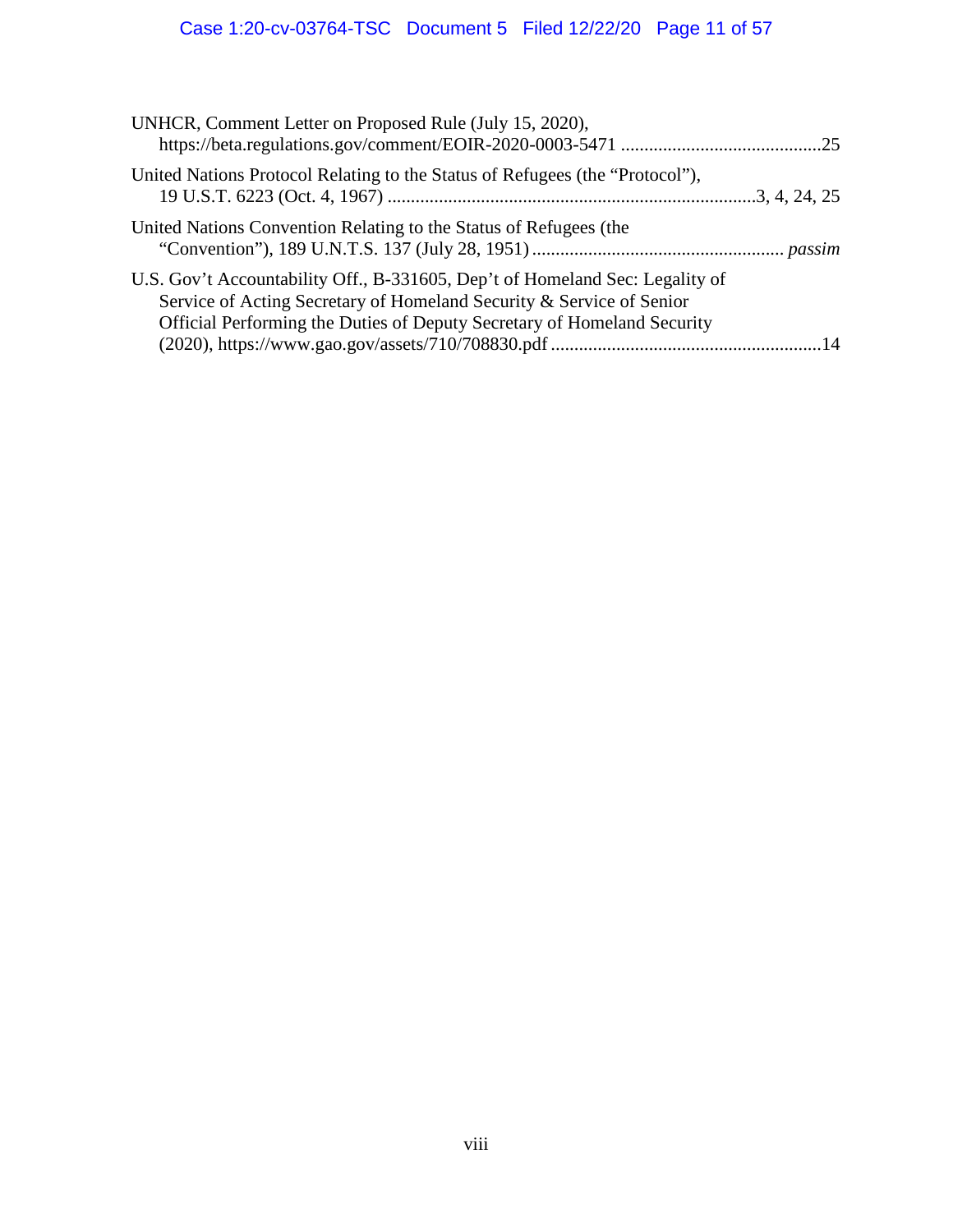UNHCR, Comment Letter on Proposed Rule (July 15, 2020), https://beta.regulations.gov/comment/EOIR-2020-0003-5471 ..........................................25

United Nations Protocol Relating to the Status of Refugees (the "Protocol"), 19 U.S.T. 6223 (Oct. 4, 1967) ..............................................................................3, 4, 24, 25

United Nations Convention Relating to the Status of Refugees (the "Convention"), 189 U.N.T.S. 137 (July 28, 1951) ..................................................... *passim*

U.S. Gov't Accountability Off., B-331605, Dep't of Homeland Sec: Legality of Service of Acting Secretary of Homeland Security & Service of Senior Official Performing the Duties of Deputy Secretary of Homeland Security (2020), https://www.gao.gov/assets/710/708830.pdf .........................................................14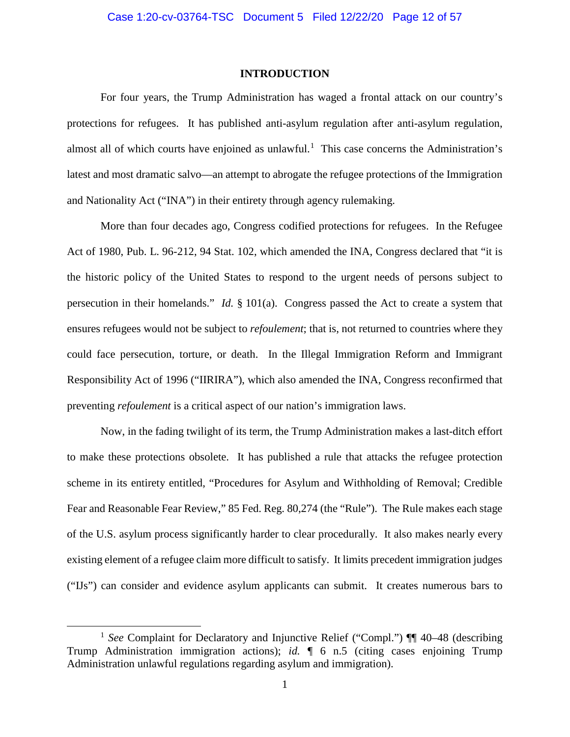## INTRODUCTION

For four years, the Trump Administration has waged a frontal attack on our country's protections for refugees. It has published anti-asylum regulation after anti-asylum regulation, almost all of which courts have enjoined as unlawful.[1] This case concerns the Administration's latest and most dramatic salvo—an attempt to abrogate the refugee protections of the Immigration and Nationality Act ("INA") in their entirety through agency rulemaking.

More than four decades ago, Congress codified protections for refugees. In the Refugee Act of 1980, Pub. L. 96-212, 94 Stat. 102, which amended the INA, Congress declared that "it is the historic policy of the United States to respond to the urgent needs of persons subject to persecution in their homelands." *Id.* § 101(a). Congress passed the Act to create a system that ensures refugees would not be subject to *refoulement*; that is, not returned to countries where they could face persecution, torture, or death. In the Illegal Immigration Reform and Immigrant Responsibility Act of 1996 ("IIRIRA"), which also amended the INA, Congress reconfirmed that preventing *refoulement* is a critical aspect of our nation's immigration laws.

Now, in the fading twilight of its term, the Trump Administration makes a last-ditch effort to make these protections obsolete. It has published a rule that attacks the refugee protection scheme in its entirety entitled, "Procedures for Asylum and Withholding of Removal; Credible Fear and Reasonable Fear Review," 85 Fed. Reg. 80,274 (the "Rule"). The Rule makes each stage of the U.S. asylum process significantly harder to clear procedurally. It also makes nearly every existing element of a refugee claim more difficult to satisfy. It limits precedent immigration judges ("IJs") can consider and evidence asylum applicants can submit. It creates numerous bars to

[1] *See* Complaint for Declaratory and Injunctive Relief ("Compl.") ¶¶ 40–48 (describing Trump Administration immigration actions); *id.* ¶ 6 n.5 (citing cases enjoining Trump Administration unlawful regulations regarding asylum and immigration).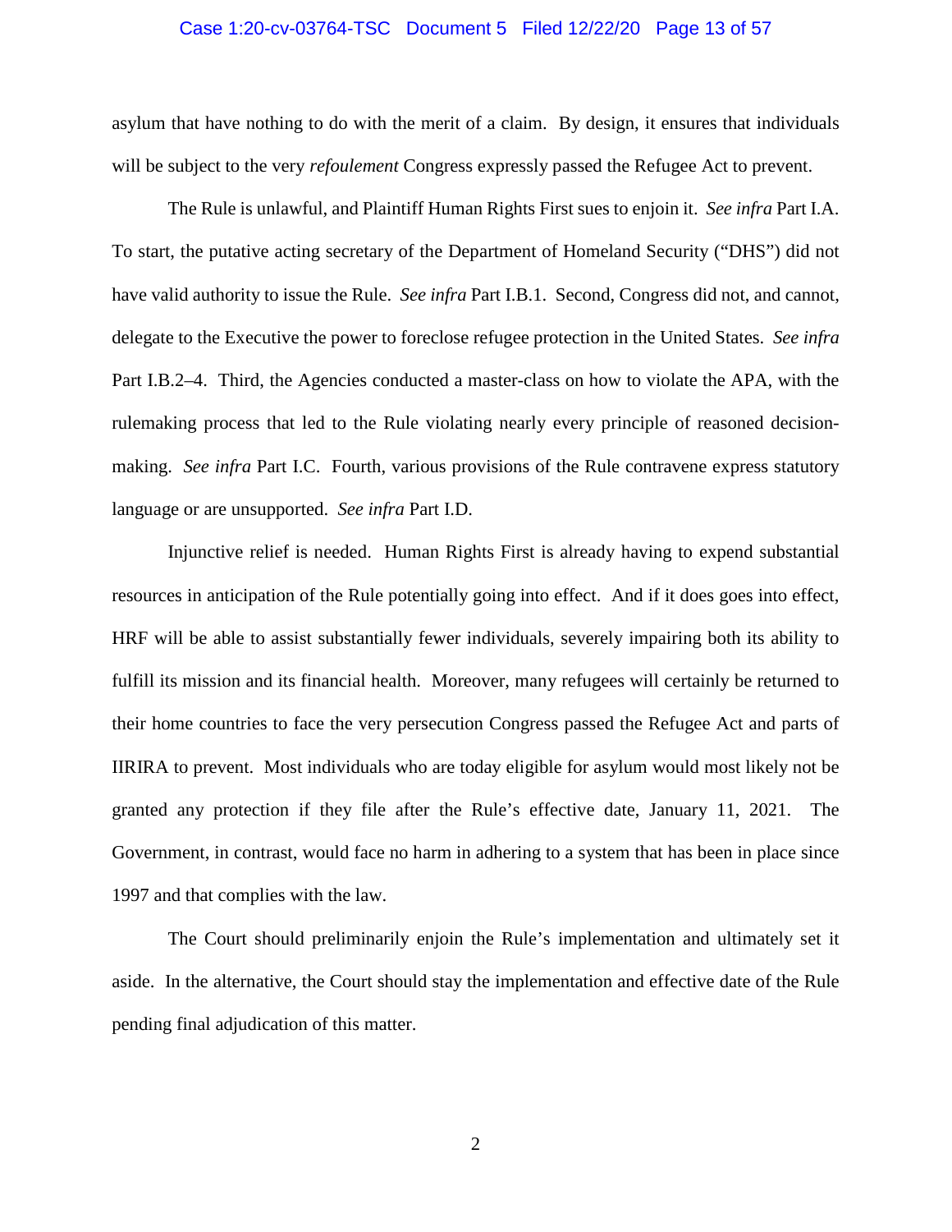asylum that have nothing to do with the merit of a claim. By design, it ensures that individuals will be subject to the very *refoulement* Congress expressly passed the Refugee Act to prevent.

The Rule is unlawful, and Plaintiff Human Rights First sues to enjoin it. *See infra* Part I.A. To start, the putative acting secretary of the Department of Homeland Security ("DHS") did not have valid authority to issue the Rule. *See infra* Part I.B.1. Second, Congress did not, and cannot, delegate to the Executive the power to foreclose refugee protection in the United States. *See infra* Part I.B.2–4. Third, the Agencies conducted a master-class on how to violate the APA, with the rulemaking process that led to the Rule violating nearly every principle of reasoned decision-making. *See infra* Part I.C. Fourth, various provisions of the Rule contravene express statutory language or are unsupported. *See infra* Part I.D.

Injunctive relief is needed. Human Rights First is already having to expend substantial resources in anticipation of the Rule potentially going into effect. And if it does goes into effect, HRF will be able to assist substantially fewer individuals, severely impairing both its ability to fulfill its mission and its financial health. Moreover, many refugees will certainly be returned to their home countries to face the very persecution Congress passed the Refugee Act and parts of IIRIRA to prevent. Most individuals who are today eligible for asylum would most likely not be granted any protection if they file after the Rule's effective date, January 11, 2021. The Government, in contrast, would face no harm in adhering to a system that has been in place since 1997 and that complies with the law.

The Court should preliminarily enjoin the Rule's implementation and ultimately set it aside. In the alternative, the Court should stay the implementation and effective date of the Rule pending final adjudication of this matter.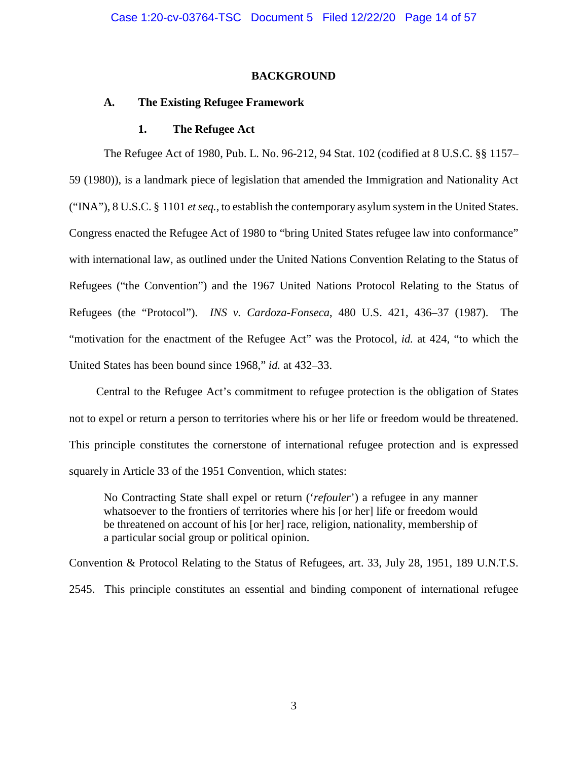## BACKGROUND

### A. The Existing Refugee Framework

#### 1. The Refugee Act

The Refugee Act of 1980, Pub. L. No. 96-212, 94 Stat. 102 (codified at 8 U.S.C. §§ 1157–59 (1980)), is a landmark piece of legislation that amended the Immigration and Nationality Act ("INA"), 8 U.S.C. § 1101 *et seq.*, to establish the contemporary asylum system in the United States. Congress enacted the Refugee Act of 1980 to "bring United States refugee law into conformance" with international law, as outlined under the United Nations Convention Relating to the Status of Refugees ("the Convention") and the 1967 United Nations Protocol Relating to the Status of Refugees (the "Protocol"). *INS v. Cardoza-Fonseca*, 480 U.S. 421, 436–37 (1987). The "motivation for the enactment of the Refugee Act" was the Protocol, *id.* at 424, "to which the United States has been bound since 1968," *id.* at 432–33.

Central to the Refugee Act's commitment to refugee protection is the obligation of States not to expel or return a person to territories where his or her life or freedom would be threatened. This principle constitutes the cornerstone of international refugee protection and is expressed squarely in Article 33 of the 1951 Convention, which states:

> No Contracting State shall expel or return ('*refouler*') a refugee in any manner whatsoever to the frontiers of territories where his [or her] life or freedom would be threatened on account of his [or her] race, religion, nationality, membership of a particular social group or political opinion.

Convention & Protocol Relating to the Status of Refugees, art. 33, July 28, 1951, 189 U.N.T.S. 2545. This principle constitutes an essential and binding component of international refugee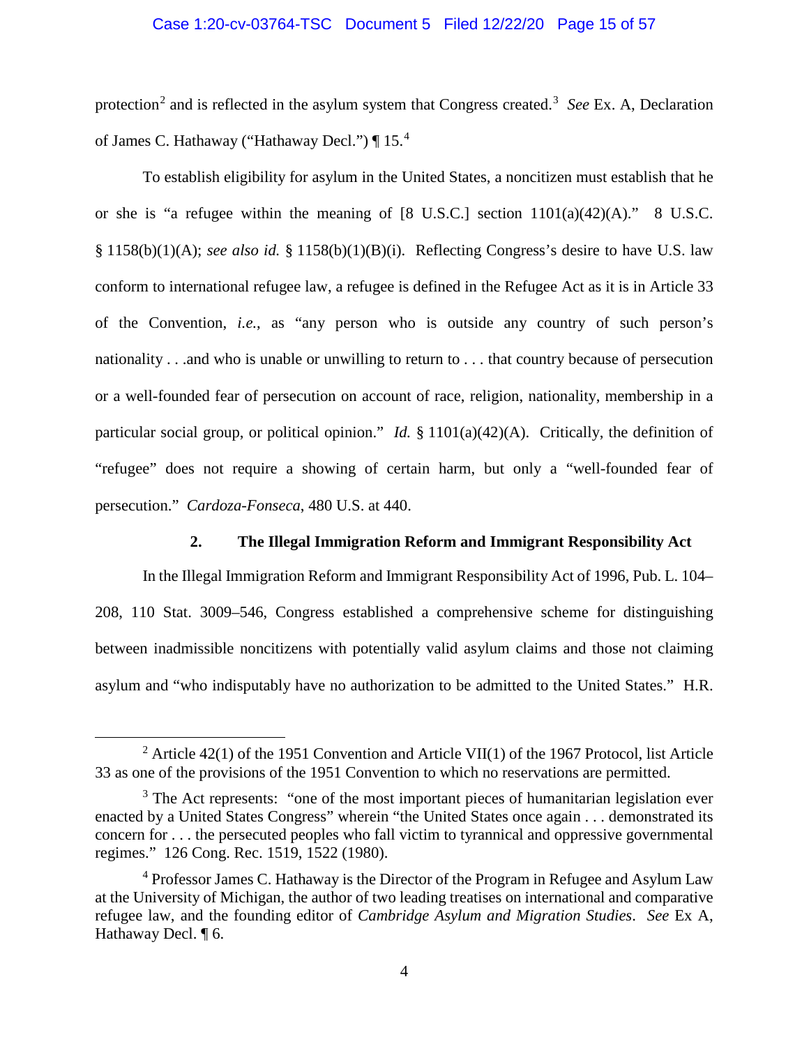protection[2] and is reflected in the asylum system that Congress created.[3] *See* Ex. A, Declaration of James C. Hathaway ("Hathaway Decl.") ¶ 15.[4]

To establish eligibility for asylum in the United States, a noncitizen must establish that he or she is "a refugee within the meaning of [8 U.S.C.] section 1101(a)(42)(A)." 8 U.S.C. § 1158(b)(1)(A); *see also id.* § 1158(b)(1)(B)(i). Reflecting Congress's desire to have U.S. law conform to international refugee law, a refugee is defined in the Refugee Act as it is in Article 33 of the Convention, *i.e.*, as "any person who is outside any country of such person's nationality . . .and who is unable or unwilling to return to . . . that country because of persecution or a well-founded fear of persecution on account of race, religion, nationality, membership in a particular social group, or political opinion." *Id.* § 1101(a)(42)(A). Critically, the definition of "refugee" does not require a showing of certain harm, but only a "well-founded fear of persecution." *Cardoza-Fonseca*, 480 U.S. at 440.

### 2. The Illegal Immigration Reform and Immigrant Responsibility Act

In the Illegal Immigration Reform and Immigrant Responsibility Act of 1996, Pub. L. 104–208, 110 Stat. 3009–546, Congress established a comprehensive scheme for distinguishing between inadmissible noncitizens with potentially valid asylum claims and those not claiming asylum and "who indisputably have no authorization to be admitted to the United States." H.R.

---

[2] Article 42(1) of the 1951 Convention and Article VII(1) of the 1967 Protocol, list Article 33 as one of the provisions of the 1951 Convention to which no reservations are permitted.

[3] The Act represents: "one of the most important pieces of humanitarian legislation ever enacted by a United States Congress" wherein "the United States once again . . . demonstrated its concern for . . . the persecuted peoples who fall victim to tyrannical and oppressive governmental regimes." 126 Cong. Rec. 1519, 1522 (1980).

[4] Professor James C. Hathaway is the Director of the Program in Refugee and Asylum Law at the University of Michigan, the author of two leading treatises on international and comparative refugee law, and the founding editor of *Cambridge Asylum and Migration Studies*. *See* Ex A, Hathaway Decl. ¶ 6.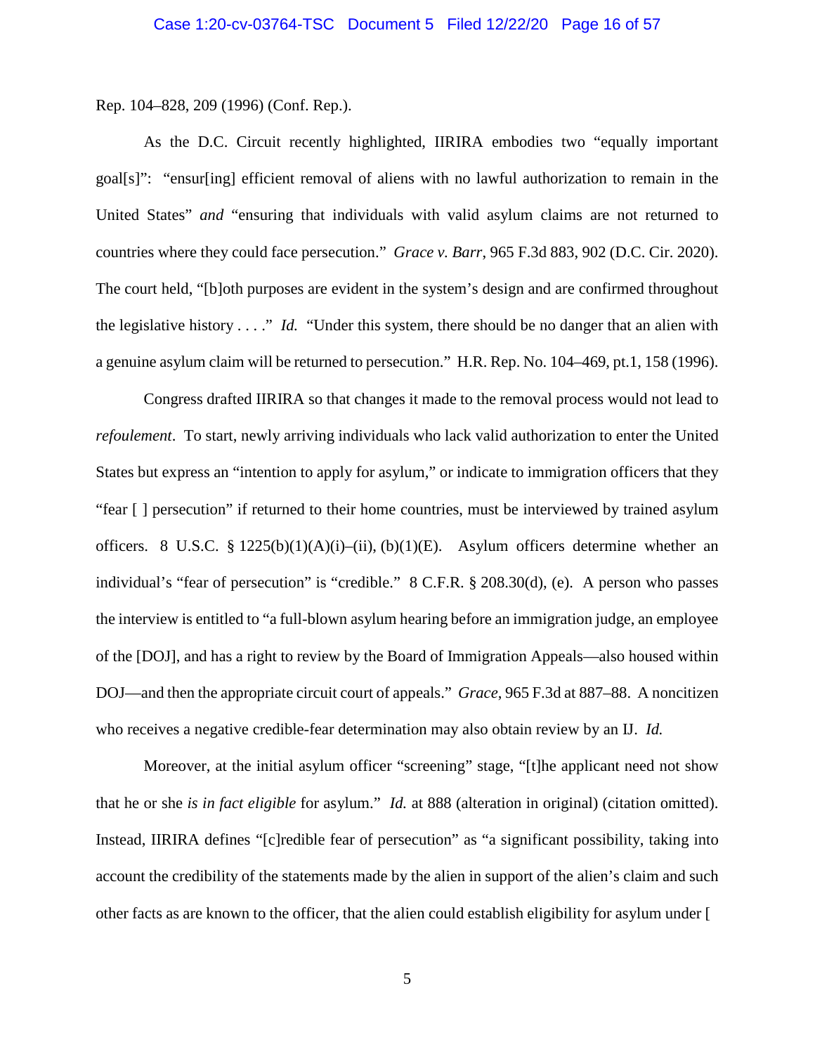Rep. 104–828, 209 (1996) (Conf. Rep.).

As the D.C. Circuit recently highlighted, IIRIRA embodies two "equally important goal[s]": "ensur[ing] efficient removal of aliens with no lawful authorization to remain in the United States" *and* "ensuring that individuals with valid asylum claims are not returned to countries where they could face persecution." *Grace v. Barr*, 965 F.3d 883, 902 (D.C. Cir. 2020). The court held, "[b]oth purposes are evident in the system's design and are confirmed throughout the legislative history . . . ." *Id.* "Under this system, there should be no danger that an alien with a genuine asylum claim will be returned to persecution." H.R. Rep. No. 104–469, pt.1, 158 (1996).

Congress drafted IIRIRA so that changes it made to the removal process would not lead to *refoulement*. To start, newly arriving individuals who lack valid authorization to enter the United States but express an "intention to apply for asylum," or indicate to immigration officers that they "fear [ ] persecution" if returned to their home countries, must be interviewed by trained asylum officers. 8 U.S.C. § 1225(b)(1)(A)(i)–(ii), (b)(1)(E). Asylum officers determine whether an individual's "fear of persecution" is "credible." 8 C.F.R. § 208.30(d), (e). A person who passes the interview is entitled to "a full-blown asylum hearing before an immigration judge, an employee of the [DOJ], and has a right to review by the Board of Immigration Appeals—also housed within DOJ—and then the appropriate circuit court of appeals." *Grace*, 965 F.3d at 887–88. A noncitizen who receives a negative credible-fear determination may also obtain review by an IJ. *Id.*

Moreover, at the initial asylum officer "screening" stage, "[t]he applicant need not show that he or she *is in fact eligible* for asylum." *Id.* at 888 (alteration in original) (citation omitted). Instead, IIRIRA defines "[c]redible fear of persecution" as "a significant possibility, taking into account the credibility of the statements made by the alien in support of the alien's claim and such other facts as are known to the officer, that the alien could establish eligibility for asylum under [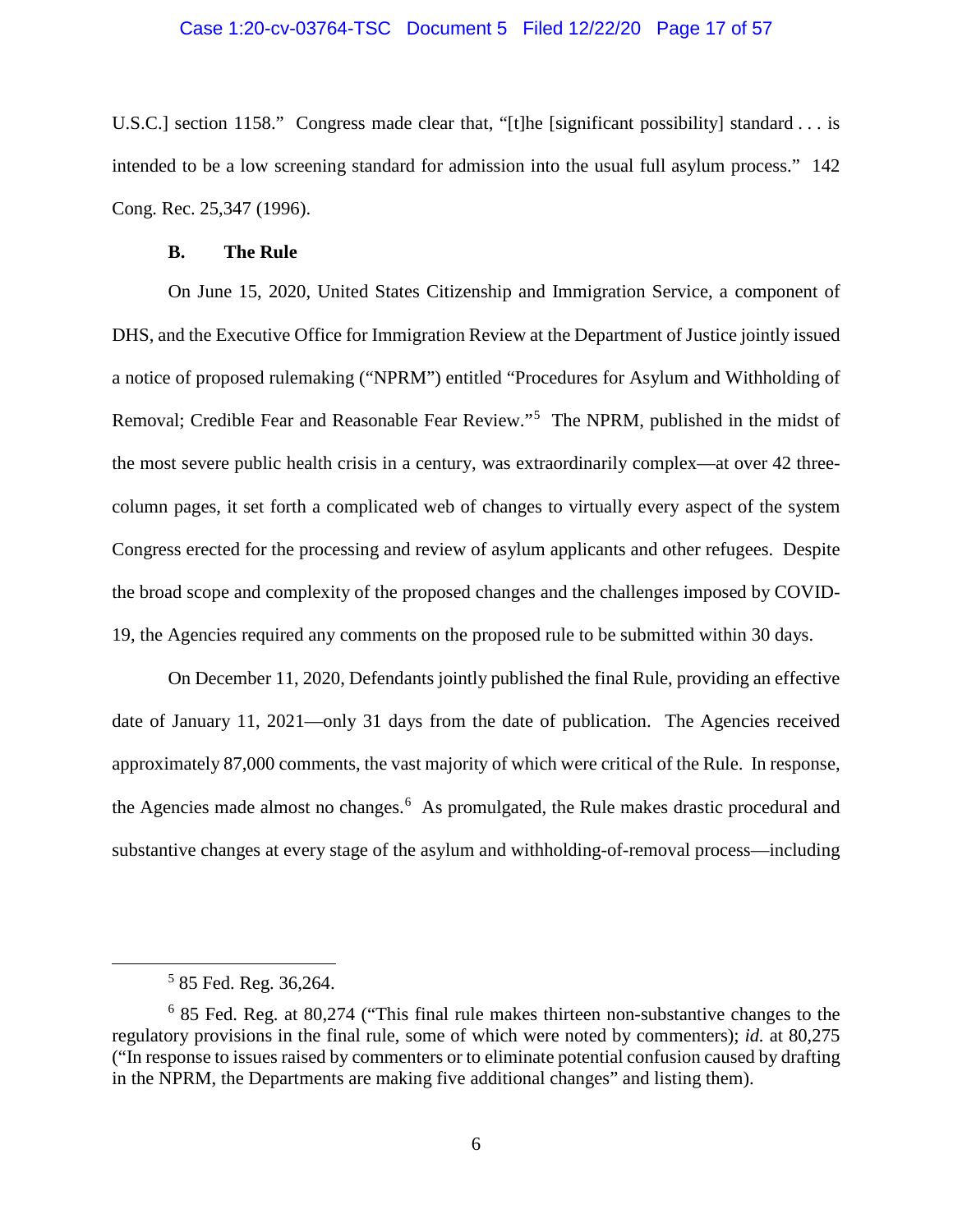U.S.C.] section 1158." Congress made clear that, "[t]he [significant possibility] standard . . . is intended to be a low screening standard for admission into the usual full asylum process." 142 Cong. Rec. 25,347 (1996).

### B. The Rule

On June 15, 2020, United States Citizenship and Immigration Service, a component of DHS, and the Executive Office for Immigration Review at the Department of Justice jointly issued a notice of proposed rulemaking ("NPRM") entitled "Procedures for Asylum and Withholding of Removal; Credible Fear and Reasonable Fear Review."[5] The NPRM, published in the midst of the most severe public health crisis in a century, was extraordinarily complex—at over 42 three-column pages, it set forth a complicated web of changes to virtually every aspect of the system Congress erected for the processing and review of asylum applicants and other refugees. Despite the broad scope and complexity of the proposed changes and the challenges imposed by COVID-19, the Agencies required any comments on the proposed rule to be submitted within 30 days.

On December 11, 2020, Defendants jointly published the final Rule, providing an effective date of January 11, 2021—only 31 days from the date of publication. The Agencies received approximately 87,000 comments, the vast majority of which were critical of the Rule. In response, the Agencies made almost no changes.[6] As promulgated, the Rule makes drastic procedural and substantive changes at every stage of the asylum and withholding-of-removal process—including

---

[5] 85 Fed. Reg. 36,264.

[6] 85 Fed. Reg. at 80,274 ("This final rule makes thirteen non-substantive changes to the regulatory provisions in the final rule, some of which were noted by commenters); *id.* at 80,275 ("In response to issues raised by commenters or to eliminate potential confusion caused by drafting in the NPRM, the Departments are making five additional changes" and listing them).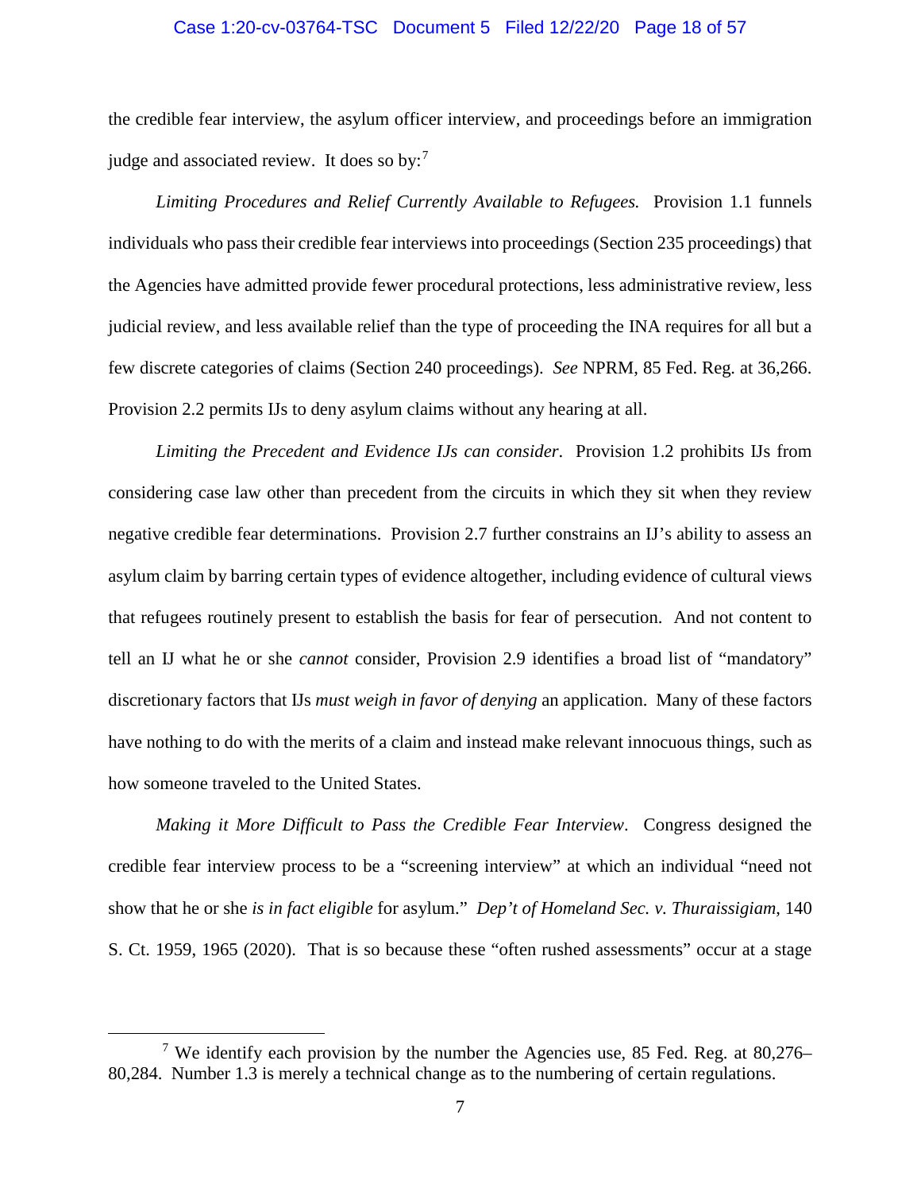the credible fear interview, the asylum officer interview, and proceedings before an immigration judge and associated review. It does so by:[7]

*Limiting Procedures and Relief Currently Available to Refugees.* Provision 1.1 funnels individuals who pass their credible fear interviews into proceedings (Section 235 proceedings) that the Agencies have admitted provide fewer procedural protections, less administrative review, less judicial review, and less available relief than the type of proceeding the INA requires for all but a few discrete categories of claims (Section 240 proceedings). *See* NPRM, 85 Fed. Reg. at 36,266. Provision 2.2 permits IJs to deny asylum claims without any hearing at all.

*Limiting the Precedent and Evidence IJs can consider*. Provision 1.2 prohibits IJs from considering case law other than precedent from the circuits in which they sit when they review negative credible fear determinations. Provision 2.7 further constrains an IJ's ability to assess an asylum claim by barring certain types of evidence altogether, including evidence of cultural views that refugees routinely present to establish the basis for fear of persecution. And not content to tell an IJ what he or she *cannot* consider, Provision 2.9 identifies a broad list of "mandatory" discretionary factors that IJs *must weigh in favor of denying* an application. Many of these factors have nothing to do with the merits of a claim and instead make relevant innocuous things, such as how someone traveled to the United States.

*Making it More Difficult to Pass the Credible Fear Interview*. Congress designed the credible fear interview process to be a "screening interview" at which an individual "need not show that he or she *is in fact eligible* for asylum." *Dep't of Homeland Sec. v. Thuraissigiam*, 140 S. Ct. 1959, 1965 (2020). That is so because these "often rushed assessments" occur at a stage

[7] We identify each provision by the number the Agencies use, 85 Fed. Reg. at 80,276–80,284. Number 1.3 is merely a technical change as to the numbering of certain regulations.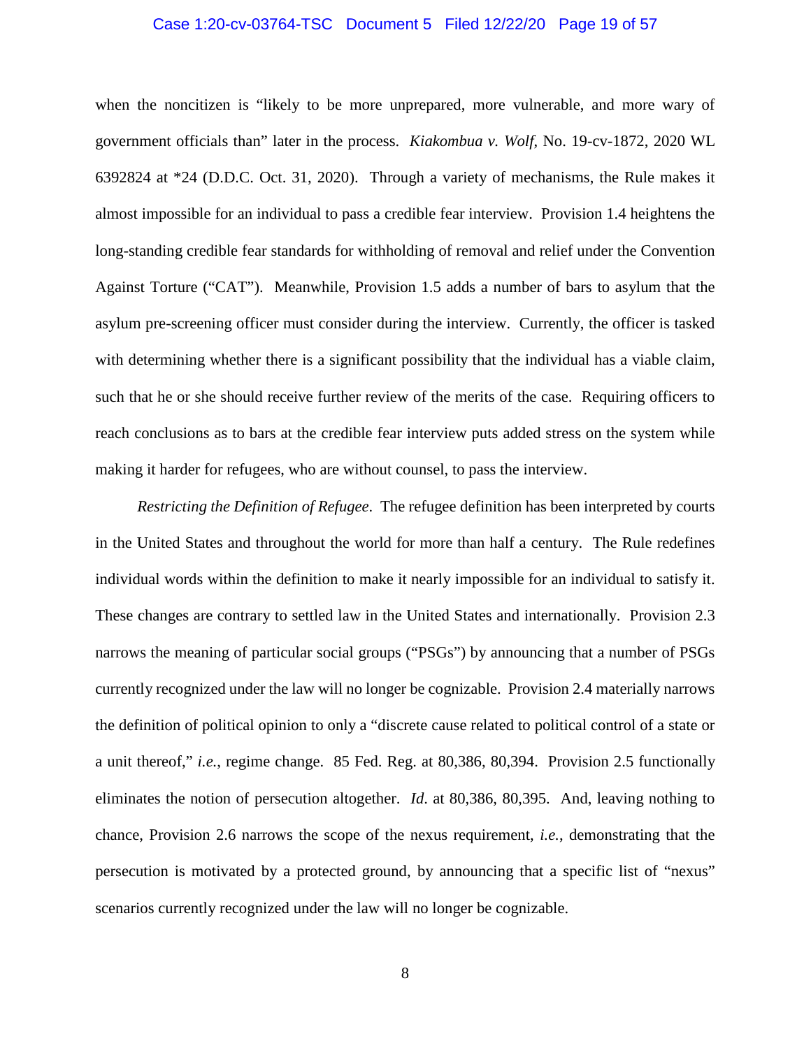when the noncitizen is "likely to be more unprepared, more vulnerable, and more wary of government officials than" later in the process. *Kiakombua v. Wolf*, No. 19-cv-1872, 2020 WL 6392824 at *24 (D.D.C. Oct. 31, 2020). Through a variety of mechanisms, the Rule makes it almost impossible for an individual to pass a credible fear interview. Provision 1.4 heightens the long-standing credible fear standards for withholding of removal and relief under the Convention Against Torture ("CAT"). Meanwhile, Provision 1.5 adds a number of bars to asylum that the asylum pre-screening officer must consider during the interview. Currently, the officer is tasked with determining whether there is a significant possibility that the individual has a viable claim, such that he or she should receive further review of the merits of the case. Requiring officers to reach conclusions as to bars at the credible fear interview puts added stress on the system while making it harder for refugees, who are without counsel, to pass the interview.

*Restricting the Definition of Refugee*. The refugee definition has been interpreted by courts in the United States and throughout the world for more than half a century. The Rule redefines individual words within the definition to make it nearly impossible for an individual to satisfy it. These changes are contrary to settled law in the United States and internationally. Provision 2.3 narrows the meaning of particular social groups ("PSGs") by announcing that a number of PSGs currently recognized under the law will no longer be cognizable. Provision 2.4 materially narrows the definition of political opinion to only a "discrete cause related to political control of a state or a unit thereof," *i.e.*, regime change. 85 Fed. Reg. at 80,386, 80,394. Provision 2.5 functionally eliminates the notion of persecution altogether. *Id*. at 80,386, 80,395. And, leaving nothing to chance, Provision 2.6 narrows the scope of the nexus requirement, *i.e.*, demonstrating that the persecution is motivated by a protected ground, by announcing that a specific list of "nexus" scenarios currently recognized under the law will no longer be cognizable.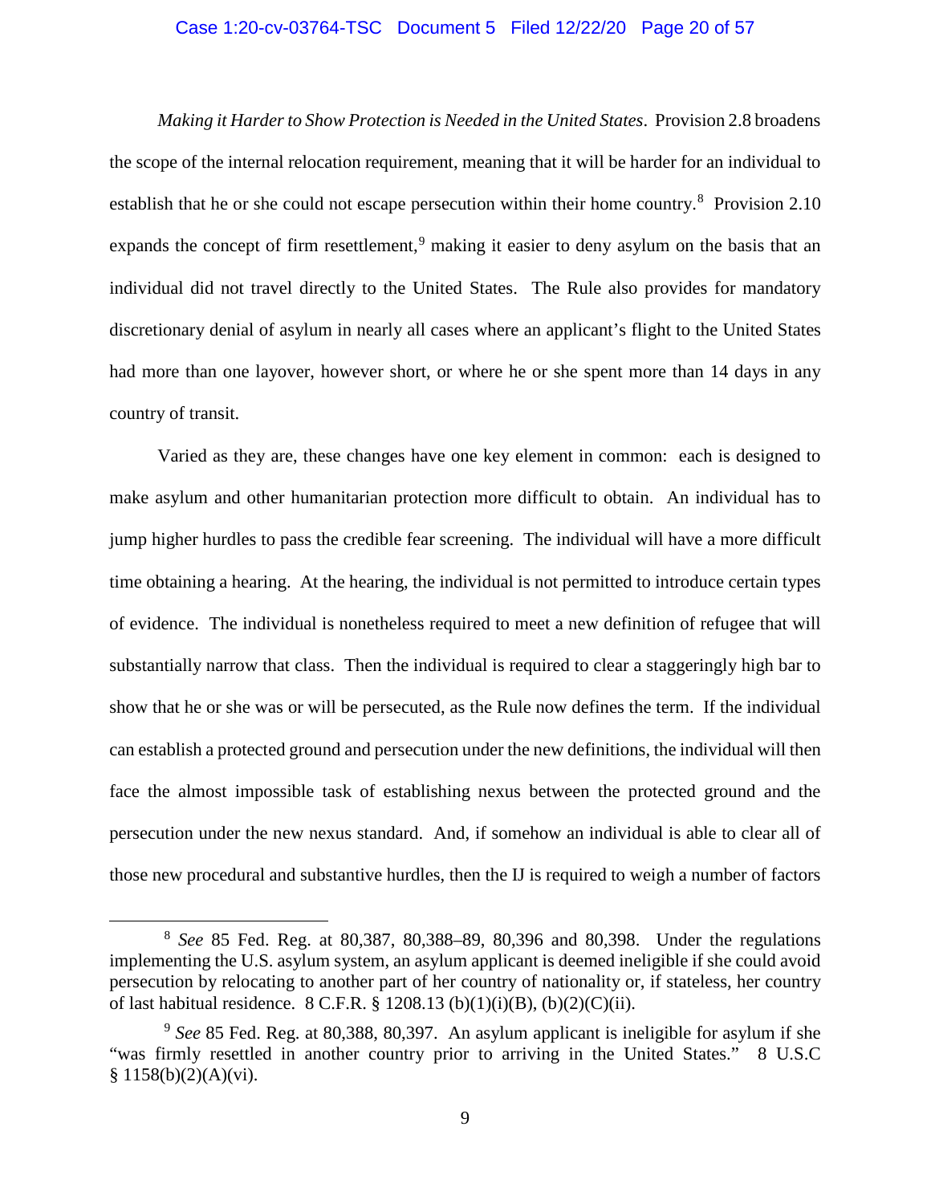*Making it Harder to Show Protection is Needed in the United States*. Provision 2.8 broadens the scope of the internal relocation requirement, meaning that it will be harder for an individual to establish that he or she could not escape persecution within their home country.[8] Provision 2.10 expands the concept of firm resettlement,[9] making it easier to deny asylum on the basis that an individual did not travel directly to the United States. The Rule also provides for mandatory discretionary denial of asylum in nearly all cases where an applicant's flight to the United States had more than one layover, however short, or where he or she spent more than 14 days in any country of transit.

Varied as they are, these changes have one key element in common: each is designed to make asylum and other humanitarian protection more difficult to obtain. An individual has to jump higher hurdles to pass the credible fear screening. The individual will have a more difficult time obtaining a hearing. At the hearing, the individual is not permitted to introduce certain types of evidence. The individual is nonetheless required to meet a new definition of refugee that will substantially narrow that class. Then the individual is required to clear a staggeringly high bar to show that he or she was or will be persecuted, as the Rule now defines the term. If the individual can establish a protected ground and persecution under the new definitions, the individual will then face the almost impossible task of establishing nexus between the protected ground and the persecution under the new nexus standard. And, if somehow an individual is able to clear all of those new procedural and substantive hurdles, then the IJ is required to weigh a number of factors

[8] *See* 85 Fed. Reg. at 80,387, 80,388–89, 80,396 and 80,398. Under the regulations implementing the U.S. asylum system, an asylum applicant is deemed ineligible if she could avoid persecution by relocating to another part of her country of nationality or, if stateless, her country of last habitual residence. 8 C.F.R. § 1208.13 (b)(1)(i)(B), (b)(2)(C)(ii).

[9] *See* 85 Fed. Reg. at 80,388, 80,397. An asylum applicant is ineligible for asylum if she "was firmly resettled in another country prior to arriving in the United States." 8 U.S.C § 1158(b)(2)(A)(vi).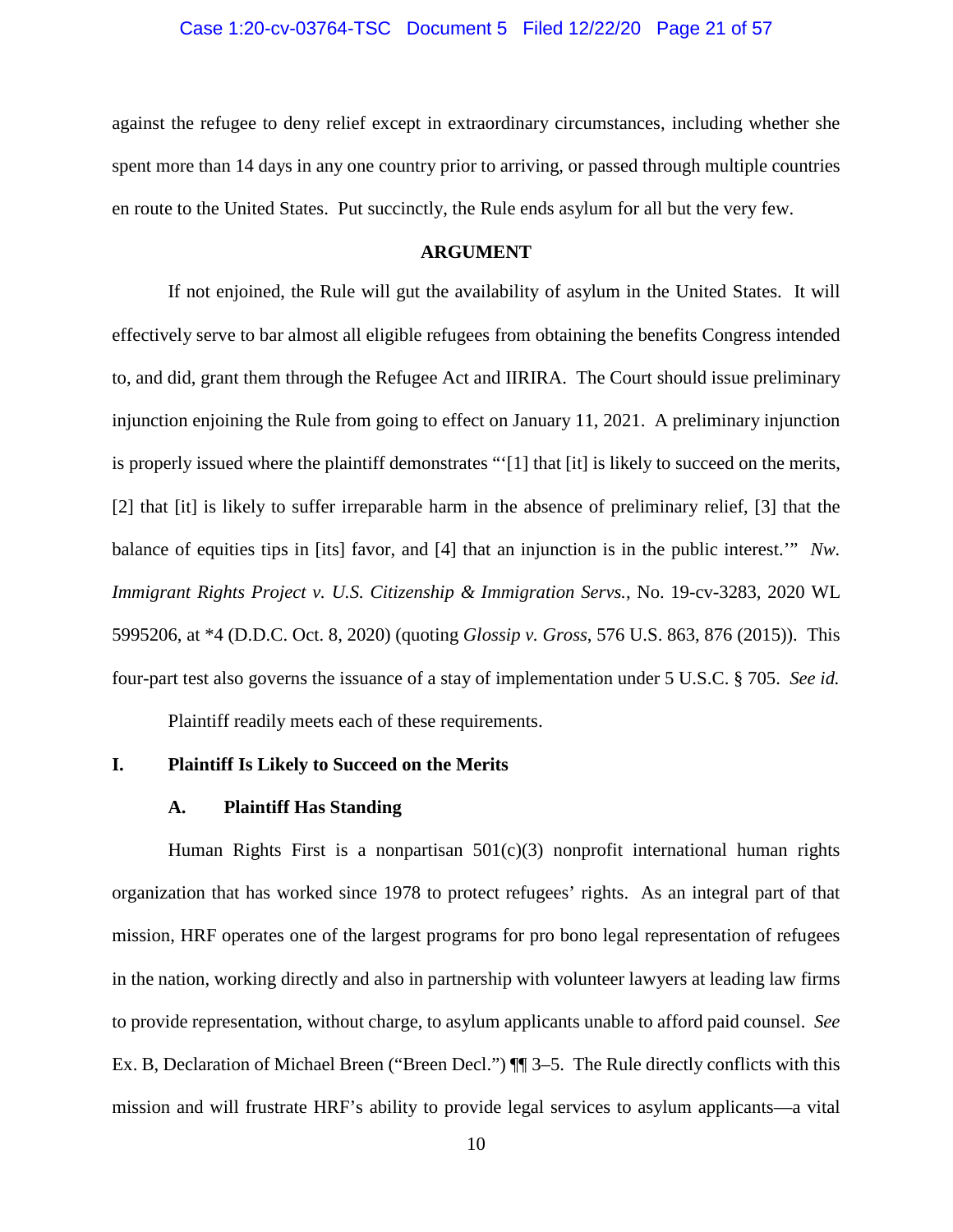against the refugee to deny relief except in extraordinary circumstances, including whether she spent more than 14 days in any one country prior to arriving, or passed through multiple countries en route to the United States. Put succinctly, the Rule ends asylum for all but the very few.

## ARGUMENT

If not enjoined, the Rule will gut the availability of asylum in the United States. It will effectively serve to bar almost all eligible refugees from obtaining the benefits Congress intended to, and did, grant them through the Refugee Act and IIRIRA. The Court should issue preliminary injunction enjoining the Rule from going to effect on January 11, 2021. A preliminary injunction is properly issued where the plaintiff demonstrates "'[1] that [it] is likely to succeed on the merits, [2] that [it] is likely to suffer irreparable harm in the absence of preliminary relief, [3] that the balance of equities tips in [its] favor, and [4] that an injunction is in the public interest.'" *Nw. Immigrant Rights Project v. U.S. Citizenship & Immigration Servs.*, No. 19-cv-3283, 2020 WL 5995206, at *4 (D.D.C. Oct. 8, 2020) (quoting *Glossip v. Gross*, 576 U.S. 863, 876 (2015)). This four-part test also governs the issuance of a stay of implementation under 5 U.S.C. § 705. *See id.*

Plaintiff readily meets each of these requirements.

### I. Plaintiff Is Likely to Succeed on the Merits

#### A. Plaintiff Has Standing

Human Rights First is a nonpartisan 501(c)(3) nonprofit international human rights organization that has worked since 1978 to protect refugees' rights. As an integral part of that mission, HRF operates one of the largest programs for pro bono legal representation of refugees in the nation, working directly and also in partnership with volunteer lawyers at leading law firms to provide representation, without charge, to asylum applicants unable to afford paid counsel. *See* Ex. B, Declaration of Michael Breen ("Breen Decl.") ¶¶ 3–5. The Rule directly conflicts with this mission and will frustrate HRF's ability to provide legal services to asylum applicants—a vital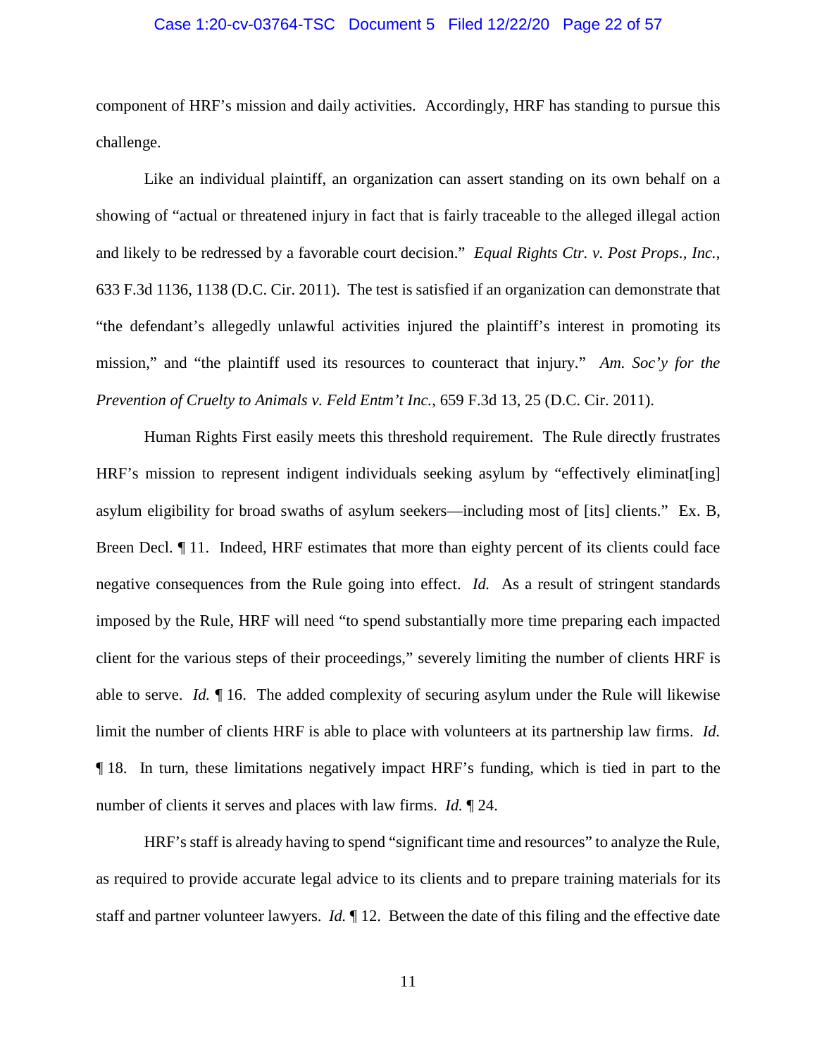component of HRF's mission and daily activities. Accordingly, HRF has standing to pursue this challenge.

Like an individual plaintiff, an organization can assert standing on its own behalf on a showing of "actual or threatened injury in fact that is fairly traceable to the alleged illegal action and likely to be redressed by a favorable court decision." *Equal Rights Ctr. v. Post Props., Inc.*, 633 F.3d 1136, 1138 (D.C. Cir. 2011). The test is satisfied if an organization can demonstrate that "the defendant's allegedly unlawful activities injured the plaintiff's interest in promoting its mission," and "the plaintiff used its resources to counteract that injury." *Am. Soc'y for the Prevention of Cruelty to Animals v. Feld Entm't Inc.*, 659 F.3d 13, 25 (D.C. Cir. 2011).

Human Rights First easily meets this threshold requirement. The Rule directly frustrates HRF's mission to represent indigent individuals seeking asylum by "effectively eliminat[ing] asylum eligibility for broad swaths of asylum seekers—including most of [its] clients." Ex. B, Breen Decl. ¶ 11. Indeed, HRF estimates that more than eighty percent of its clients could face negative consequences from the Rule going into effect. *Id.* As a result of stringent standards imposed by the Rule, HRF will need "to spend substantially more time preparing each impacted client for the various steps of their proceedings," severely limiting the number of clients HRF is able to serve. *Id.* ¶ 16. The added complexity of securing asylum under the Rule will likewise limit the number of clients HRF is able to place with volunteers at its partnership law firms. *Id.* ¶ 18. In turn, these limitations negatively impact HRF's funding, which is tied in part to the number of clients it serves and places with law firms. *Id.* ¶ 24.

HRF's staff is already having to spend "significant time and resources" to analyze the Rule, as required to provide accurate legal advice to its clients and to prepare training materials for its staff and partner volunteer lawyers. *Id.* ¶ 12. Between the date of this filing and the effective date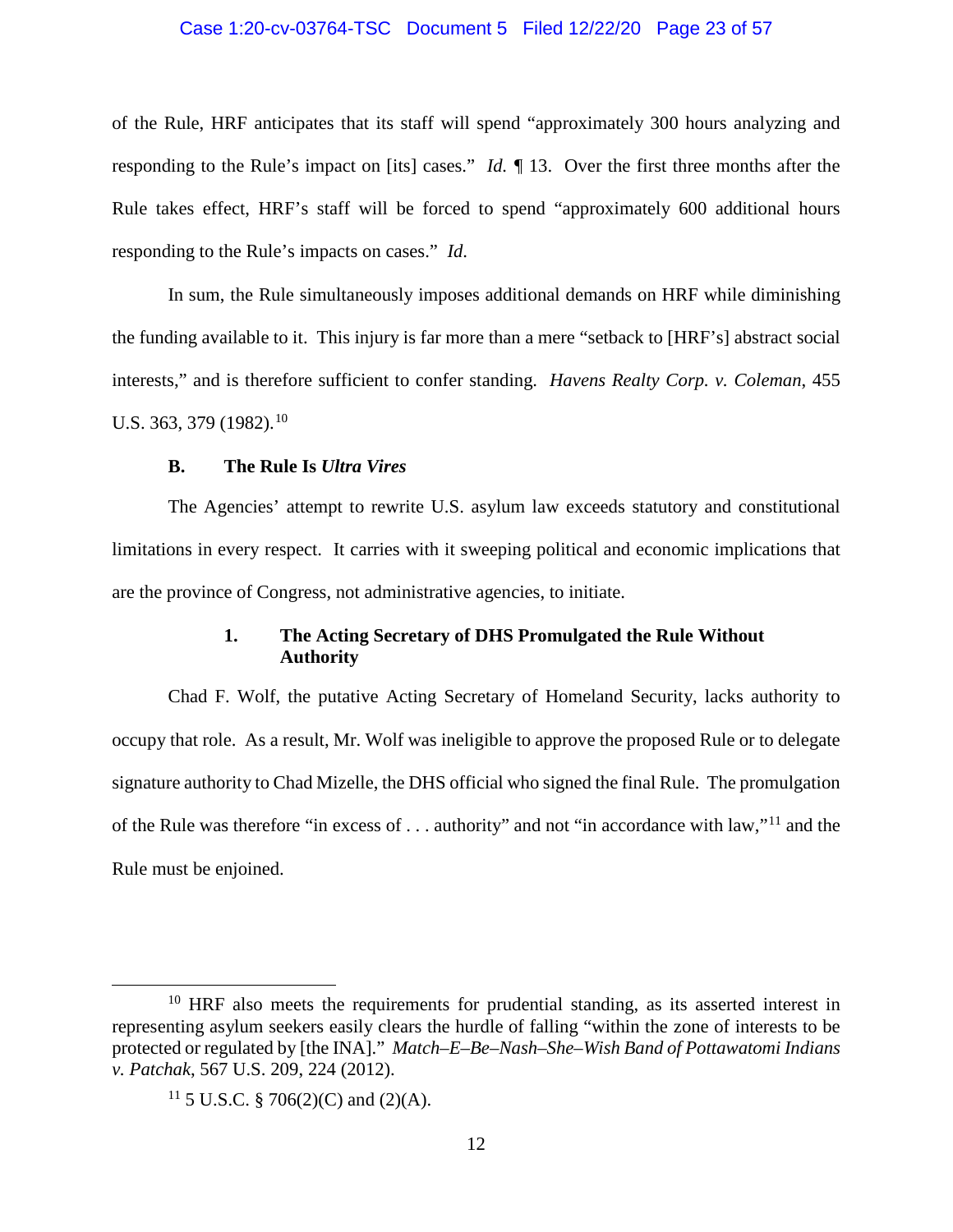of the Rule, HRF anticipates that its staff will spend "approximately 300 hours analyzing and responding to the Rule's impact on [its] cases." *Id.* ¶ 13. Over the first three months after the Rule takes effect, HRF's staff will be forced to spend "approximately 600 additional hours responding to the Rule's impacts on cases." *Id.*

In sum, the Rule simultaneously imposes additional demands on HRF while diminishing the funding available to it. This injury is far more than a mere "setback to [HRF's] abstract social interests," and is therefore sufficient to confer standing. *Havens Realty Corp. v. Coleman*, 455 U.S. 363, 379 (1982).[10]

### B. The Rule Is *Ultra Vires*

The Agencies' attempt to rewrite U.S. asylum law exceeds statutory and constitutional limitations in every respect. It carries with it sweeping political and economic implications that are the province of Congress, not administrative agencies, to initiate.

#### 1. The Acting Secretary of DHS Promulgated the Rule Without Authority

Chad F. Wolf, the putative Acting Secretary of Homeland Security, lacks authority to occupy that role. As a result, Mr. Wolf was ineligible to approve the proposed Rule or to delegate signature authority to Chad Mizelle, the DHS official who signed the final Rule. The promulgation of the Rule was therefore "in excess of . . . authority" and not "in accordance with law,"[11] and the Rule must be enjoined.

---

[10] HRF also meets the requirements for prudential standing, as its asserted interest in representing asylum seekers easily clears the hurdle of falling "within the zone of interests to be protected or regulated by [the INA]." *Match–E–Be–Nash–She–Wish Band of Pottawatomi Indians v. Patchak*, 567 U.S. 209, 224 (2012).

[11] 5 U.S.C. § 706(2)(C) and (2)(A).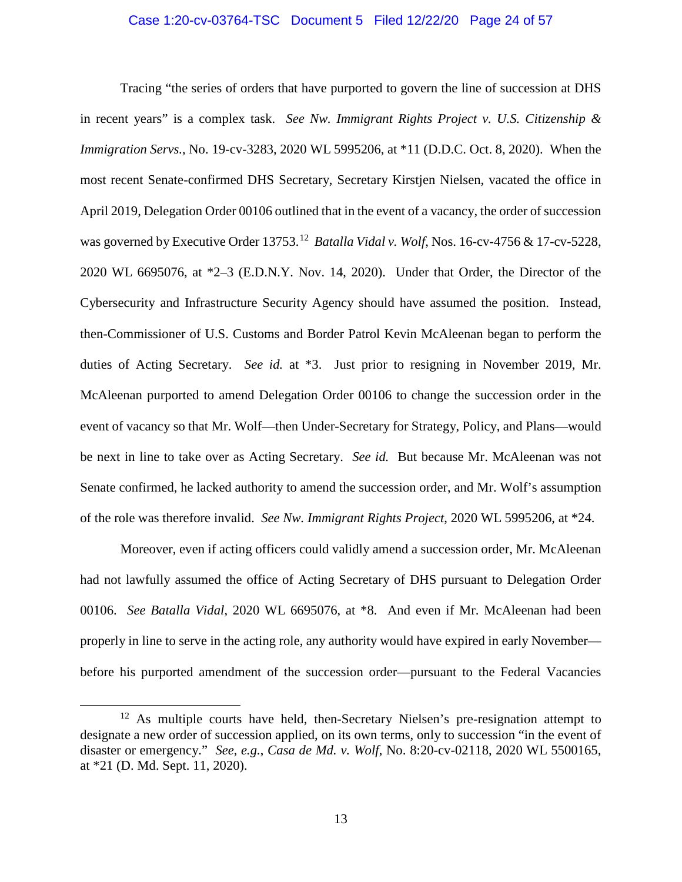Tracing "the series of orders that have purported to govern the line of succession at DHS in recent years" is a complex task. *See Nw. Immigrant Rights Project v. U.S. Citizenship & Immigration Servs.*, No. 19-cv-3283, 2020 WL 5995206, at *11 (D.D.C. Oct. 8, 2020). When the most recent Senate-confirmed DHS Secretary, Secretary Kirstjen Nielsen, vacated the office in April 2019, Delegation Order 00106 outlined that in the event of a vacancy, the order of succession was governed by Executive Order 13753.[12] *Batalla Vidal v. Wolf*, Nos. 16-cv-4756 & 17-cv-5228, 2020 WL 6695076, at *2–3 (E.D.N.Y. Nov. 14, 2020). Under that Order, the Director of the Cybersecurity and Infrastructure Security Agency should have assumed the position. Instead, then-Commissioner of U.S. Customs and Border Patrol Kevin McAleenan began to perform the duties of Acting Secretary. *See id.* at *3. Just prior to resigning in November 2019, Mr. McAleenan purported to amend Delegation Order 00106 to change the succession order in the event of vacancy so that Mr. Wolf—then Under-Secretary for Strategy, Policy, and Plans—would be next in line to take over as Acting Secretary. *See id.* But because Mr. McAleenan was not Senate confirmed, he lacked authority to amend the succession order, and Mr. Wolf's assumption of the role was therefore invalid. *See Nw. Immigrant Rights Project*, 2020 WL 5995206, at *24.

Moreover, even if acting officers could validly amend a succession order, Mr. McAleenan had not lawfully assumed the office of Acting Secretary of DHS pursuant to Delegation Order 00106. *See Batalla Vidal*, 2020 WL 6695076, at *8. And even if Mr. McAleenan had been properly in line to serve in the acting role, any authority would have expired in early November—before his purported amendment of the succession order—pursuant to the Federal Vacancies

---

[12] As multiple courts have held, then-Secretary Nielsen's pre-resignation attempt to designate a new order of succession applied, on its own terms, only to succession "in the event of disaster or emergency." *See, e.g.*, *Casa de Md. v. Wolf*, No. 8:20-cv-02118, 2020 WL 5500165, at *21 (D. Md. Sept. 11, 2020).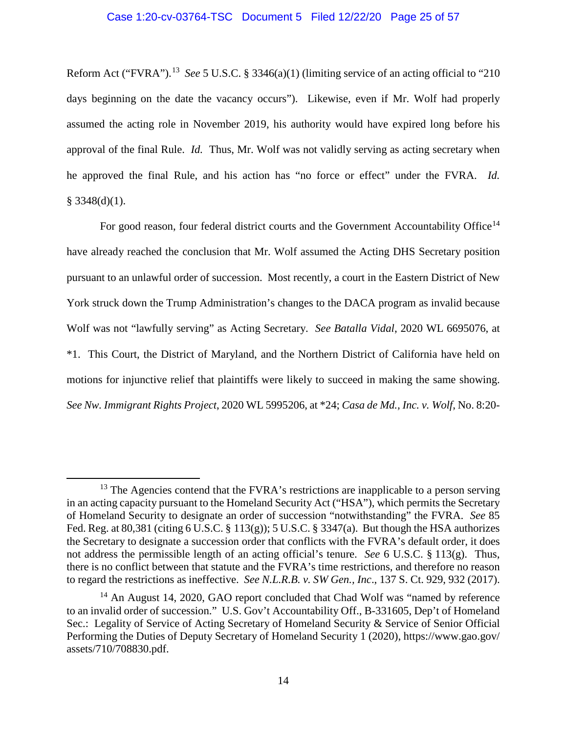Reform Act ("FVRA").[13] *See* 5 U.S.C. § 3346(a)(1) (limiting service of an acting official to "210 days beginning on the date the vacancy occurs"). Likewise, even if Mr. Wolf had properly assumed the acting role in November 2019, his authority would have expired long before his approval of the final Rule. *Id.* Thus, Mr. Wolf was not validly serving as acting secretary when he approved the final Rule, and his action has "no force or effect" under the FVRA. *Id.* § 3348(d)(1).

For good reason, four federal district courts and the Government Accountability Office[14] have already reached the conclusion that Mr. Wolf assumed the Acting DHS Secretary position pursuant to an unlawful order of succession. Most recently, a court in the Eastern District of New York struck down the Trump Administration's changes to the DACA program as invalid because Wolf was not "lawfully serving" as Acting Secretary. *See Batalla Vidal*, 2020 WL 6695076, at *1. This Court, the District of Maryland, and the Northern District of California have held on motions for injunctive relief that plaintiffs were likely to succeed in making the same showing. *See Nw. Immigrant Rights Project*, 2020 WL 5995206, at *24; *Casa de Md., Inc. v. Wolf*, No. 8:20-

---

[13] The Agencies contend that the FVRA's restrictions are inapplicable to a person serving in an acting capacity pursuant to the Homeland Security Act ("HSA"), which permits the Secretary of Homeland Security to designate an order of succession "notwithstanding" the FVRA. *See* 85 Fed. Reg. at 80,381 (citing 6 U.S.C. § 113(g)); 5 U.S.C. § 3347(a). But though the HSA authorizes the Secretary to designate a succession order that conflicts with the FVRA's default order, it does not address the permissible length of an acting official's tenure. *See* 6 U.S.C. § 113(g). Thus, there is no conflict between that statute and the FVRA's time restrictions, and therefore no reason to regard the restrictions as ineffective. *See N.L.R.B. v. SW Gen., Inc*., 137 S. Ct. 929, 932 (2017).

[14] An August 14, 2020, GAO report concluded that Chad Wolf was "named by reference to an invalid order of succession." U.S. Gov't Accountability Off., B-331605, Dep't of Homeland Sec.: Legality of Service of Acting Secretary of Homeland Security & Service of Senior Official Performing the Duties of Deputy Secretary of Homeland Security 1 (2020), https://www.gao.gov/assets/710/708830.pdf.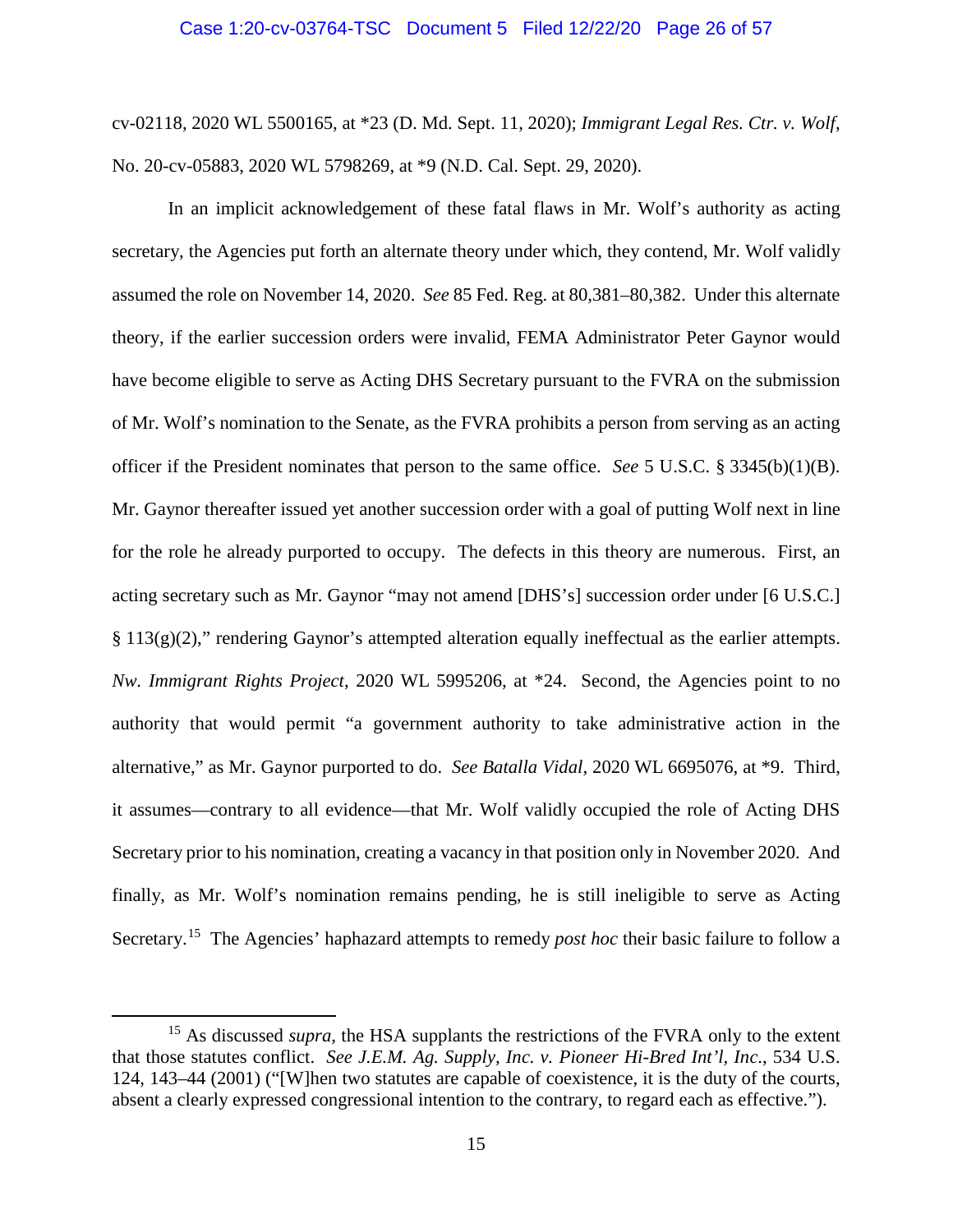cv-02118, 2020 WL 5500165, at *23 (D. Md. Sept. 11, 2020); *Immigrant Legal Res. Ctr. v. Wolf*, No. 20-cv-05883, 2020 WL 5798269, at *9 (N.D. Cal. Sept. 29, 2020).

In an implicit acknowledgement of these fatal flaws in Mr. Wolf's authority as acting secretary, the Agencies put forth an alternate theory under which, they contend, Mr. Wolf validly assumed the role on November 14, 2020. *See* 85 Fed. Reg. at 80,381–80,382. Under this alternate theory, if the earlier succession orders were invalid, FEMA Administrator Peter Gaynor would have become eligible to serve as Acting DHS Secretary pursuant to the FVRA on the submission of Mr. Wolf's nomination to the Senate, as the FVRA prohibits a person from serving as an acting officer if the President nominates that person to the same office. *See* 5 U.S.C. § 3345(b)(1)(B). Mr. Gaynor thereafter issued yet another succession order with a goal of putting Wolf next in line for the role he already purported to occupy. The defects in this theory are numerous. First, an acting secretary such as Mr. Gaynor "may not amend [DHS's] succession order under [6 U.S.C.] § 113(g)(2)," rendering Gaynor's attempted alteration equally ineffectual as the earlier attempts. *Nw. Immigrant Rights Project*, 2020 WL 5995206, at *24. Second, the Agencies point to no authority that would permit "a government authority to take administrative action in the alternative," as Mr. Gaynor purported to do. *See Batalla Vidal*, 2020 WL 6695076, at *9. Third, it assumes—contrary to all evidence—that Mr. Wolf validly occupied the role of Acting DHS Secretary prior to his nomination, creating a vacancy in that position only in November 2020. And finally, as Mr. Wolf's nomination remains pending, he is still ineligible to serve as Acting Secretary.[15] The Agencies' haphazard attempts to remedy *post hoc* their basic failure to follow a

[15] As discussed *supra*, the HSA supplants the restrictions of the FVRA only to the extent that those statutes conflict. *See J.E.M. Ag. Supply, Inc. v. Pioneer Hi-Bred Int'l, Inc.*, 534 U.S. 124, 143–44 (2001) ("[W]hen two statutes are capable of coexistence, it is the duty of the courts, absent a clearly expressed congressional intention to the contrary, to regard each as effective.").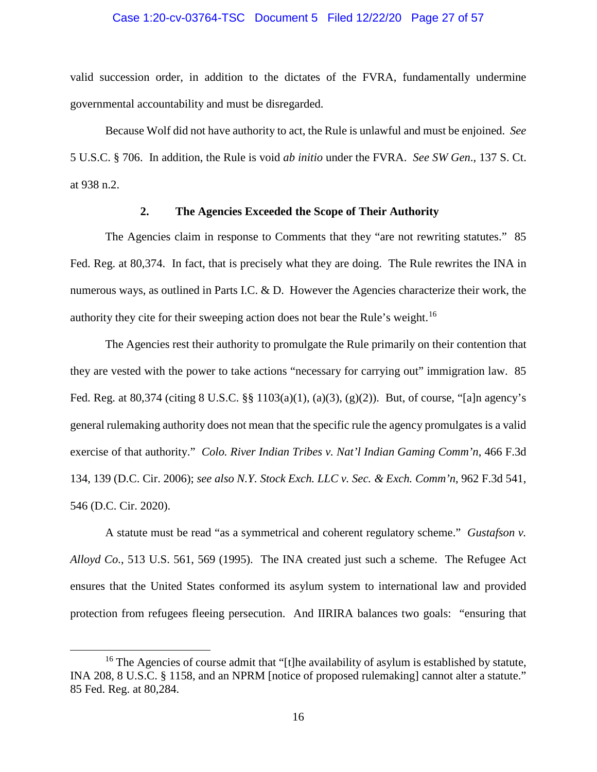valid succession order, in addition to the dictates of the FVRA, fundamentally undermine governmental accountability and must be disregarded.

Because Wolf did not have authority to act, the Rule is unlawful and must be enjoined. *See* 5 U.S.C. § 706. In addition, the Rule is void *ab initio* under the FVRA. *See SW Gen.*, 137 S. Ct. at 938 n.2.

### 2. The Agencies Exceeded the Scope of Their Authority

The Agencies claim in response to Comments that they "are not rewriting statutes." 85 Fed. Reg. at 80,374. In fact, that is precisely what they are doing. The Rule rewrites the INA in numerous ways, as outlined in Parts I.C. & D. However the Agencies characterize their work, the authority they cite for their sweeping action does not bear the Rule's weight.[16]

The Agencies rest their authority to promulgate the Rule primarily on their contention that they are vested with the power to take actions "necessary for carrying out" immigration law. 85 Fed. Reg. at 80,374 (citing 8 U.S.C. §§ 1103(a)(1), (a)(3), (g)(2)). But, of course, "[a]n agency's general rulemaking authority does not mean that the specific rule the agency promulgates is a valid exercise of that authority." *Colo. River Indian Tribes v. Nat'l Indian Gaming Comm'n*, 466 F.3d 134, 139 (D.C. Cir. 2006); *see also N.Y. Stock Exch. LLC v. Sec. & Exch. Comm'n*, 962 F.3d 541, 546 (D.C. Cir. 2020).

A statute must be read "as a symmetrical and coherent regulatory scheme." *Gustafson v. Alloyd Co.*, 513 U.S. 561, 569 (1995). The INA created just such a scheme. The Refugee Act ensures that the United States conformed its asylum system to international law and provided protection from refugees fleeing persecution. And IIRIRA balances two goals: "ensuring that

---

[16] The Agencies of course admit that "[t]he availability of asylum is established by statute, INA 208, 8 U.S.C. § 1158, and an NPRM [notice of proposed rulemaking] cannot alter a statute." 85 Fed. Reg. at 80,284.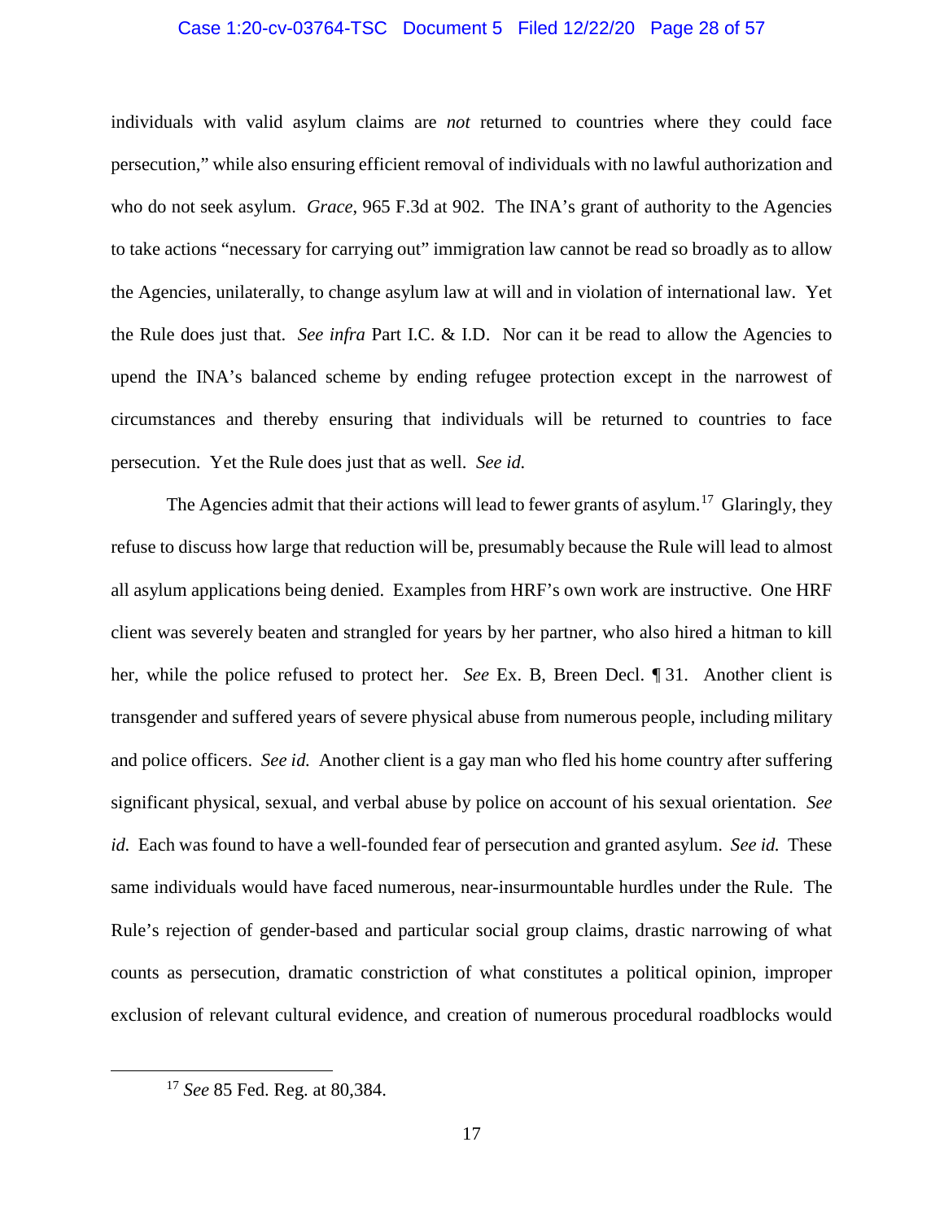individuals with valid asylum claims are *not* returned to countries where they could face persecution," while also ensuring efficient removal of individuals with no lawful authorization and who do not seek asylum. *Grace*, 965 F.3d at 902. The INA's grant of authority to the Agencies to take actions "necessary for carrying out" immigration law cannot be read so broadly as to allow the Agencies, unilaterally, to change asylum law at will and in violation of international law. Yet the Rule does just that. *See infra* Part I.C. & I.D. Nor can it be read to allow the Agencies to upend the INA's balanced scheme by ending refugee protection except in the narrowest of circumstances and thereby ensuring that individuals will be returned to countries to face persecution. Yet the Rule does just that as well. *See id.*

The Agencies admit that their actions will lead to fewer grants of asylum.[17] Glaringly, they refuse to discuss how large that reduction will be, presumably because the Rule will lead to almost all asylum applications being denied. Examples from HRF's own work are instructive. One HRF client was severely beaten and strangled for years by her partner, who also hired a hitman to kill her, while the police refused to protect her. *See* Ex. B, Breen Decl. ¶ 31. Another client is transgender and suffered years of severe physical abuse from numerous people, including military and police officers. *See id.* Another client is a gay man who fled his home country after suffering significant physical, sexual, and verbal abuse by police on account of his sexual orientation. *See id.* Each was found to have a well-founded fear of persecution and granted asylum. *See id.* These same individuals would have faced numerous, near-insurmountable hurdles under the Rule. The Rule's rejection of gender-based and particular social group claims, drastic narrowing of what counts as persecution, dramatic constriction of what constitutes a political opinion, improper exclusion of relevant cultural evidence, and creation of numerous procedural roadblocks would

---

[17] *See* 85 Fed. Reg. at 80,384.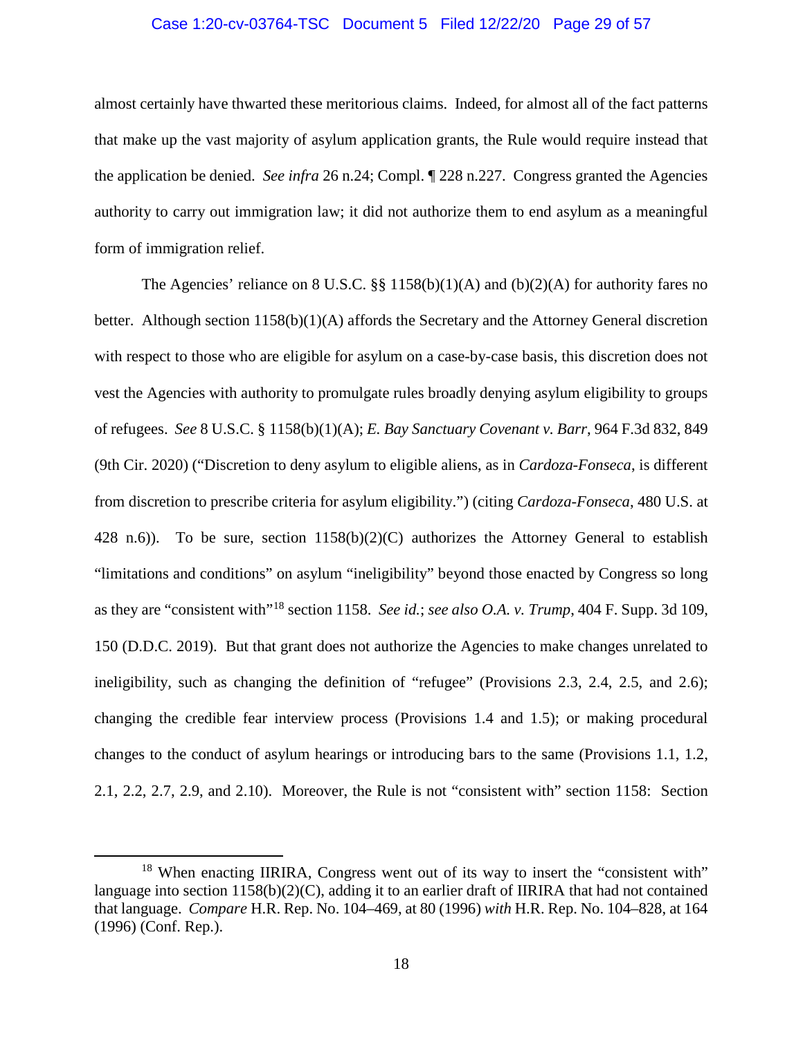almost certainly have thwarted these meritorious claims. Indeed, for almost all of the fact patterns that make up the vast majority of asylum application grants, the Rule would require instead that the application be denied. *See infra* 26 n.24; Compl. ¶ 228 n.227. Congress granted the Agencies authority to carry out immigration law; it did not authorize them to end asylum as a meaningful form of immigration relief.

The Agencies' reliance on 8 U.S.C. §§ 1158(b)(1)(A) and (b)(2)(A) for authority fares no better. Although section 1158(b)(1)(A) affords the Secretary and the Attorney General discretion with respect to those who are eligible for asylum on a case-by-case basis, this discretion does not vest the Agencies with authority to promulgate rules broadly denying asylum eligibility to groups of refugees. *See* 8 U.S.C. § 1158(b)(1)(A); *E. Bay Sanctuary Covenant v. Barr*, 964 F.3d 832, 849 (9th Cir. 2020) ("Discretion to deny asylum to eligible aliens, as in *Cardoza-Fonseca*, is different from discretion to prescribe criteria for asylum eligibility.") (citing *Cardoza-Fonseca*, 480 U.S. at 428 n.6)). To be sure, section 1158(b)(2)(C) authorizes the Attorney General to establish "limitations and conditions" on asylum "ineligibility" beyond those enacted by Congress so long as they are "consistent with"[18] section 1158. *See id.*; *see also O.A. v. Trump*, 404 F. Supp. 3d 109, 150 (D.D.C. 2019). But that grant does not authorize the Agencies to make changes unrelated to ineligibility, such as changing the definition of "refugee" (Provisions 2.3, 2.4, 2.5, and 2.6); changing the credible fear interview process (Provisions 1.4 and 1.5); or making procedural changes to the conduct of asylum hearings or introducing bars to the same (Provisions 1.1, 1.2, 2.1, 2.2, 2.7, 2.9, and 2.10). Moreover, the Rule is not "consistent with" section 1158: Section

[18] When enacting IIRIRA, Congress went out of its way to insert the "consistent with" language into section 1158(b)(2)(C), adding it to an earlier draft of IIRIRA that had not contained that language. *Compare* H.R. Rep. No. 104–469, at 80 (1996) *with* H.R. Rep. No. 104–828, at 164 (1996) (Conf. Rep.).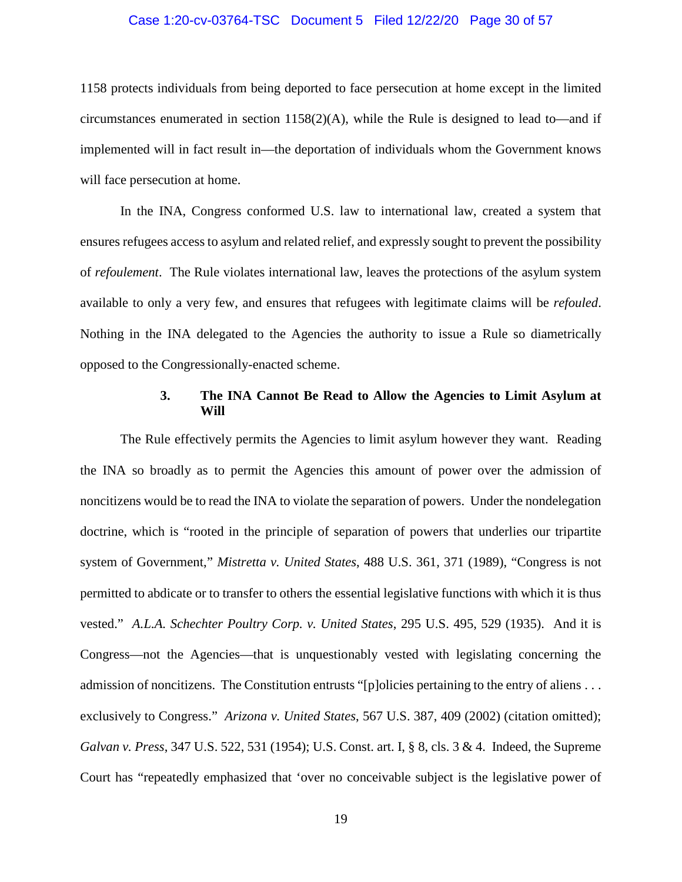1158 protects individuals from being deported to face persecution at home except in the limited circumstances enumerated in section 1158(2)(A), while the Rule is designed to lead to—and if implemented will in fact result in—the deportation of individuals whom the Government knows will face persecution at home.

In the INA, Congress conformed U.S. law to international law, created a system that ensures refugees access to asylum and related relief, and expressly sought to prevent the possibility of *refoulement*. The Rule violates international law, leaves the protections of the asylum system available to only a very few, and ensures that refugees with legitimate claims will be *refouled*. Nothing in the INA delegated to the Agencies the authority to issue a Rule so diametrically opposed to the Congressionally-enacted scheme.

### 3. The INA Cannot Be Read to Allow the Agencies to Limit Asylum at Will

The Rule effectively permits the Agencies to limit asylum however they want. Reading the INA so broadly as to permit the Agencies this amount of power over the admission of noncitizens would be to read the INA to violate the separation of powers. Under the nondelegation doctrine, which is "rooted in the principle of separation of powers that underlies our tripartite system of Government," *Mistretta v. United States*, 488 U.S. 361, 371 (1989), "Congress is not permitted to abdicate or to transfer to others the essential legislative functions with which it is thus vested." *A.L.A. Schechter Poultry Corp. v. United States*, 295 U.S. 495, 529 (1935). And it is Congress—not the Agencies—that is unquestionably vested with legislating concerning the admission of noncitizens. The Constitution entrusts "[p]olicies pertaining to the entry of aliens . . . exclusively to Congress." *Arizona v. United States*, 567 U.S. 387, 409 (2002) (citation omitted); *Galvan v. Press*, 347 U.S. 522, 531 (1954); U.S. Const. art. I, § 8, cls. 3 & 4. Indeed, the Supreme Court has "repeatedly emphasized that 'over no conceivable subject is the legislative power of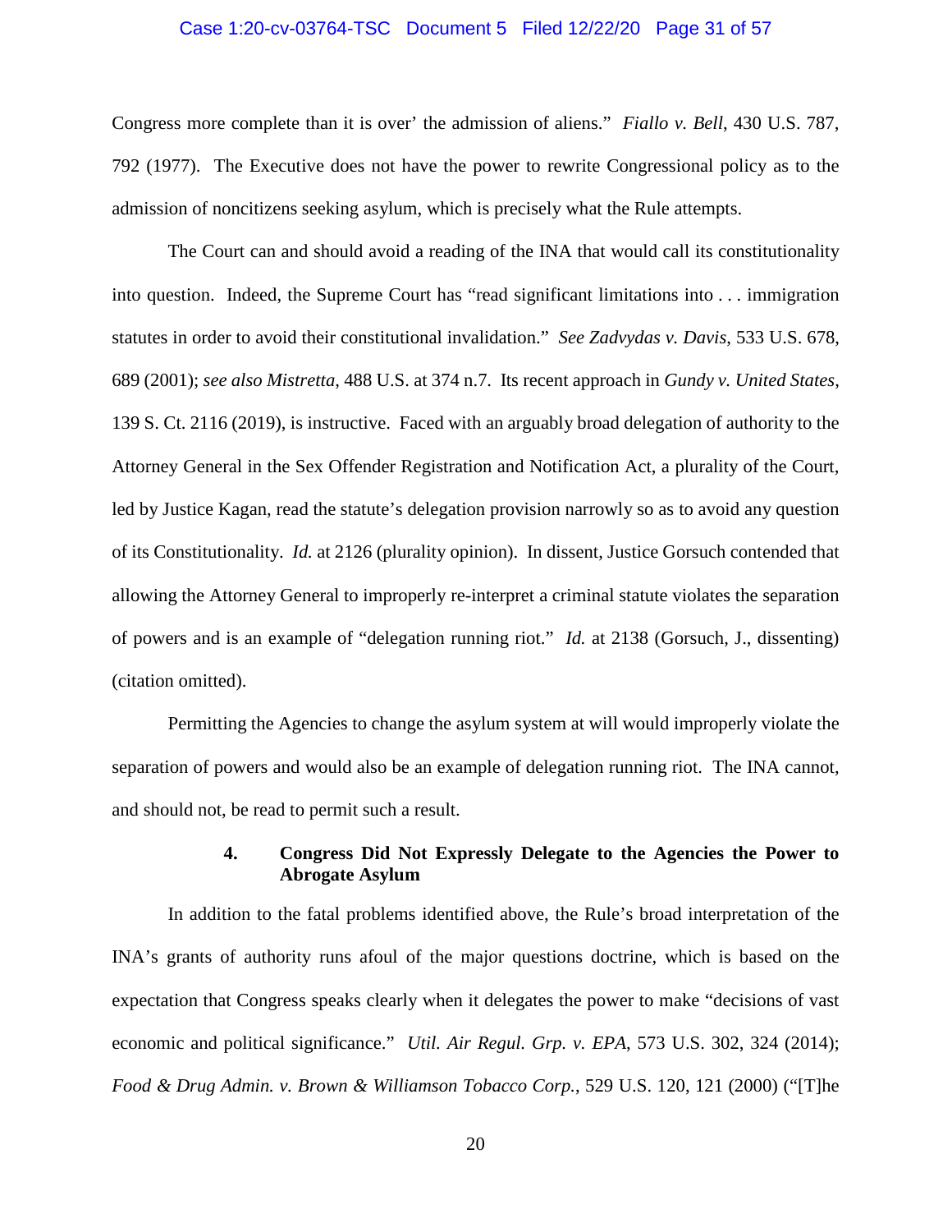Congress more complete than it is over' the admission of aliens." *Fiallo v. Bell*, 430 U.S. 787, 792 (1977). The Executive does not have the power to rewrite Congressional policy as to the admission of noncitizens seeking asylum, which is precisely what the Rule attempts.

The Court can and should avoid a reading of the INA that would call its constitutionality into question. Indeed, the Supreme Court has "read significant limitations into . . . immigration statutes in order to avoid their constitutional invalidation." *See Zadvydas v. Davis*, 533 U.S. 678, 689 (2001); *see also Mistretta*, 488 U.S. at 374 n.7. Its recent approach in *Gundy v. United States*, 139 S. Ct. 2116 (2019), is instructive. Faced with an arguably broad delegation of authority to the Attorney General in the Sex Offender Registration and Notification Act, a plurality of the Court, led by Justice Kagan, read the statute's delegation provision narrowly so as to avoid any question of its Constitutionality. *Id.* at 2126 (plurality opinion). In dissent, Justice Gorsuch contended that allowing the Attorney General to improperly re-interpret a criminal statute violates the separation of powers and is an example of "delegation running riot." *Id.* at 2138 (Gorsuch, J., dissenting) (citation omitted).

Permitting the Agencies to change the asylum system at will would improperly violate the separation of powers and would also be an example of delegation running riot. The INA cannot, and should not, be read to permit such a result.

#### 4. Congress Did Not Expressly Delegate to the Agencies the Power to Abrogate Asylum

In addition to the fatal problems identified above, the Rule's broad interpretation of the INA's grants of authority runs afoul of the major questions doctrine, which is based on the expectation that Congress speaks clearly when it delegates the power to make "decisions of vast economic and political significance." *Util. Air Regul. Grp. v. EPA*, 573 U.S. 302, 324 (2014); *Food & Drug Admin. v. Brown & Williamson Tobacco Corp.*, 529 U.S. 120, 121 (2000) ("[T]he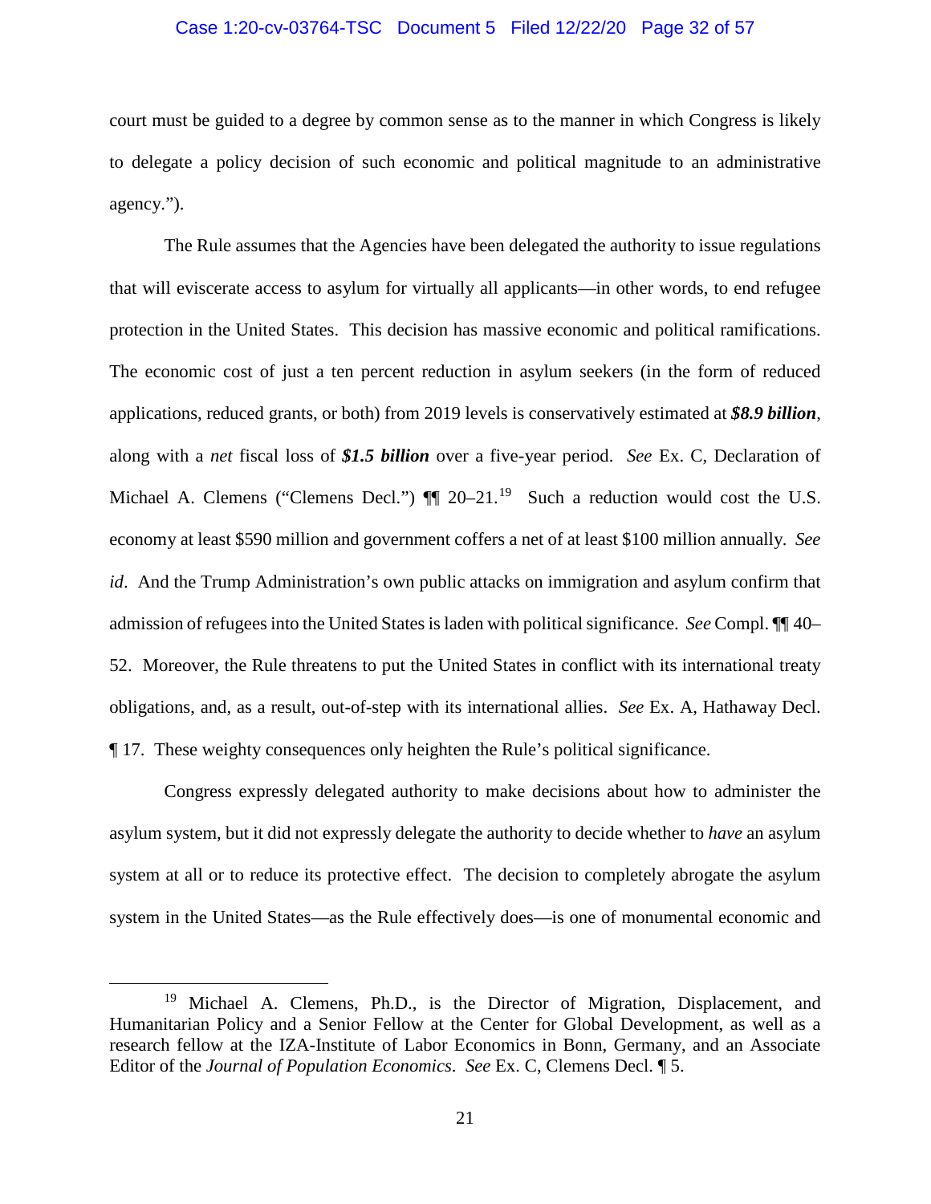court must be guided to a degree by common sense as to the manner in which Congress is likely to delegate a policy decision of such economic and political magnitude to an administrative agency.").

The Rule assumes that the Agencies have been delegated the authority to issue regulations that will eviscerate access to asylum for virtually all applicants—in other words, to end refugee protection in the United States. This decision has massive economic and political ramifications. The economic cost of just a ten percent reduction in asylum seekers (in the form of reduced applications, reduced grants, or both) from 2019 levels is conservatively estimated at ***$8.9 billion***, along with a *net* fiscal loss of ***$1.5 billion*** over a five-year period. *See* Ex. C, Declaration of Michael A. Clemens ("Clemens Decl.") ¶¶ 20–21.[19] Such a reduction would cost the U.S. economy at least $590 million and government coffers a net of at least $100 million annually. *See id*. And the Trump Administration's own public attacks on immigration and asylum confirm that admission of refugees into the United States is laden with political significance. *See* Compl. ¶¶ 40–52. Moreover, the Rule threatens to put the United States in conflict with its international treaty obligations, and, as a result, out-of-step with its international allies. *See* Ex. A, Hathaway Decl. ¶ 17. These weighty consequences only heighten the Rule's political significance.

Congress expressly delegated authority to make decisions about how to administer the asylum system, but it did not expressly delegate the authority to decide whether to *have* an asylum system at all or to reduce its protective effect. The decision to completely abrogate the asylum system in the United States—as the Rule effectively does—is one of monumental economic and

---

[19] Michael A. Clemens, Ph.D., is the Director of Migration, Displacement, and Humanitarian Policy and a Senior Fellow at the Center for Global Development, as well as a research fellow at the IZA-Institute of Labor Economics in Bonn, Germany, and an Associate Editor of the *Journal of Population Economics*. *See* Ex. C, Clemens Decl. ¶ 5.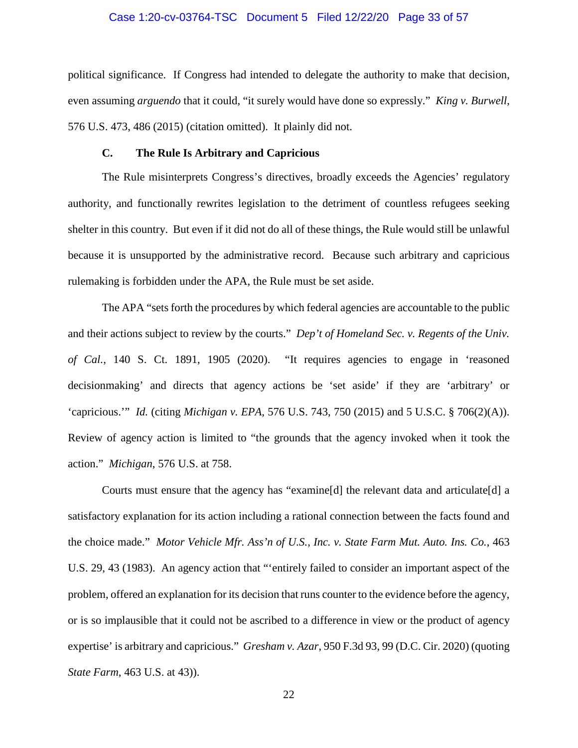political significance. If Congress had intended to delegate the authority to make that decision, even assuming *arguendo* that it could, "it surely would have done so expressly." *King v. Burwell*, 576 U.S. 473, 486 (2015) (citation omitted). It plainly did not.

### C. The Rule Is Arbitrary and Capricious

The Rule misinterprets Congress's directives, broadly exceeds the Agencies' regulatory authority, and functionally rewrites legislation to the detriment of countless refugees seeking shelter in this country. But even if it did not do all of these things, the Rule would still be unlawful because it is unsupported by the administrative record. Because such arbitrary and capricious rulemaking is forbidden under the APA, the Rule must be set aside.

The APA "sets forth the procedures by which federal agencies are accountable to the public and their actions subject to review by the courts." *Dep't of Homeland Sec. v. Regents of the Univ. of Cal.*, 140 S. Ct. 1891, 1905 (2020). "It requires agencies to engage in 'reasoned decisionmaking' and directs that agency actions be 'set aside' if they are 'arbitrary' or 'capricious.'" *Id.* (citing *Michigan v. EPA*, 576 U.S. 743, 750 (2015) and 5 U.S.C. § 706(2)(A)). Review of agency action is limited to "the grounds that the agency invoked when it took the action." *Michigan*, 576 U.S. at 758.

Courts must ensure that the agency has "examine[d] the relevant data and articulate[d] a satisfactory explanation for its action including a rational connection between the facts found and the choice made." *Motor Vehicle Mfr. Ass'n of U.S., Inc. v. State Farm Mut. Auto. Ins. Co.*, 463 U.S. 29, 43 (1983). An agency action that "'entirely failed to consider an important aspect of the problem, offered an explanation for its decision that runs counter to the evidence before the agency, or is so implausible that it could not be ascribed to a difference in view or the product of agency expertise' is arbitrary and capricious." *Gresham v. Azar*, 950 F.3d 93, 99 (D.C. Cir. 2020) (quoting *State Farm*, 463 U.S. at 43)).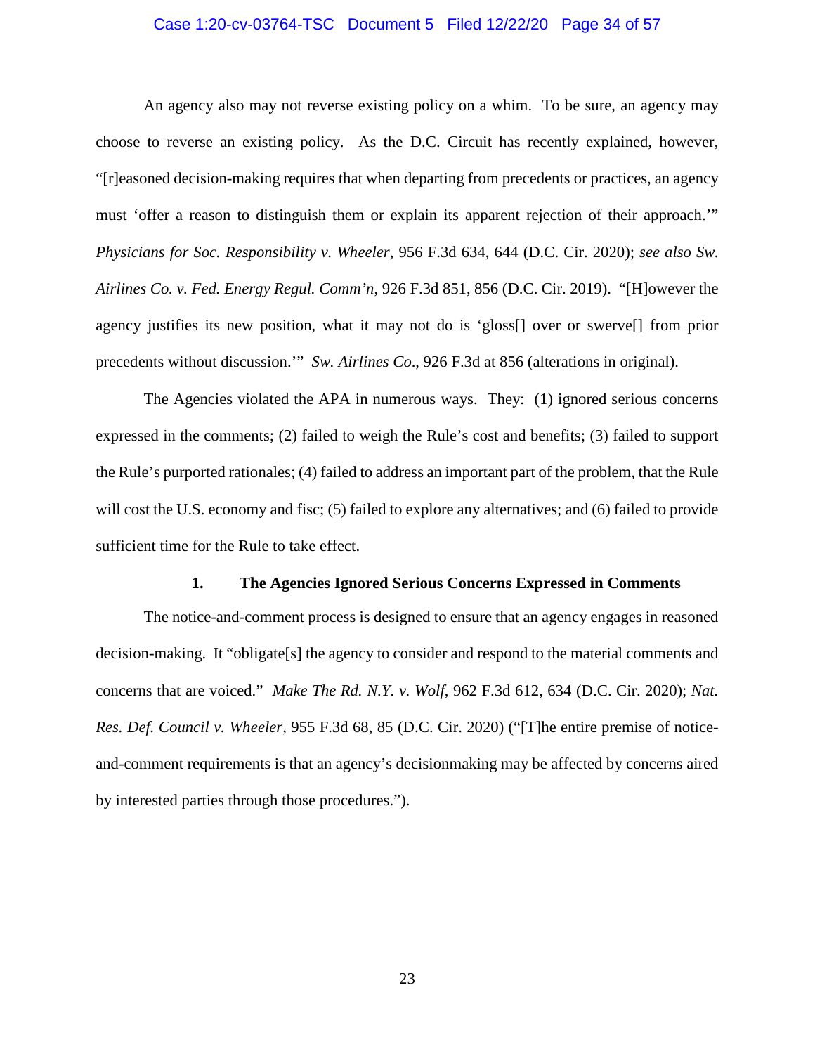An agency also may not reverse existing policy on a whim. To be sure, an agency may choose to reverse an existing policy. As the D.C. Circuit has recently explained, however, "[r]easoned decision-making requires that when departing from precedents or practices, an agency must 'offer a reason to distinguish them or explain its apparent rejection of their approach.'" *Physicians for Soc. Responsibility v. Wheeler*, 956 F.3d 634, 644 (D.C. Cir. 2020); *see also Sw. Airlines Co. v. Fed. Energy Regul. Comm'n*, 926 F.3d 851, 856 (D.C. Cir. 2019). "[H]owever the agency justifies its new position, what it may not do is 'gloss[] over or swerve[] from prior precedents without discussion.'" *Sw. Airlines Co*., 926 F.3d at 856 (alterations in original).

The Agencies violated the APA in numerous ways. They: (1) ignored serious concerns expressed in the comments; (2) failed to weigh the Rule's cost and benefits; (3) failed to support the Rule's purported rationales; (4) failed to address an important part of the problem, that the Rule will cost the U.S. economy and fisc; (5) failed to explore any alternatives; and (6) failed to provide sufficient time for the Rule to take effect.

### 1. The Agencies Ignored Serious Concerns Expressed in Comments

The notice-and-comment process is designed to ensure that an agency engages in reasoned decision-making. It "obligate[s] the agency to consider and respond to the material comments and concerns that are voiced." *Make The Rd. N.Y. v. Wolf*, 962 F.3d 612, 634 (D.C. Cir. 2020); *Nat. Res. Def. Council v. Wheeler*, 955 F.3d 68, 85 (D.C. Cir. 2020) ("[T]he entire premise of notice-and-comment requirements is that an agency's decisionmaking may be affected by concerns aired by interested parties through those procedures.").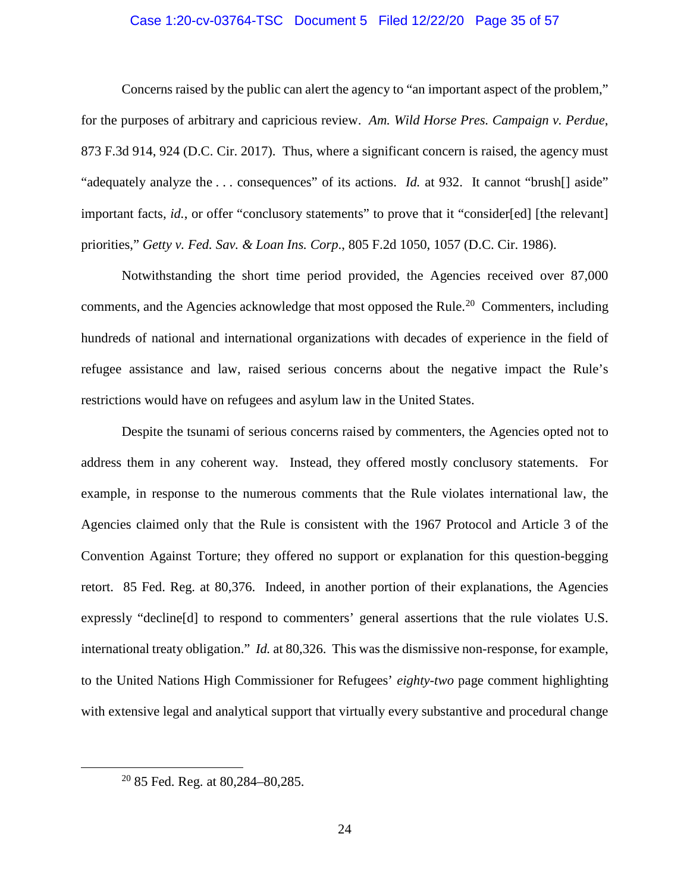Concerns raised by the public can alert the agency to "an important aspect of the problem," for the purposes of arbitrary and capricious review. *Am. Wild Horse Pres. Campaign v. Perdue*, 873 F.3d 914, 924 (D.C. Cir. 2017). Thus, where a significant concern is raised, the agency must "adequately analyze the . . . consequences" of its actions. *Id.* at 932. It cannot "brush[] aside" important facts, *id.*, or offer "conclusory statements" to prove that it "consider[ed] [the relevant] priorities," *Getty v. Fed. Sav. & Loan Ins. Corp*., 805 F.2d 1050, 1057 (D.C. Cir. 1986).

Notwithstanding the short time period provided, the Agencies received over 87,000 comments, and the Agencies acknowledge that most opposed the Rule.[20] Commenters, including hundreds of national and international organizations with decades of experience in the field of refugee assistance and law, raised serious concerns about the negative impact the Rule's restrictions would have on refugees and asylum law in the United States.

Despite the tsunami of serious concerns raised by commenters, the Agencies opted not to address them in any coherent way. Instead, they offered mostly conclusory statements. For example, in response to the numerous comments that the Rule violates international law, the Agencies claimed only that the Rule is consistent with the 1967 Protocol and Article 3 of the Convention Against Torture; they offered no support or explanation for this question-begging retort. 85 Fed. Reg. at 80,376. Indeed, in another portion of their explanations, the Agencies expressly "decline[d] to respond to commenters' general assertions that the rule violates U.S. international treaty obligation." *Id.* at 80,326. This was the dismissive non-response, for example, to the United Nations High Commissioner for Refugees' *eighty-two* page comment highlighting with extensive legal and analytical support that virtually every substantive and procedural change

[20] 85 Fed. Reg. at 80,284–80,285.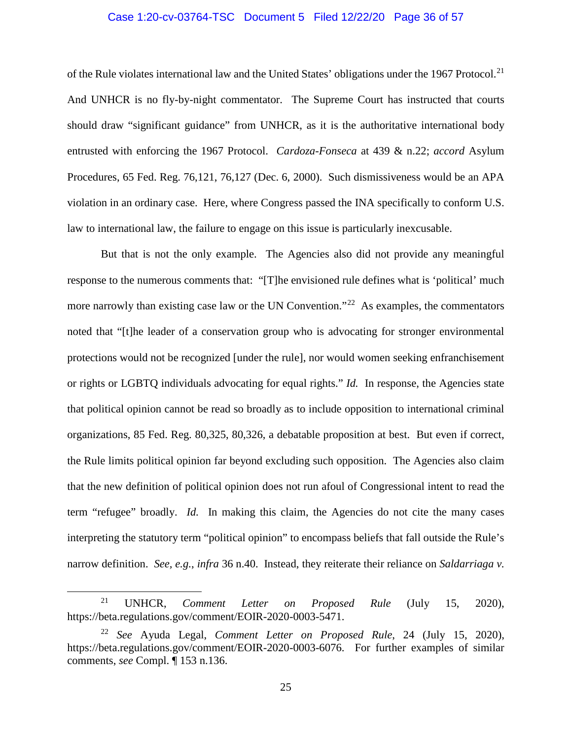of the Rule violates international law and the United States' obligations under the 1967 Protocol.[21] And UNHCR is no fly-by-night commentator. The Supreme Court has instructed that courts should draw "significant guidance" from UNHCR, as it is the authoritative international body entrusted with enforcing the 1967 Protocol. *Cardoza-Fonseca* at 439 & n.22; *accord* Asylum Procedures, 65 Fed. Reg. 76,121, 76,127 (Dec. 6, 2000). Such dismissiveness would be an APA violation in an ordinary case. Here, where Congress passed the INA specifically to conform U.S. law to international law, the failure to engage on this issue is particularly inexcusable.

But that is not the only example. The Agencies also did not provide any meaningful response to the numerous comments that: "[T]he envisioned rule defines what is 'political' much more narrowly than existing case law or the UN Convention."[22] As examples, the commentators noted that "[t]he leader of a conservation group who is advocating for stronger environmental protections would not be recognized [under the rule], nor would women seeking enfranchisement or rights or LGBTQ individuals advocating for equal rights." *Id.* In response, the Agencies state that political opinion cannot be read so broadly as to include opposition to international criminal organizations, 85 Fed. Reg. 80,325, 80,326, a debatable proposition at best. But even if correct, the Rule limits political opinion far beyond excluding such opposition. The Agencies also claim that the new definition of political opinion does not run afoul of Congressional intent to read the term "refugee" broadly. *Id.* In making this claim, the Agencies do not cite the many cases interpreting the statutory term "political opinion" to encompass beliefs that fall outside the Rule's narrow definition. *See, e.g.*, *infra* 36 n.40. Instead, they reiterate their reliance on *Saldarriaga v.*

---

[21] UNHCR, *Comment Letter on Proposed Rule* (July 15, 2020), https://beta.regulations.gov/comment/EOIR-2020-0003-5471.

[22] *See* Ayuda Legal, *Comment Letter on Proposed Rule*, 24 (July 15, 2020), https://beta.regulations.gov/comment/EOIR-2020-0003-6076. For further examples of similar comments, *see* Compl. ¶ 153 n.136.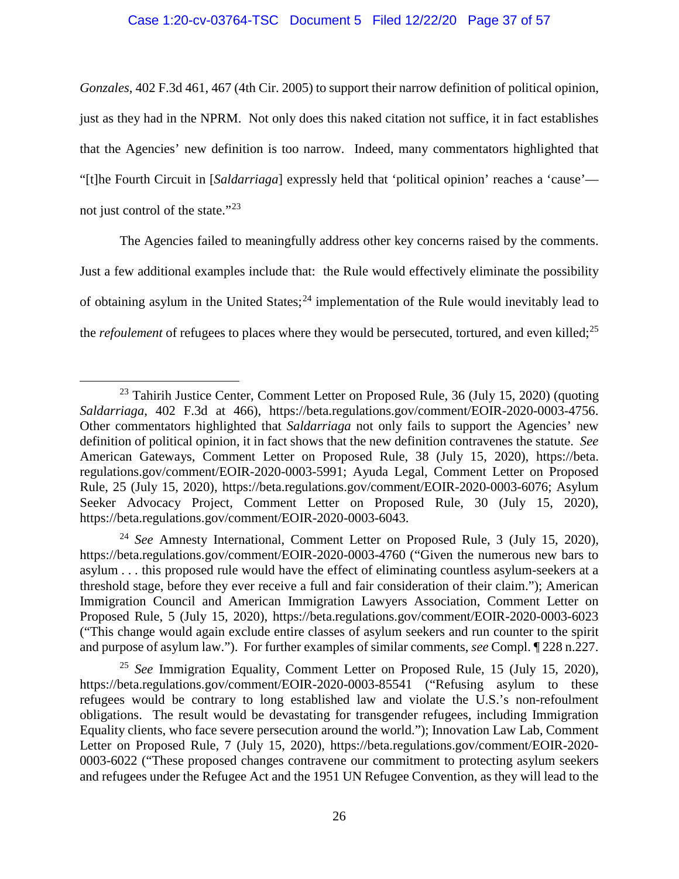*Gonzales*, 402 F.3d 461, 467 (4th Cir. 2005) to support their narrow definition of political opinion, just as they had in the NPRM. Not only does this naked citation not suffice, it in fact establishes that the Agencies' new definition is too narrow. Indeed, many commentators highlighted that "[t]he Fourth Circuit in [*Saldarriaga*] expressly held that 'political opinion' reaches a 'cause'—not just control of the state."[23]

The Agencies failed to meaningfully address other key concerns raised by the comments. Just a few additional examples include that: the Rule would effectively eliminate the possibility of obtaining asylum in the United States;[24] implementation of the Rule would inevitably lead to the *refoulement* of refugees to places where they would be persecuted, tortured, and even killed;[25]

---

[23] Tahirih Justice Center, Comment Letter on Proposed Rule, 36 (July 15, 2020) (quoting *Saldarriaga*, 402 F.3d at 466), https://beta.regulations.gov/comment/EOIR-2020-0003-4756. Other commentators highlighted that *Saldarriaga* not only fails to support the Agencies' new definition of political opinion, it in fact shows that the new definition contravenes the statute. *See* American Gateways, Comment Letter on Proposed Rule, 38 (July 15, 2020), https://beta.regulations.gov/comment/EOIR-2020-0003-5991; Ayuda Legal, Comment Letter on Proposed Rule, 25 (July 15, 2020), https://beta.regulations.gov/comment/EOIR-2020-0003-6076; Asylum Seeker Advocacy Project, Comment Letter on Proposed Rule, 30 (July 15, 2020), https://beta.regulations.gov/comment/EOIR-2020-0003-6043.

[24] *See* Amnesty International, Comment Letter on Proposed Rule, 3 (July 15, 2020), https://beta.regulations.gov/comment/EOIR-2020-0003-4760 ("Given the numerous new bars to asylum . . . this proposed rule would have the effect of eliminating countless asylum-seekers at a threshold stage, before they ever receive a full and fair consideration of their claim."); American Immigration Council and American Immigration Lawyers Association, Comment Letter on Proposed Rule, 5 (July 15, 2020), https://beta.regulations.gov/comment/EOIR-2020-0003-6023 ("This change would again exclude entire classes of asylum seekers and run counter to the spirit and purpose of asylum law."). For further examples of similar comments, *see* Compl. ¶ 228 n.227.

[25] *See* Immigration Equality, Comment Letter on Proposed Rule, 15 (July 15, 2020), https://beta.regulations.gov/comment/EOIR-2020-0003-85541 ("Refusing asylum to these refugees would be contrary to long established law and violate the U.S.'s non-refoulment obligations. The result would be devastating for transgender refugees, including Immigration Equality clients, who face severe persecution around the world."); Innovation Law Lab, Comment Letter on Proposed Rule, 7 (July 15, 2020), https://beta.regulations.gov/comment/EOIR-2020-0003-6022 ("These proposed changes contravene our commitment to protecting asylum seekers and refugees under the Refugee Act and the 1951 UN Refugee Convention, as they will lead to the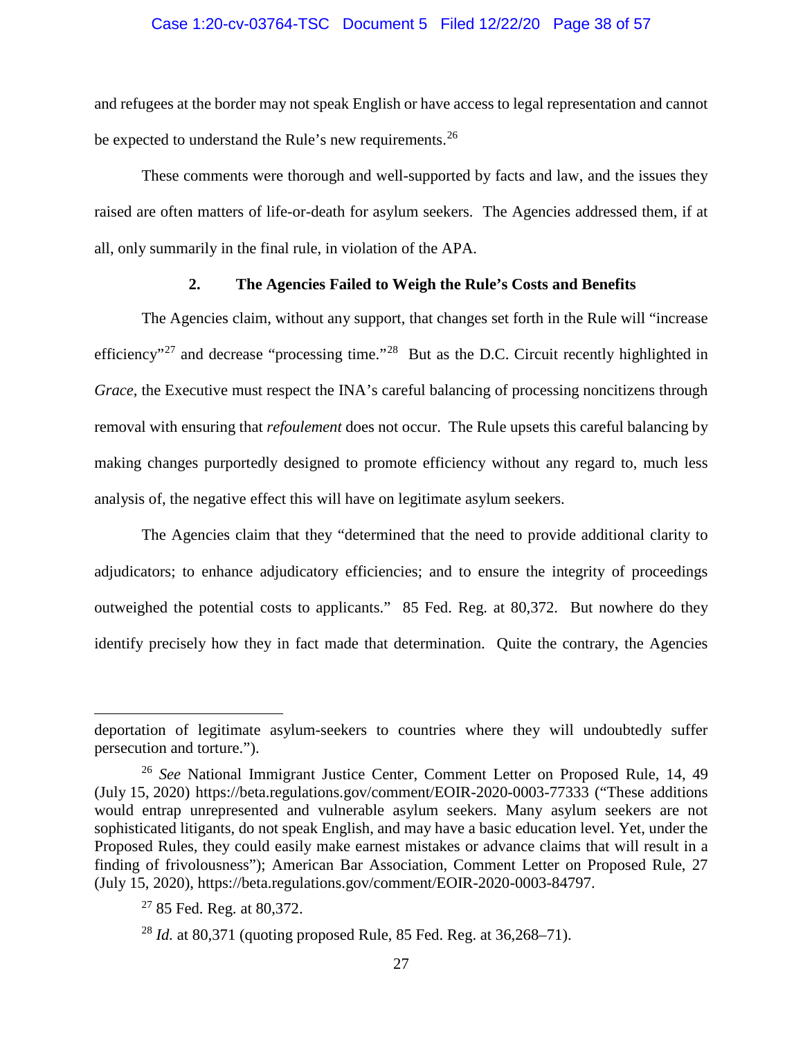and refugees at the border may not speak English or have access to legal representation and cannot be expected to understand the Rule's new requirements.[26]

These comments were thorough and well-supported by facts and law, and the issues they raised are often matters of life-or-death for asylum seekers. The Agencies addressed them, if at all, only summarily in the final rule, in violation of the APA.

### 2. The Agencies Failed to Weigh the Rule's Costs and Benefits

The Agencies claim, without any support, that changes set forth in the Rule will "increase efficiency"[27] and decrease "processing time."[28] But as the D.C. Circuit recently highlighted in *Grace*, the Executive must respect the INA's careful balancing of processing noncitizens through removal with ensuring that *refoulement* does not occur. The Rule upsets this careful balancing by making changes purportedly designed to promote efficiency without any regard to, much less analysis of, the negative effect this will have on legitimate asylum seekers.

The Agencies claim that they "determined that the need to provide additional clarity to adjudicators; to enhance adjudicatory efficiencies; and to ensure the integrity of proceedings outweighed the potential costs to applicants." 85 Fed. Reg. at 80,372. But nowhere do they identify precisely how they in fact made that determination. Quite the contrary, the Agencies

---

deportation of legitimate asylum-seekers to countries where they will undoubtedly suffer persecution and torture.").

[26] *See* National Immigrant Justice Center, Comment Letter on Proposed Rule, 14, 49 (July 15, 2020) https://beta.regulations.gov/comment/EOIR-2020-0003-77333 ("These additions would entrap unrepresented and vulnerable asylum seekers. Many asylum seekers are not sophisticated litigants, do not speak English, and may have a basic education level. Yet, under the Proposed Rules, they could easily make earnest mistakes or advance claims that will result in a finding of frivolousness"); American Bar Association, Comment Letter on Proposed Rule, 27 (July 15, 2020), https://beta.regulations.gov/comment/EOIR-2020-0003-84797.

[27] 85 Fed. Reg. at 80,372.

[28] *Id.* at 80,371 (quoting proposed Rule, 85 Fed. Reg. at 36,268–71).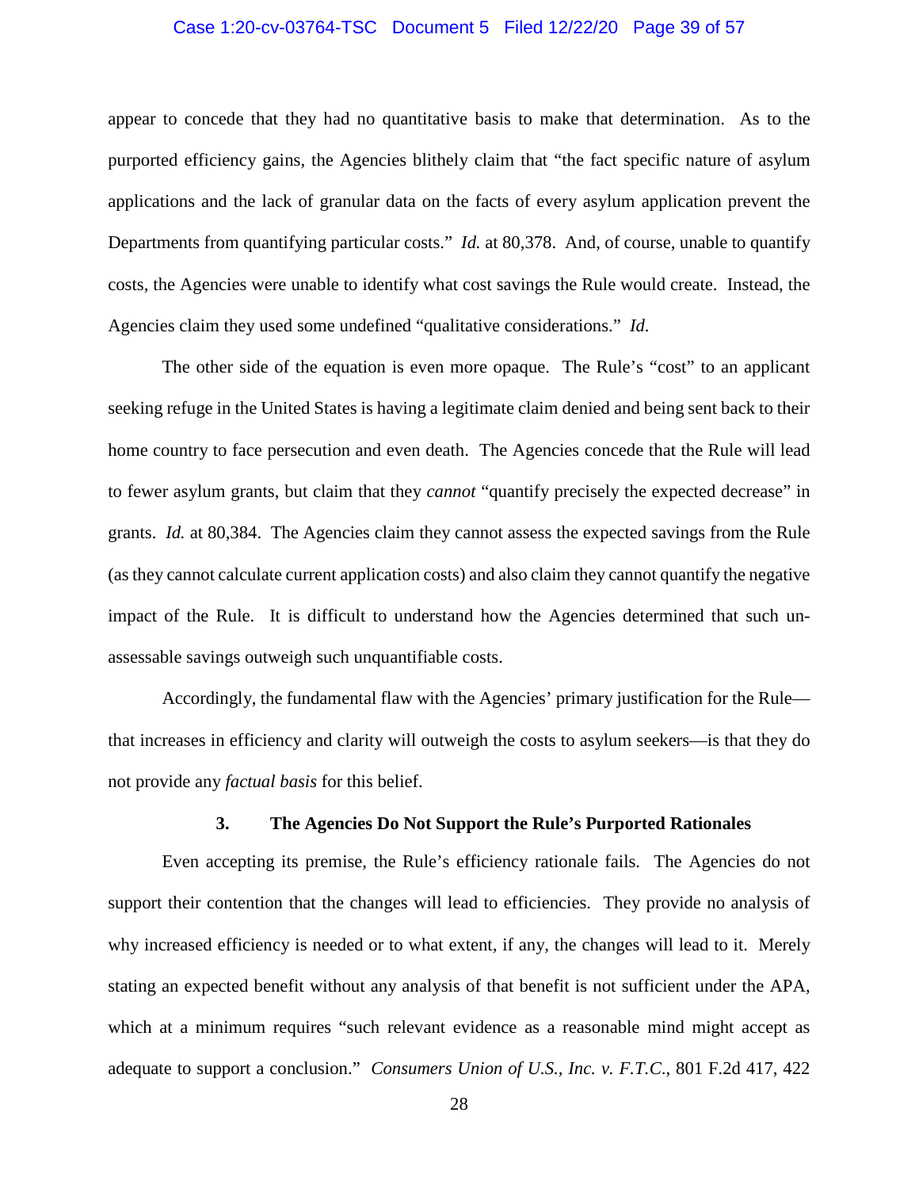appear to concede that they had no quantitative basis to make that determination. As to the purported efficiency gains, the Agencies blithely claim that "the fact specific nature of asylum applications and the lack of granular data on the facts of every asylum application prevent the Departments from quantifying particular costs." *Id.* at 80,378. And, of course, unable to quantify costs, the Agencies were unable to identify what cost savings the Rule would create. Instead, the Agencies claim they used some undefined "qualitative considerations." *Id.*

The other side of the equation is even more opaque. The Rule's "cost" to an applicant seeking refuge in the United States is having a legitimate claim denied and being sent back to their home country to face persecution and even death. The Agencies concede that the Rule will lead to fewer asylum grants, but claim that they *cannot* "quantify precisely the expected decrease" in grants. *Id.* at 80,384. The Agencies claim they cannot assess the expected savings from the Rule (as they cannot calculate current application costs) and also claim they cannot quantify the negative impact of the Rule. It is difficult to understand how the Agencies determined that such un-assessable savings outweigh such unquantifiable costs.

Accordingly, the fundamental flaw with the Agencies' primary justification for the Rule—that increases in efficiency and clarity will outweigh the costs to asylum seekers—is that they do not provide any *factual basis* for this belief.

### 3. The Agencies Do Not Support the Rule's Purported Rationales

Even accepting its premise, the Rule's efficiency rationale fails. The Agencies do not support their contention that the changes will lead to efficiencies. They provide no analysis of why increased efficiency is needed or to what extent, if any, the changes will lead to it. Merely stating an expected benefit without any analysis of that benefit is not sufficient under the APA, which at a minimum requires "such relevant evidence as a reasonable mind might accept as adequate to support a conclusion." *Consumers Union of U.S., Inc. v. F.T.C.*, 801 F.2d 417, 422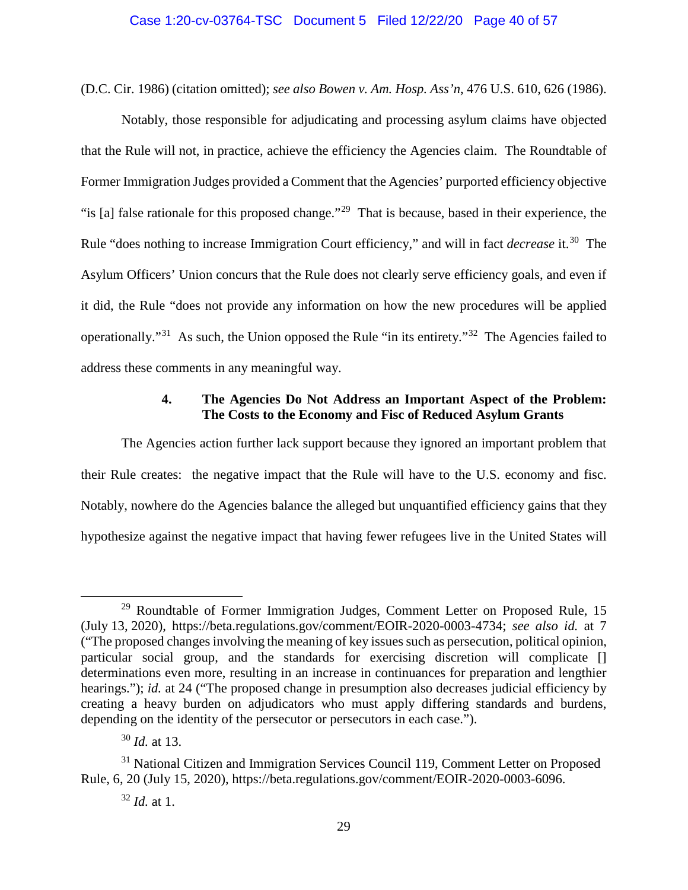(D.C. Cir. 1986) (citation omitted); *see also Bowen v. Am. Hosp. Ass'n*, 476 U.S. 610, 626 (1986).

Notably, those responsible for adjudicating and processing asylum claims have objected that the Rule will not, in practice, achieve the efficiency the Agencies claim. The Roundtable of Former Immigration Judges provided a Comment that the Agencies' purported efficiency objective "is [a] false rationale for this proposed change."[29] That is because, based in their experience, the Rule "does nothing to increase Immigration Court efficiency," and will in fact *decrease* it.[30] The Asylum Officers' Union concurs that the Rule does not clearly serve efficiency goals, and even if it did, the Rule "does not provide any information on how the new procedures will be applied operationally."[31] As such, the Union opposed the Rule "in its entirety."[32] The Agencies failed to address these comments in any meaningful way.

#### 4. The Agencies Do Not Address an Important Aspect of the Problem: The Costs to the Economy and Fisc of Reduced Asylum Grants

The Agencies action further lack support because they ignored an important problem that their Rule creates: the negative impact that the Rule will have to the U.S. economy and fisc. Notably, nowhere do the Agencies balance the alleged but unquantified efficiency gains that they hypothesize against the negative impact that having fewer refugees live in the United States will

---

[29] Roundtable of Former Immigration Judges, Comment Letter on Proposed Rule, 15 (July 13, 2020), https://beta.regulations.gov/comment/EOIR-2020-0003-4734; *see also id.* at 7 ("The proposed changes involving the meaning of key issues such as persecution, political opinion, particular social group, and the standards for exercising discretion will complicate [] determinations even more, resulting in an increase in continuances for preparation and lengthier hearings."); *id.* at 24 ("The proposed change in presumption also decreases judicial efficiency by creating a heavy burden on adjudicators who must apply differing standards and burdens, depending on the identity of the persecutor or persecutors in each case.").

[30] *Id.* at 13.

[31] National Citizen and Immigration Services Council 119, Comment Letter on Proposed Rule, 6, 20 (July 15, 2020), https://beta.regulations.gov/comment/EOIR-2020-0003-6096.

[32] *Id.* at 1.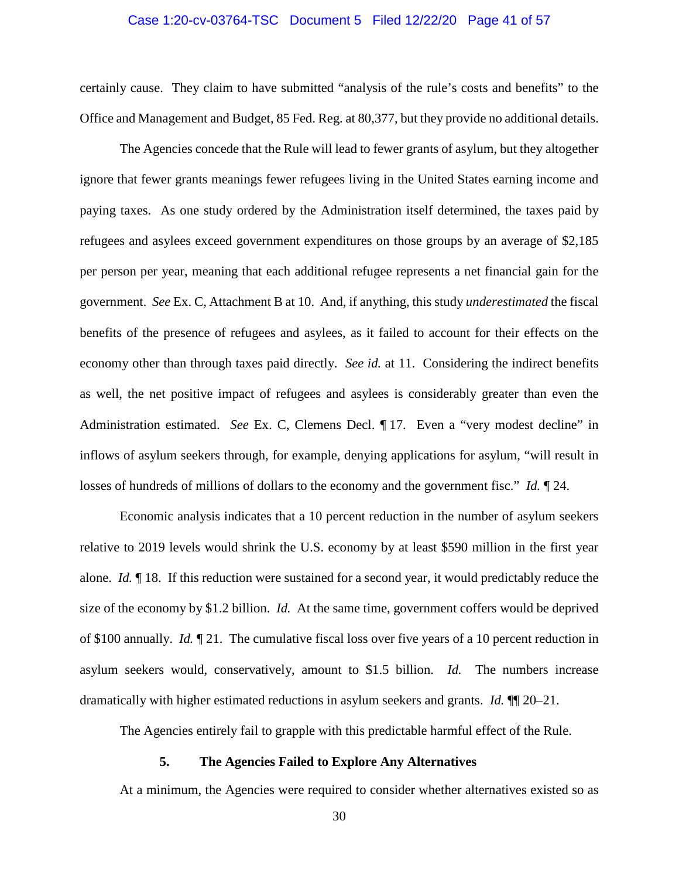certainly cause. They claim to have submitted "analysis of the rule's costs and benefits" to the Office and Management and Budget, 85 Fed. Reg. at 80,377, but they provide no additional details.

The Agencies concede that the Rule will lead to fewer grants of asylum, but they altogether ignore that fewer grants meanings fewer refugees living in the United States earning income and paying taxes. As one study ordered by the Administration itself determined, the taxes paid by refugees and asylees exceed government expenditures on those groups by an average of $2,185 per person per year, meaning that each additional refugee represents a net financial gain for the government. *See* Ex. C, Attachment B at 10. And, if anything, this study *underestimated* the fiscal benefits of the presence of refugees and asylees, as it failed to account for their effects on the economy other than through taxes paid directly. *See id.* at 11. Considering the indirect benefits as well, the net positive impact of refugees and asylees is considerably greater than even the Administration estimated. *See* Ex. C, Clemens Decl. ¶ 17. Even a "very modest decline" in inflows of asylum seekers through, for example, denying applications for asylum, "will result in losses of hundreds of millions of dollars to the economy and the government fisc." *Id.* ¶ 24.

Economic analysis indicates that a 10 percent reduction in the number of asylum seekers relative to 2019 levels would shrink the U.S. economy by at least $590 million in the first year alone. *Id.* ¶ 18. If this reduction were sustained for a second year, it would predictably reduce the size of the economy by $1.2 billion. *Id.* At the same time, government coffers would be deprived of $100 annually. *Id.* ¶ 21. The cumulative fiscal loss over five years of a 10 percent reduction in asylum seekers would, conservatively, amount to $1.5 billion. *Id.* The numbers increase dramatically with higher estimated reductions in asylum seekers and grants. *Id.* ¶¶ 20–21.

The Agencies entirely fail to grapple with this predictable harmful effect of the Rule.

#### 5. The Agencies Failed to Explore Any Alternatives

At a minimum, the Agencies were required to consider whether alternatives existed so as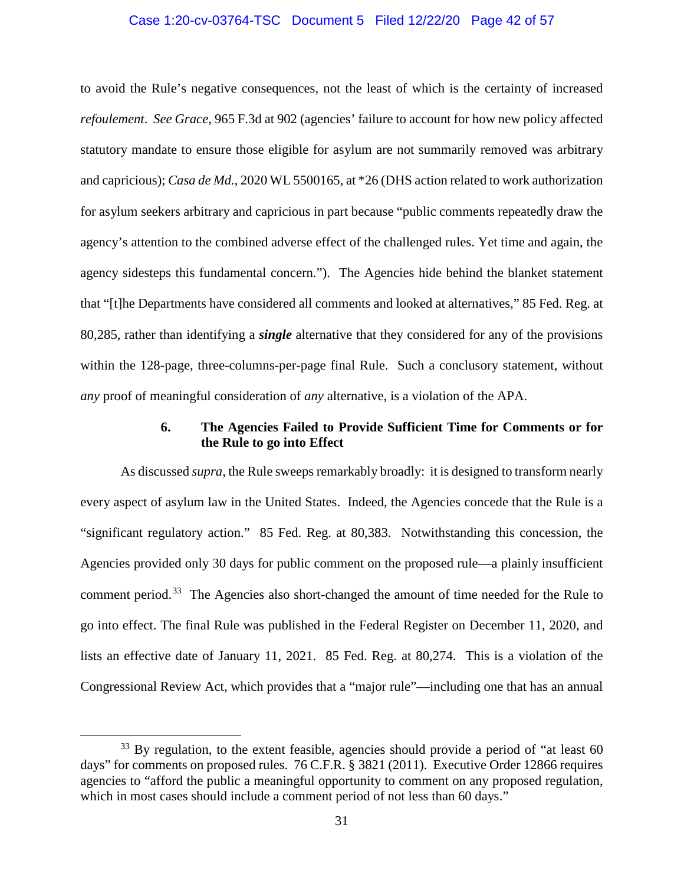to avoid the Rule's negative consequences, not the least of which is the certainty of increased *refoulement*. *See Grace*, 965 F.3d at 902 (agencies' failure to account for how new policy affected statutory mandate to ensure those eligible for asylum are not summarily removed was arbitrary and capricious); *Casa de Md.*, 2020 WL 5500165, at *26 (DHS action related to work authorization for asylum seekers arbitrary and capricious in part because "public comments repeatedly draw the agency's attention to the combined adverse effect of the challenged rules. Yet time and again, the agency sidesteps this fundamental concern."). The Agencies hide behind the blanket statement that "[t]he Departments have considered all comments and looked at alternatives," 85 Fed. Reg. at 80,285, rather than identifying a ***single*** alternative that they considered for any of the provisions within the 128-page, three-columns-per-page final Rule. Such a conclusory statement, without *any* proof of meaningful consideration of *any* alternative, is a violation of the APA.

#### 6. The Agencies Failed to Provide Sufficient Time for Comments or for the Rule to go into Effect

As discussed *supra*, the Rule sweeps remarkably broadly: it is designed to transform nearly every aspect of asylum law in the United States. Indeed, the Agencies concede that the Rule is a "significant regulatory action." 85 Fed. Reg. at 80,383. Notwithstanding this concession, the Agencies provided only 30 days for public comment on the proposed rule—a plainly insufficient comment period.[33] The Agencies also short-changed the amount of time needed for the Rule to go into effect. The final Rule was published in the Federal Register on December 11, 2020, and lists an effective date of January 11, 2021. 85 Fed. Reg. at 80,274. This is a violation of the Congressional Review Act, which provides that a "major rule"—including one that has an annual

---

[33] By regulation, to the extent feasible, agencies should provide a period of "at least 60 days" for comments on proposed rules. 76 C.F.R. § 3821 (2011). Executive Order 12866 requires agencies to "afford the public a meaningful opportunity to comment on any proposed regulation, which in most cases should include a comment period of not less than 60 days."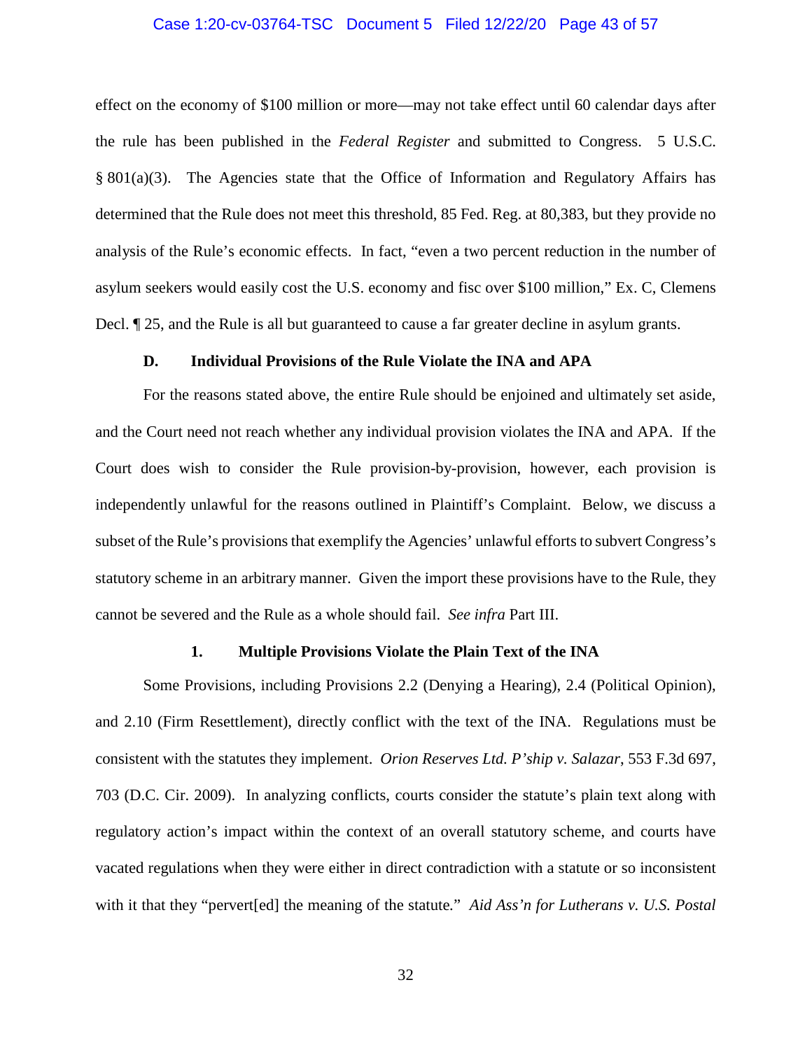effect on the economy of $100 million or more—may not take effect until 60 calendar days after the rule has been published in the *Federal Register* and submitted to Congress. 5 U.S.C. § 801(a)(3). The Agencies state that the Office of Information and Regulatory Affairs has determined that the Rule does not meet this threshold, 85 Fed. Reg. at 80,383, but they provide no analysis of the Rule's economic effects. In fact, "even a two percent reduction in the number of asylum seekers would easily cost the U.S. economy and fisc over $100 million," Ex. C, Clemens Decl. ¶ 25, and the Rule is all but guaranteed to cause a far greater decline in asylum grants.

### D. Individual Provisions of the Rule Violate the INA and APA

For the reasons stated above, the entire Rule should be enjoined and ultimately set aside, and the Court need not reach whether any individual provision violates the INA and APA. If the Court does wish to consider the Rule provision-by-provision, however, each provision is independently unlawful for the reasons outlined in Plaintiff's Complaint. Below, we discuss a subset of the Rule's provisions that exemplify the Agencies' unlawful efforts to subvert Congress's statutory scheme in an arbitrary manner. Given the import these provisions have to the Rule, they cannot be severed and the Rule as a whole should fail. *See infra* Part III.

#### 1. Multiple Provisions Violate the Plain Text of the INA

Some Provisions, including Provisions 2.2 (Denying a Hearing), 2.4 (Political Opinion), and 2.10 (Firm Resettlement), directly conflict with the text of the INA. Regulations must be consistent with the statutes they implement. *Orion Reserves Ltd. P'ship v. Salazar*, 553 F.3d 697, 703 (D.C. Cir. 2009). In analyzing conflicts, courts consider the statute's plain text along with regulatory action's impact within the context of an overall statutory scheme, and courts have vacated regulations when they were either in direct contradiction with a statute or so inconsistent with it that they "pervert[ed] the meaning of the statute." *Aid Ass'n for Lutherans v. U.S. Postal*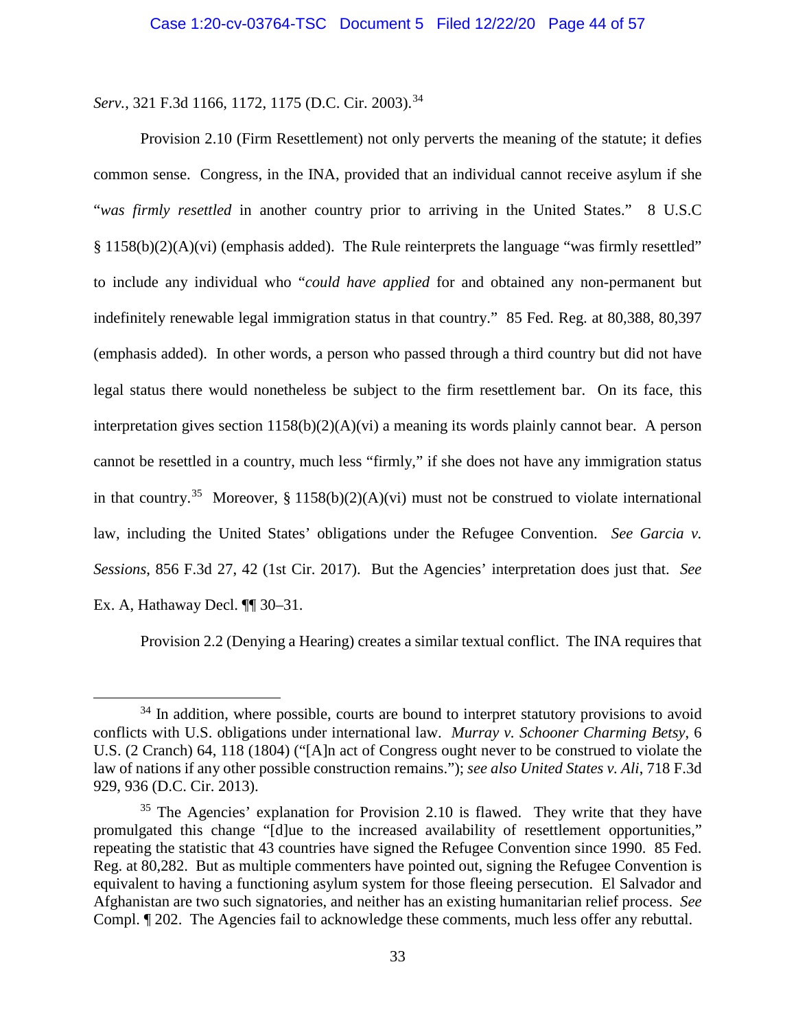*Serv.*, 321 F.3d 1166, 1172, 1175 (D.C. Cir. 2003).[34]

Provision 2.10 (Firm Resettlement) not only perverts the meaning of the statute; it defies common sense. Congress, in the INA, provided that an individual cannot receive asylum if she "*was firmly resettled* in another country prior to arriving in the United States." 8 U.S.C § 1158(b)(2)(A)(vi) (emphasis added). The Rule reinterprets the language "was firmly resettled" to include any individual who "*could have applied* for and obtained any non-permanent but indefinitely renewable legal immigration status in that country." 85 Fed. Reg. at 80,388, 80,397 (emphasis added). In other words, a person who passed through a third country but did not have legal status there would nonetheless be subject to the firm resettlement bar. On its face, this interpretation gives section 1158(b)(2)(A)(vi) a meaning its words plainly cannot bear. A person cannot be resettled in a country, much less "firmly," if she does not have any immigration status in that country.[35] Moreover, § 1158(b)(2)(A)(vi) must not be construed to violate international law, including the United States' obligations under the Refugee Convention. *See Garcia v. Sessions*, 856 F.3d 27, 42 (1st Cir. 2017). But the Agencies' interpretation does just that. *See* Ex. A, Hathaway Decl. ¶¶ 30–31.

Provision 2.2 (Denying a Hearing) creates a similar textual conflict. The INA requires that

---

[34] In addition, where possible, courts are bound to interpret statutory provisions to avoid conflicts with U.S. obligations under international law. *Murray v. Schooner Charming Betsy*, 6 U.S. (2 Cranch) 64, 118 (1804) ("[A]n act of Congress ought never to be construed to violate the law of nations if any other possible construction remains."); *see also United States v. Ali*, 718 F.3d 929, 936 (D.C. Cir. 2013).

[35] The Agencies' explanation for Provision 2.10 is flawed. They write that they have promulgated this change "[d]ue to the increased availability of resettlement opportunities," repeating the statistic that 43 countries have signed the Refugee Convention since 1990. 85 Fed. Reg. at 80,282. But as multiple commenters have pointed out, signing the Refugee Convention is equivalent to having a functioning asylum system for those fleeing persecution. El Salvador and Afghanistan are two such signatories, and neither has an existing humanitarian relief process. *See* Compl. ¶ 202. The Agencies fail to acknowledge these comments, much less offer any rebuttal.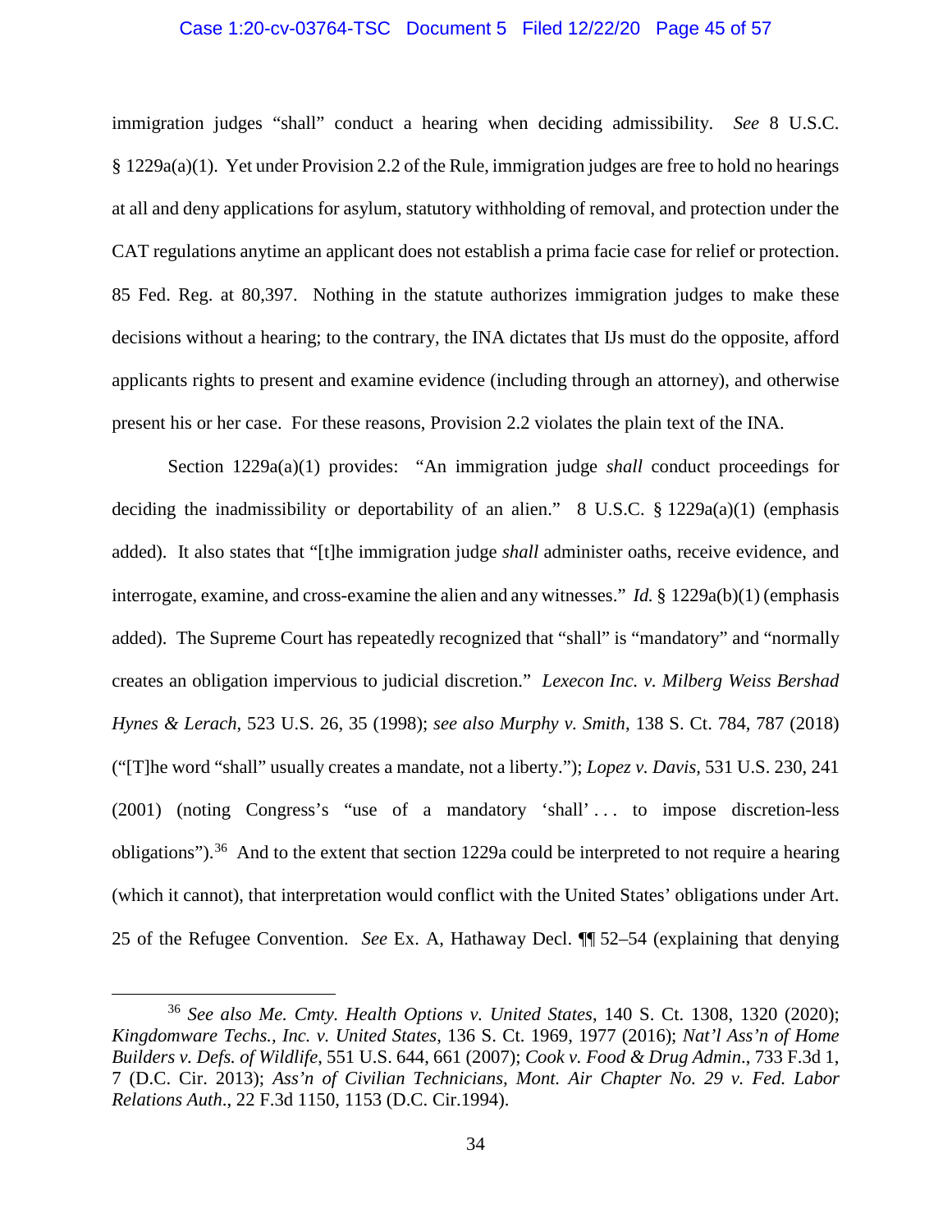immigration judges "shall" conduct a hearing when deciding admissibility. *See* 8 U.S.C. § 1229a(a)(1). Yet under Provision 2.2 of the Rule, immigration judges are free to hold no hearings at all and deny applications for asylum, statutory withholding of removal, and protection under the CAT regulations anytime an applicant does not establish a prima facie case for relief or protection. 85 Fed. Reg. at 80,397. Nothing in the statute authorizes immigration judges to make these decisions without a hearing; to the contrary, the INA dictates that IJs must do the opposite, afford applicants rights to present and examine evidence (including through an attorney), and otherwise present his or her case. For these reasons, Provision 2.2 violates the plain text of the INA.

Section 1229a(a)(1) provides: "An immigration judge *shall* conduct proceedings for deciding the inadmissibility or deportability of an alien." 8 U.S.C. § 1229a(a)(1) (emphasis added). It also states that "[t]he immigration judge *shall* administer oaths, receive evidence, and interrogate, examine, and cross-examine the alien and any witnesses." *Id.* § 1229a(b)(1) (emphasis added). The Supreme Court has repeatedly recognized that "shall" is "mandatory" and "normally creates an obligation impervious to judicial discretion." *Lexecon Inc. v. Milberg Weiss Bershad Hynes & Lerach*, 523 U.S. 26, 35 (1998); *see also Murphy v. Smith*, 138 S. Ct. 784, 787 (2018) ("[T]he word "shall" usually creates a mandate, not a liberty."); *Lopez v. Davis*, 531 U.S. 230, 241 (2001) (noting Congress's "use of a mandatory 'shall' . . . to impose discretion-less obligations").[36] And to the extent that section 1229a could be interpreted to not require a hearing (which it cannot), that interpretation would conflict with the United States' obligations under Art. 25 of the Refugee Convention. *See* Ex. A, Hathaway Decl. ¶¶ 52–54 (explaining that denying

[36] *See also Me. Cmty. Health Options v. United States*, 140 S. Ct. 1308, 1320 (2020); *Kingdomware Techs., Inc. v. United States*, 136 S. Ct. 1969, 1977 (2016); *Nat'l Ass'n of Home Builders v. Defs. of Wildlife*, 551 U.S. 644, 661 (2007); *Cook v. Food & Drug Admin.*, 733 F.3d 1, 7 (D.C. Cir. 2013); *Ass'n of Civilian Technicians, Mont. Air Chapter No. 29 v. Fed. Labor Relations Auth.*, 22 F.3d 1150, 1153 (D.C. Cir.1994).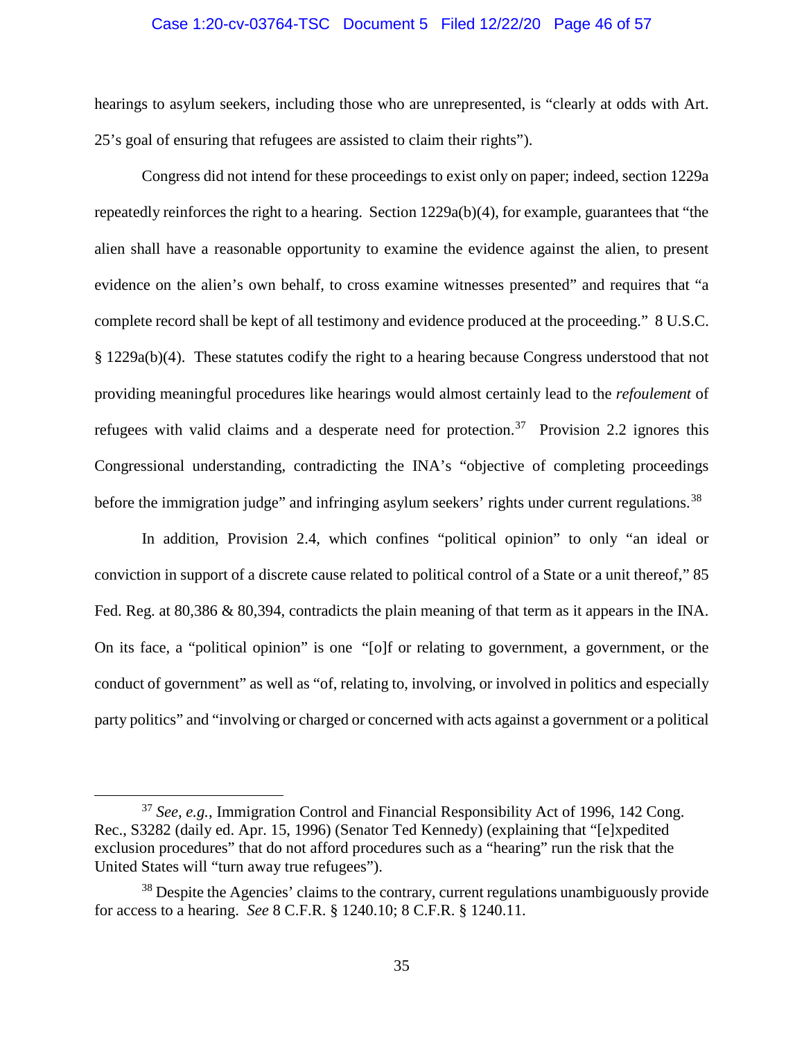hearings to asylum seekers, including those who are unrepresented, is "clearly at odds with Art. 25's goal of ensuring that refugees are assisted to claim their rights").

Congress did not intend for these proceedings to exist only on paper; indeed, section 1229a repeatedly reinforces the right to a hearing. Section 1229a(b)(4), for example, guarantees that "the alien shall have a reasonable opportunity to examine the evidence against the alien, to present evidence on the alien's own behalf, to cross examine witnesses presented" and requires that "a complete record shall be kept of all testimony and evidence produced at the proceeding." 8 U.S.C. § 1229a(b)(4). These statutes codify the right to a hearing because Congress understood that not providing meaningful procedures like hearings would almost certainly lead to the *refoulement* of refugees with valid claims and a desperate need for protection.[37] Provision 2.2 ignores this Congressional understanding, contradicting the INA's "objective of completing proceedings before the immigration judge" and infringing asylum seekers' rights under current regulations.[38]

In addition, Provision 2.4, which confines "political opinion" to only "an ideal or conviction in support of a discrete cause related to political control of a State or a unit thereof," 85 Fed. Reg. at 80,386 & 80,394, contradicts the plain meaning of that term as it appears in the INA. On its face, a "political opinion" is one "[o]f or relating to government, a government, or the conduct of government" as well as "of, relating to, involving, or involved in politics and especially party politics" and "involving or charged or concerned with acts against a government or a political

---

[37] *See, e.g.*, Immigration Control and Financial Responsibility Act of 1996, 142 Cong. Rec., S3282 (daily ed. Apr. 15, 1996) (Senator Ted Kennedy) (explaining that "[e]xpedited exclusion procedures" that do not afford procedures such as a "hearing" run the risk that the United States will "turn away true refugees").

[38] Despite the Agencies' claims to the contrary, current regulations unambiguously provide for access to a hearing. *See* 8 C.F.R. § 1240.10; 8 C.F.R. § 1240.11.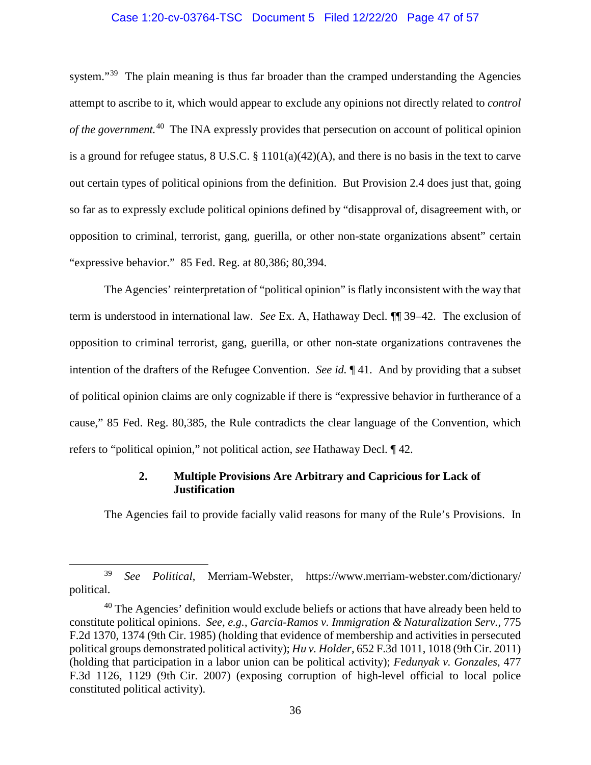system."[39] The plain meaning is thus far broader than the cramped understanding the Agencies attempt to ascribe to it, which would appear to exclude any opinions not directly related to *control of the government.*[40] The INA expressly provides that persecution on account of political opinion is a ground for refugee status, 8 U.S.C. § 1101(a)(42)(A), and there is no basis in the text to carve out certain types of political opinions from the definition. But Provision 2.4 does just that, going so far as to expressly exclude political opinions defined by "disapproval of, disagreement with, or opposition to criminal, terrorist, gang, guerilla, or other non-state organizations absent" certain "expressive behavior." 85 Fed. Reg. at 80,386; 80,394.

The Agencies' reinterpretation of "political opinion" is flatly inconsistent with the way that term is understood in international law. *See* Ex. A, Hathaway Decl. ¶¶ 39–42. The exclusion of opposition to criminal terrorist, gang, guerilla, or other non-state organizations contravenes the intention of the drafters of the Refugee Convention. *See id.* ¶ 41. And by providing that a subset of political opinion claims are only cognizable if there is "expressive behavior in furtherance of a cause," 85 Fed. Reg. 80,385, the Rule contradicts the clear language of the Convention, which refers to "political opinion," not political action, *see* Hathaway Decl. ¶ 42.

### 2. Multiple Provisions Are Arbitrary and Capricious for Lack of Justification

The Agencies fail to provide facially valid reasons for many of the Rule's Provisions. In

---

[39] *See Political*, Merriam-Webster, https://www.merriam-webster.com/dictionary/political.

[40] The Agencies' definition would exclude beliefs or actions that have already been held to constitute political opinions. *See, e.g.*, *Garcia-Ramos v. Immigration & Naturalization Serv.*, 775 F.2d 1370, 1374 (9th Cir. 1985) (holding that evidence of membership and activities in persecuted political groups demonstrated political activity); *Hu v. Holder*, 652 F.3d 1011, 1018 (9th Cir. 2011) (holding that participation in a labor union can be political activity); *Fedunyak v. Gonzales*, 477 F.3d 1126, 1129 (9th Cir. 2007) (exposing corruption of high-level official to local police constituted political activity).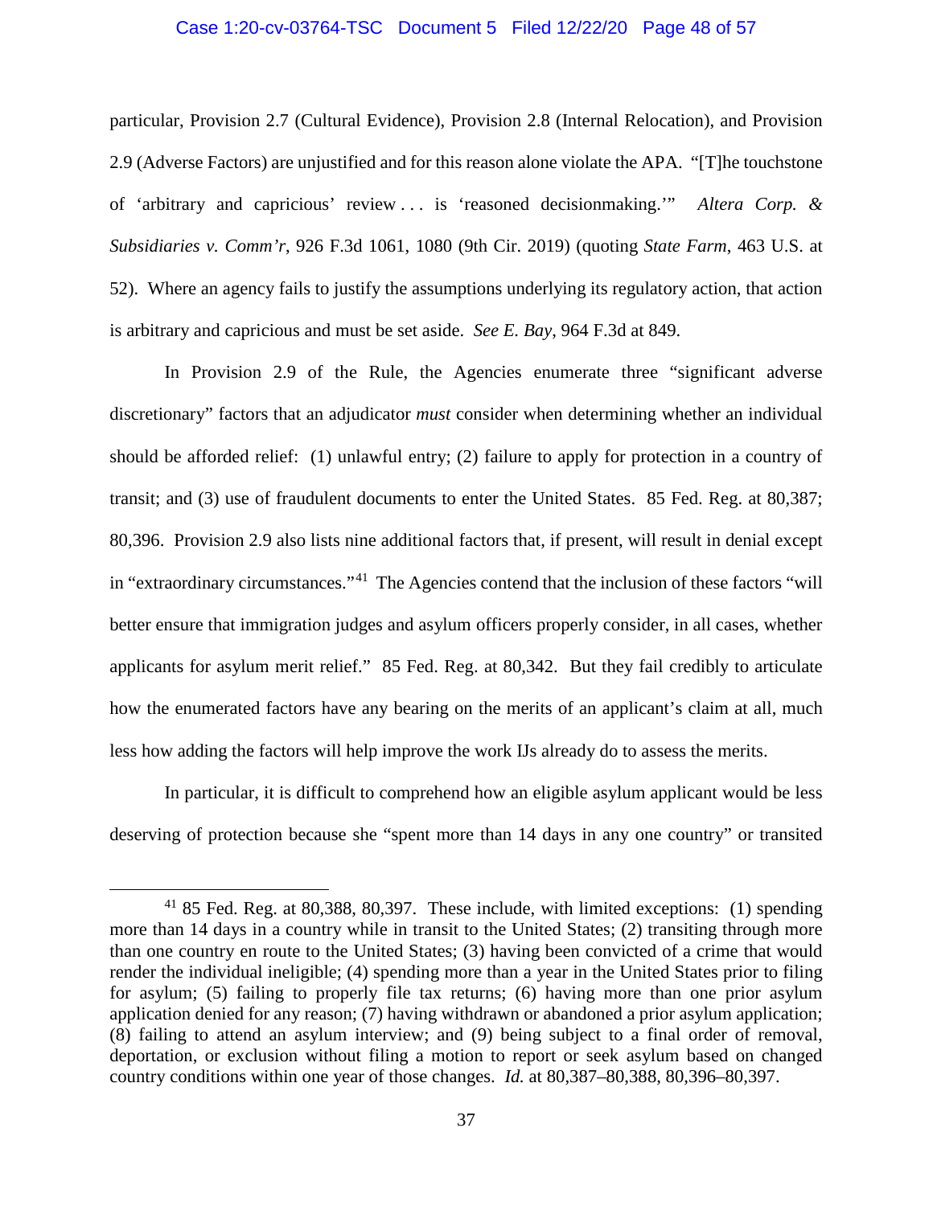particular, Provision 2.7 (Cultural Evidence), Provision 2.8 (Internal Relocation), and Provision 2.9 (Adverse Factors) are unjustified and for this reason alone violate the APA. "[T]he touchstone of 'arbitrary and capricious' review . . . is 'reasoned decisionmaking.'" *Altera Corp. & Subsidiaries v. Comm'r*, 926 F.3d 1061, 1080 (9th Cir. 2019) (quoting *State Farm*, 463 U.S. at 52). Where an agency fails to justify the assumptions underlying its regulatory action, that action is arbitrary and capricious and must be set aside. *See E. Bay*, 964 F.3d at 849.

In Provision 2.9 of the Rule, the Agencies enumerate three "significant adverse discretionary" factors that an adjudicator *must* consider when determining whether an individual should be afforded relief: (1) unlawful entry; (2) failure to apply for protection in a country of transit; and (3) use of fraudulent documents to enter the United States. 85 Fed. Reg. at 80,387; 80,396. Provision 2.9 also lists nine additional factors that, if present, will result in denial except in "extraordinary circumstances."[41] The Agencies contend that the inclusion of these factors "will better ensure that immigration judges and asylum officers properly consider, in all cases, whether applicants for asylum merit relief." 85 Fed. Reg. at 80,342. But they fail credibly to articulate how the enumerated factors have any bearing on the merits of an applicant's claim at all, much less how adding the factors will help improve the work IJs already do to assess the merits.

In particular, it is difficult to comprehend how an eligible asylum applicant would be less deserving of protection because she "spent more than 14 days in any one country" or transited

[41] 85 Fed. Reg. at 80,388, 80,397. These include, with limited exceptions: (1) spending more than 14 days in a country while in transit to the United States; (2) transiting through more than one country en route to the United States; (3) having been convicted of a crime that would render the individual ineligible; (4) spending more than a year in the United States prior to filing for asylum; (5) failing to properly file tax returns; (6) having more than one prior asylum application denied for any reason; (7) having withdrawn or abandoned a prior asylum application; (8) failing to attend an asylum interview; and (9) being subject to a final order of removal, deportation, or exclusion without filing a motion to report or seek asylum based on changed country conditions within one year of those changes. *Id.* at 80,387–80,388, 80,396–80,397.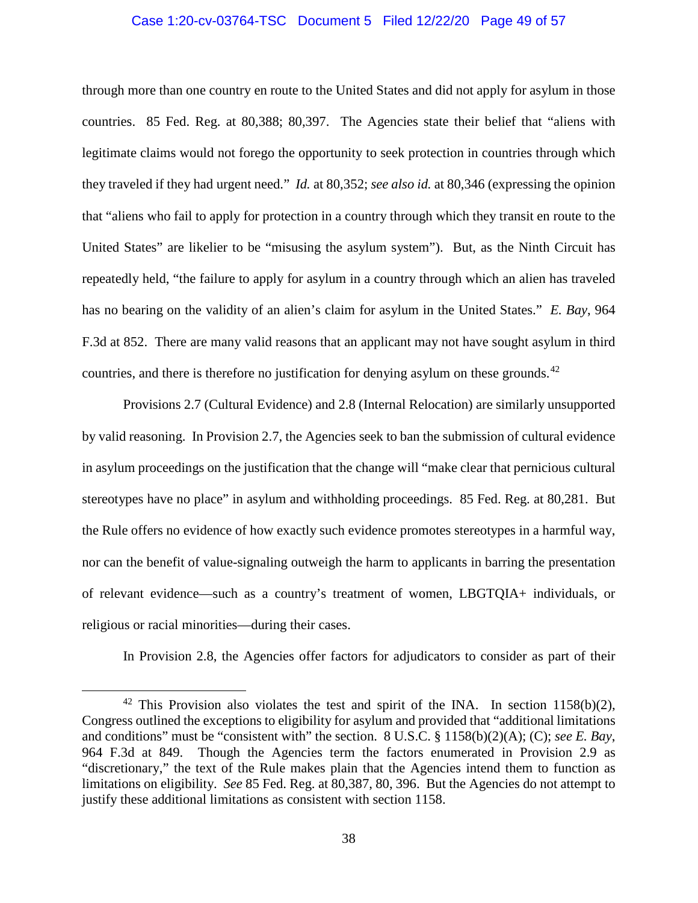through more than one country en route to the United States and did not apply for asylum in those countries. 85 Fed. Reg. at 80,388; 80,397. The Agencies state their belief that "aliens with legitimate claims would not forego the opportunity to seek protection in countries through which they traveled if they had urgent need." *Id.* at 80,352; *see also id.* at 80,346 (expressing the opinion that "aliens who fail to apply for protection in a country through which they transit en route to the United States" are likelier to be "misusing the asylum system"). But, as the Ninth Circuit has repeatedly held, "the failure to apply for asylum in a country through which an alien has traveled has no bearing on the validity of an alien's claim for asylum in the United States." *E. Bay*, 964 F.3d at 852. There are many valid reasons that an applicant may not have sought asylum in third countries, and there is therefore no justification for denying asylum on these grounds.[42]

Provisions 2.7 (Cultural Evidence) and 2.8 (Internal Relocation) are similarly unsupported by valid reasoning. In Provision 2.7, the Agencies seek to ban the submission of cultural evidence in asylum proceedings on the justification that the change will "make clear that pernicious cultural stereotypes have no place" in asylum and withholding proceedings. 85 Fed. Reg. at 80,281. But the Rule offers no evidence of how exactly such evidence promotes stereotypes in a harmful way, nor can the benefit of value-signaling outweigh the harm to applicants in barring the presentation of relevant evidence—such as a country's treatment of women, LBGTQIA+ individuals, or religious or racial minorities—during their cases.

In Provision 2.8, the Agencies offer factors for adjudicators to consider as part of their

---

[42] This Provision also violates the test and spirit of the INA. In section 1158(b)(2), Congress outlined the exceptions to eligibility for asylum and provided that "additional limitations and conditions" must be "consistent with" the section. 8 U.S.C. § 1158(b)(2)(A); (C); *see E. Bay*, 964 F.3d at 849. Though the Agencies term the factors enumerated in Provision 2.9 as "discretionary," the text of the Rule makes plain that the Agencies intend them to function as limitations on eligibility. *See* 85 Fed. Reg. at 80,387, 80, 396. But the Agencies do not attempt to justify these additional limitations as consistent with section 1158.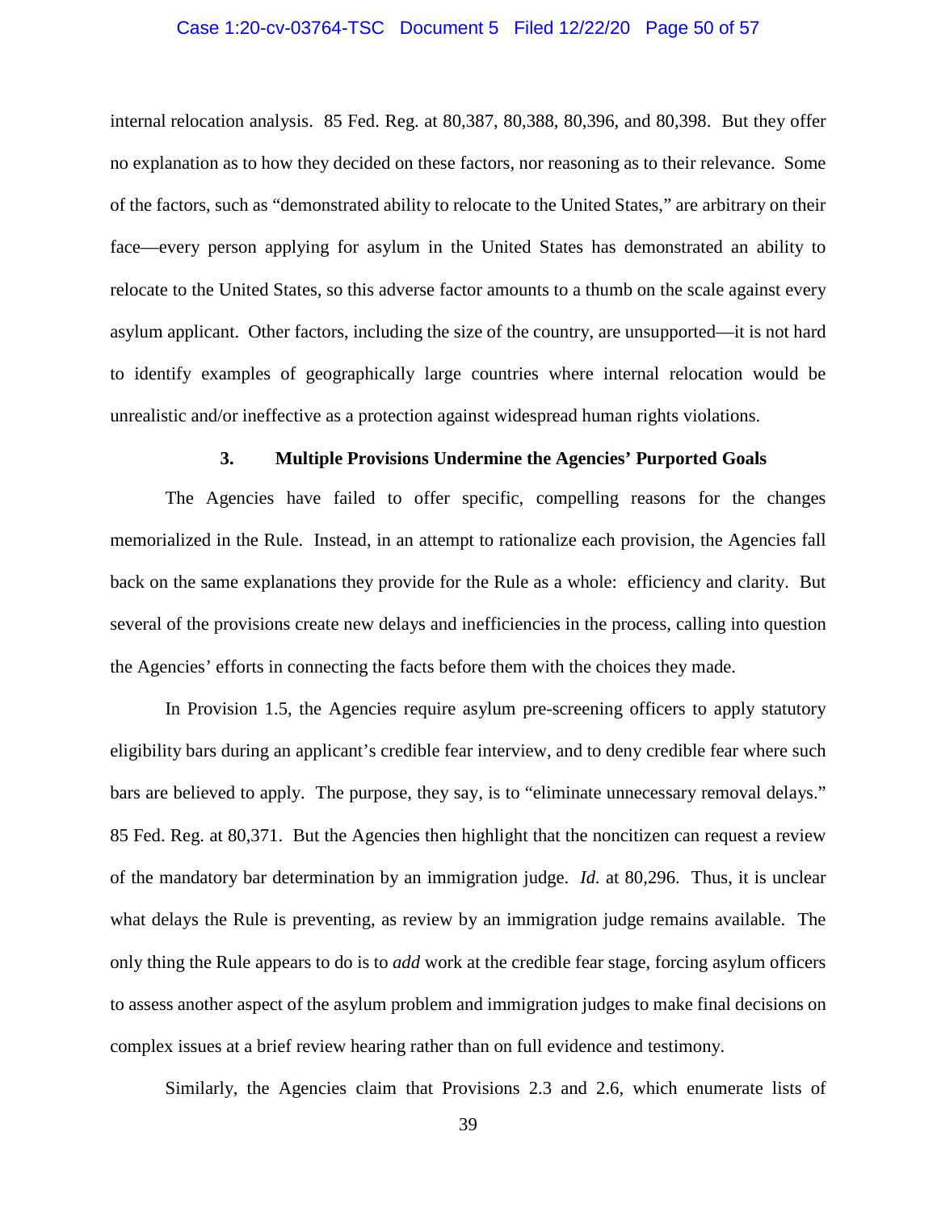internal relocation analysis. 85 Fed. Reg. at 80,387, 80,388, 80,396, and 80,398. But they offer no explanation as to how they decided on these factors, nor reasoning as to their relevance. Some of the factors, such as "demonstrated ability to relocate to the United States," are arbitrary on their face—every person applying for asylum in the United States has demonstrated an ability to relocate to the United States, so this adverse factor amounts to a thumb on the scale against every asylum applicant. Other factors, including the size of the country, are unsupported—it is not hard to identify examples of geographically large countries where internal relocation would be unrealistic and/or ineffective as a protection against widespread human rights violations.

### 3. Multiple Provisions Undermine the Agencies' Purported Goals

The Agencies have failed to offer specific, compelling reasons for the changes memorialized in the Rule. Instead, in an attempt to rationalize each provision, the Agencies fall back on the same explanations they provide for the Rule as a whole: efficiency and clarity. But several of the provisions create new delays and inefficiencies in the process, calling into question the Agencies' efforts in connecting the facts before them with the choices they made.

In Provision 1.5, the Agencies require asylum pre-screening officers to apply statutory eligibility bars during an applicant's credible fear interview, and to deny credible fear where such bars are believed to apply. The purpose, they say, is to "eliminate unnecessary removal delays." 85 Fed. Reg. at 80,371. But the Agencies then highlight that the noncitizen can request a review of the mandatory bar determination by an immigration judge. *Id.* at 80,296. Thus, it is unclear what delays the Rule is preventing, as review by an immigration judge remains available. The only thing the Rule appears to do is to *add* work at the credible fear stage, forcing asylum officers to assess another aspect of the asylum problem and immigration judges to make final decisions on complex issues at a brief review hearing rather than on full evidence and testimony.

Similarly, the Agencies claim that Provisions 2.3 and 2.6, which enumerate lists of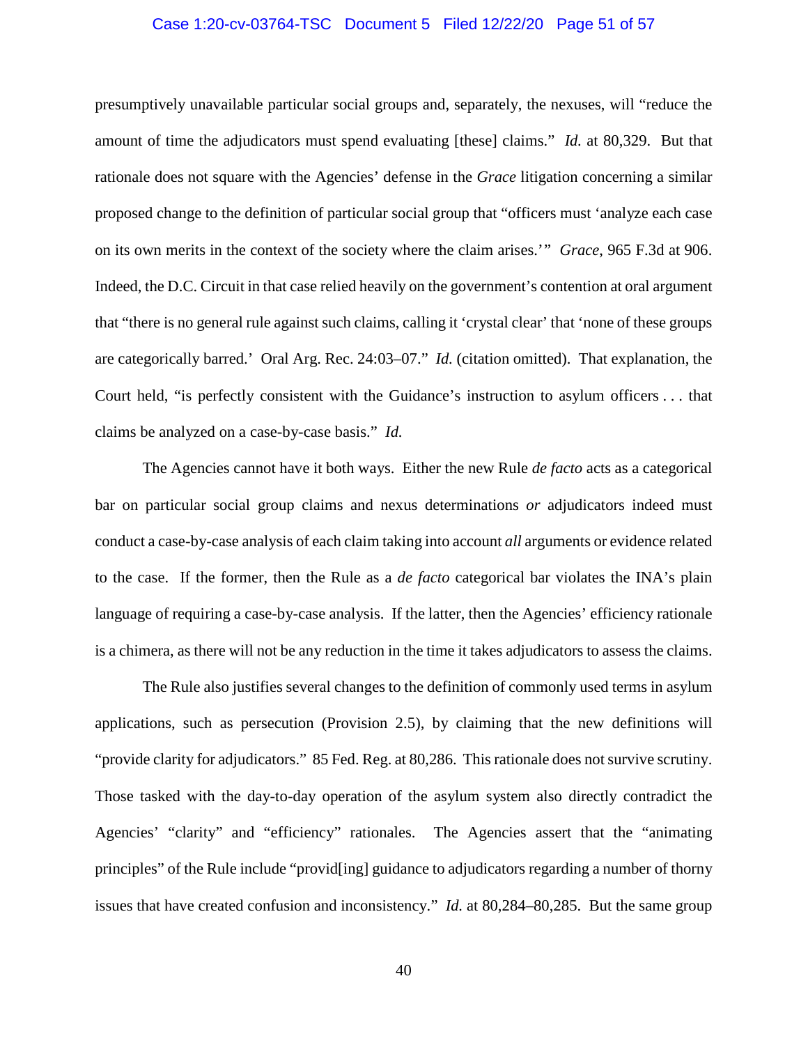presumptively unavailable particular social groups and, separately, the nexuses, will "reduce the amount of time the adjudicators must spend evaluating [these] claims." *Id.* at 80,329. But that rationale does not square with the Agencies' defense in the *Grace* litigation concerning a similar proposed change to the definition of particular social group that "officers must 'analyze each case on its own merits in the context of the society where the claim arises.'" *Grace*, 965 F.3d at 906. Indeed, the D.C. Circuit in that case relied heavily on the government's contention at oral argument that "there is no general rule against such claims, calling it 'crystal clear' that 'none of these groups are categorically barred.' Oral Arg. Rec. 24:03–07." *Id.* (citation omitted). That explanation, the Court held, "is perfectly consistent with the Guidance's instruction to asylum officers . . . that claims be analyzed on a case-by-case basis." *Id.*

The Agencies cannot have it both ways. Either the new Rule *de facto* acts as a categorical bar on particular social group claims and nexus determinations *or* adjudicators indeed must conduct a case-by-case analysis of each claim taking into account *all* arguments or evidence related to the case. If the former, then the Rule as a *de facto* categorical bar violates the INA's plain language of requiring a case-by-case analysis. If the latter, then the Agencies' efficiency rationale is a chimera, as there will not be any reduction in the time it takes adjudicators to assess the claims.

The Rule also justifies several changes to the definition of commonly used terms in asylum applications, such as persecution (Provision 2.5), by claiming that the new definitions will "provide clarity for adjudicators." 85 Fed. Reg. at 80,286. This rationale does not survive scrutiny. Those tasked with the day-to-day operation of the asylum system also directly contradict the Agencies' "clarity" and "efficiency" rationales. The Agencies assert that the "animating principles" of the Rule include "provid[ing] guidance to adjudicators regarding a number of thorny issues that have created confusion and inconsistency." *Id.* at 80,284–80,285. But the same group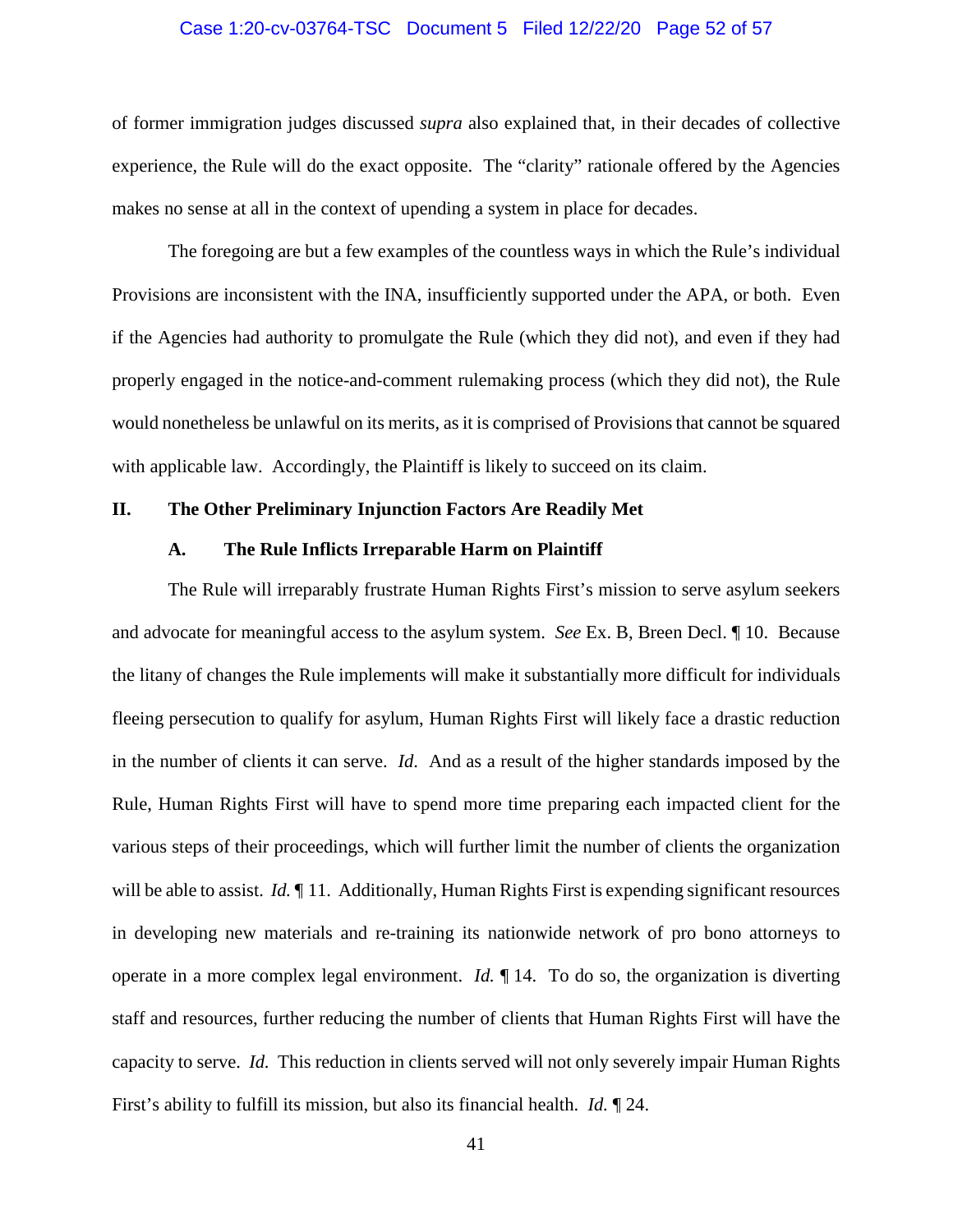of former immigration judges discussed *supra* also explained that, in their decades of collective experience, the Rule will do the exact opposite. The "clarity" rationale offered by the Agencies makes no sense at all in the context of upending a system in place for decades.

The foregoing are but a few examples of the countless ways in which the Rule's individual Provisions are inconsistent with the INA, insufficiently supported under the APA, or both. Even if the Agencies had authority to promulgate the Rule (which they did not), and even if they had properly engaged in the notice-and-comment rulemaking process (which they did not), the Rule would nonetheless be unlawful on its merits, as it is comprised of Provisions that cannot be squared with applicable law. Accordingly, the Plaintiff is likely to succeed on its claim.

## II. The Other Preliminary Injunction Factors Are Readily Met

### A. The Rule Inflicts Irreparable Harm on Plaintiff

The Rule will irreparably frustrate Human Rights First's mission to serve asylum seekers and advocate for meaningful access to the asylum system. *See* Ex. B, Breen Decl. ¶ 10. Because the litany of changes the Rule implements will make it substantially more difficult for individuals fleeing persecution to qualify for asylum, Human Rights First will likely face a drastic reduction in the number of clients it can serve. *Id*. And as a result of the higher standards imposed by the Rule, Human Rights First will have to spend more time preparing each impacted client for the various steps of their proceedings, which will further limit the number of clients the organization will be able to assist. *Id.* ¶ 11. Additionally, Human Rights First is expending significant resources in developing new materials and re-training its nationwide network of pro bono attorneys to operate in a more complex legal environment. *Id.* ¶ 14. To do so, the organization is diverting staff and resources, further reducing the number of clients that Human Rights First will have the capacity to serve. *Id.* This reduction in clients served will not only severely impair Human Rights First's ability to fulfill its mission, but also its financial health. *Id.* ¶ 24.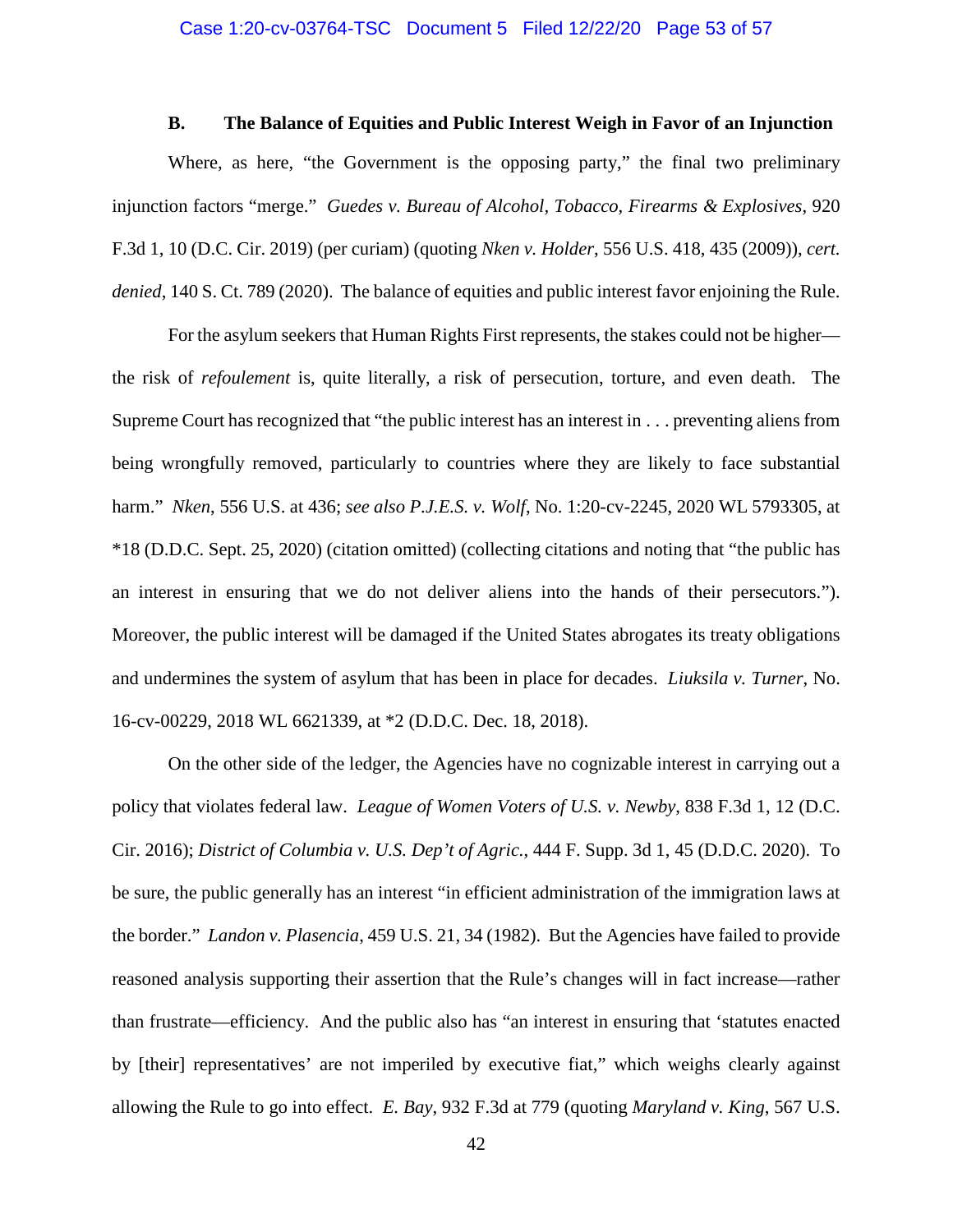### B. The Balance of Equities and Public Interest Weigh in Favor of an Injunction

Where, as here, "the Government is the opposing party," the final two preliminary injunction factors "merge." *Guedes v. Bureau of Alcohol, Tobacco, Firearms & Explosives*, 920 F.3d 1, 10 (D.C. Cir. 2019) (per curiam) (quoting *Nken v. Holder*, 556 U.S. 418, 435 (2009)), *cert. denied*, 140 S. Ct. 789 (2020). The balance of equities and public interest favor enjoining the Rule.

For the asylum seekers that Human Rights First represents, the stakes could not be higher—the risk of *refoulement* is, quite literally, a risk of persecution, torture, and even death. The Supreme Court has recognized that "the public interest has an interest in . . . preventing aliens from being wrongfully removed, particularly to countries where they are likely to face substantial harm." *Nken*, 556 U.S. at 436; *see also P.J.E.S. v. Wolf*, No. 1:20-cv-2245, 2020 WL 5793305, at *18 (D.D.C. Sept. 25, 2020) (citation omitted) (collecting citations and noting that "the public has an interest in ensuring that we do not deliver aliens into the hands of their persecutors."). Moreover, the public interest will be damaged if the United States abrogates its treaty obligations and undermines the system of asylum that has been in place for decades. *Liuksila v. Turner*, No. 16-cv-00229, 2018 WL 6621339, at *2 (D.D.C. Dec. 18, 2018).

On the other side of the ledger, the Agencies have no cognizable interest in carrying out a policy that violates federal law. *League of Women Voters of U.S. v. Newby*, 838 F.3d 1, 12 (D.C. Cir. 2016); *District of Columbia v. U.S. Dep't of Agric.*, 444 F. Supp. 3d 1, 45 (D.D.C. 2020). To be sure, the public generally has an interest "in efficient administration of the immigration laws at the border." *Landon v. Plasencia*, 459 U.S. 21, 34 (1982). But the Agencies have failed to provide reasoned analysis supporting their assertion that the Rule's changes will in fact increase—rather than frustrate—efficiency. And the public also has "an interest in ensuring that 'statutes enacted by [their] representatives' are not imperiled by executive fiat," which weighs clearly against allowing the Rule to go into effect. *E. Bay*, 932 F.3d at 779 (quoting *Maryland v. King*, 567 U.S.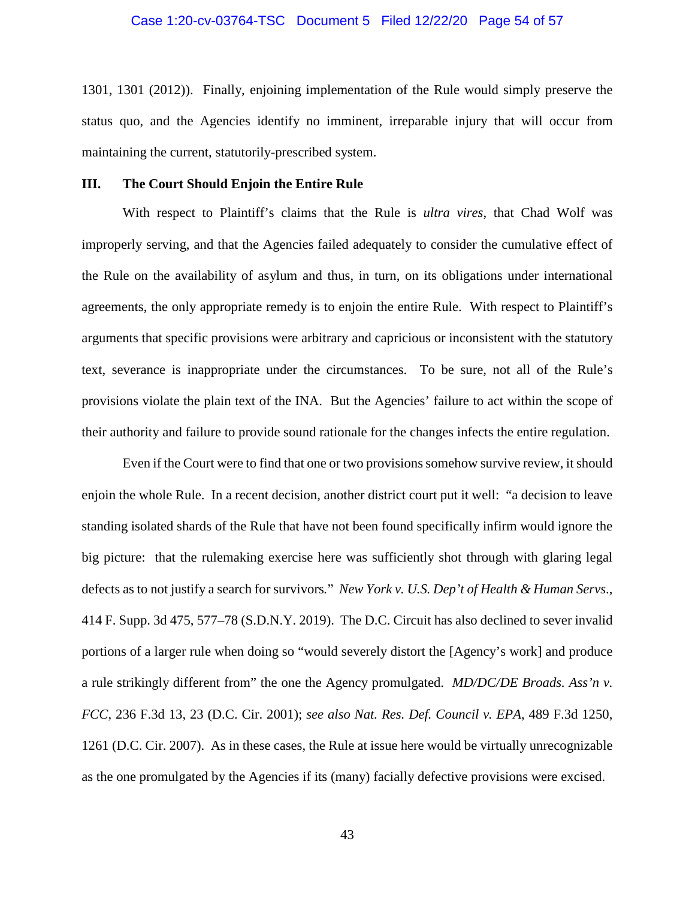1301, 1301 (2012)). Finally, enjoining implementation of the Rule would simply preserve the status quo, and the Agencies identify no imminent, irreparable injury that will occur from maintaining the current, statutorily-prescribed system.

### III. The Court Should Enjoin the Entire Rule

With respect to Plaintiff's claims that the Rule is *ultra vires*, that Chad Wolf was improperly serving, and that the Agencies failed adequately to consider the cumulative effect of the Rule on the availability of asylum and thus, in turn, on its obligations under international agreements, the only appropriate remedy is to enjoin the entire Rule. With respect to Plaintiff's arguments that specific provisions were arbitrary and capricious or inconsistent with the statutory text, severance is inappropriate under the circumstances. To be sure, not all of the Rule's provisions violate the plain text of the INA. But the Agencies' failure to act within the scope of their authority and failure to provide sound rationale for the changes infects the entire regulation.

Even if the Court were to find that one or two provisions somehow survive review, it should enjoin the whole Rule. In a recent decision, another district court put it well: "a decision to leave standing isolated shards of the Rule that have not been found specifically infirm would ignore the big picture: that the rulemaking exercise here was sufficiently shot through with glaring legal defects as to not justify a search for survivors." *New York v. U.S. Dep't of Health & Human Servs*., 414 F. Supp. 3d 475, 577–78 (S.D.N.Y. 2019). The D.C. Circuit has also declined to sever invalid portions of a larger rule when doing so "would severely distort the [Agency's work] and produce a rule strikingly different from" the one the Agency promulgated. *MD/DC/DE Broads. Ass'n v. FCC*, 236 F.3d 13, 23 (D.C. Cir. 2001); *see also Nat. Res. Def. Council v. EPA*, 489 F.3d 1250, 1261 (D.C. Cir. 2007). As in these cases, the Rule at issue here would be virtually unrecognizable as the one promulgated by the Agencies if its (many) facially defective provisions were excised.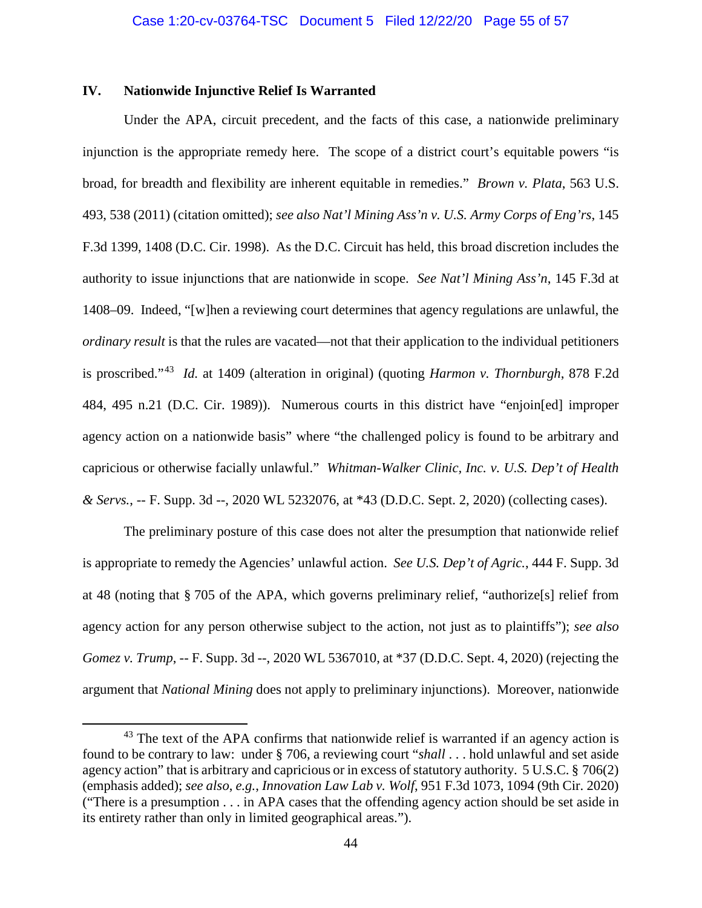### IV. Nationwide Injunctive Relief Is Warranted

Under the APA, circuit precedent, and the facts of this case, a nationwide preliminary injunction is the appropriate remedy here. The scope of a district court's equitable powers "is broad, for breadth and flexibility are inherent equitable in remedies." *Brown v. Plata*, 563 U.S. 493, 538 (2011) (citation omitted); *see also Nat'l Mining Ass'n v. U.S. Army Corps of Eng'rs*, 145 F.3d 1399, 1408 (D.C. Cir. 1998). As the D.C. Circuit has held, this broad discretion includes the authority to issue injunctions that are nationwide in scope. *See Nat'l Mining Ass'n*, 145 F.3d at 1408–09. Indeed, "[w]hen a reviewing court determines that agency regulations are unlawful, the *ordinary result* is that the rules are vacated—not that their application to the individual petitioners is proscribed."[43] *Id.* at 1409 (alteration in original) (quoting *Harmon v. Thornburgh*, 878 F.2d 484, 495 n.21 (D.C. Cir. 1989)). Numerous courts in this district have "enjoin[ed] improper agency action on a nationwide basis" where "the challenged policy is found to be arbitrary and capricious or otherwise facially unlawful." *Whitman-Walker Clinic, Inc. v. U.S. Dep't of Health & Servs.*, -- F. Supp. 3d --, 2020 WL 5232076, at *43 (D.D.C. Sept. 2, 2020) (collecting cases).

The preliminary posture of this case does not alter the presumption that nationwide relief is appropriate to remedy the Agencies' unlawful action. *See U.S. Dep't of Agric.*, 444 F. Supp. 3d at 48 (noting that § 705 of the APA, which governs preliminary relief, "authorize[s] relief from agency action for any person otherwise subject to the action, not just as to plaintiffs"); *see also Gomez v. Trump*, -- F. Supp. 3d --, 2020 WL 5367010, at *37 (D.D.C. Sept. 4, 2020) (rejecting the argument that *National Mining* does not apply to preliminary injunctions). Moreover, nationwide

---

[43] The text of the APA confirms that nationwide relief is warranted if an agency action is found to be contrary to law: under § 706, a reviewing court "*shall* . . . hold unlawful and set aside agency action" that is arbitrary and capricious or in excess of statutory authority. 5 U.S.C. § 706(2) (emphasis added); *see also*, *e.g.*, *Innovation Law Lab v. Wolf*, 951 F.3d 1073, 1094 (9th Cir. 2020) ("There is a presumption . . . in APA cases that the offending agency action should be set aside in its entirety rather than only in limited geographical areas.").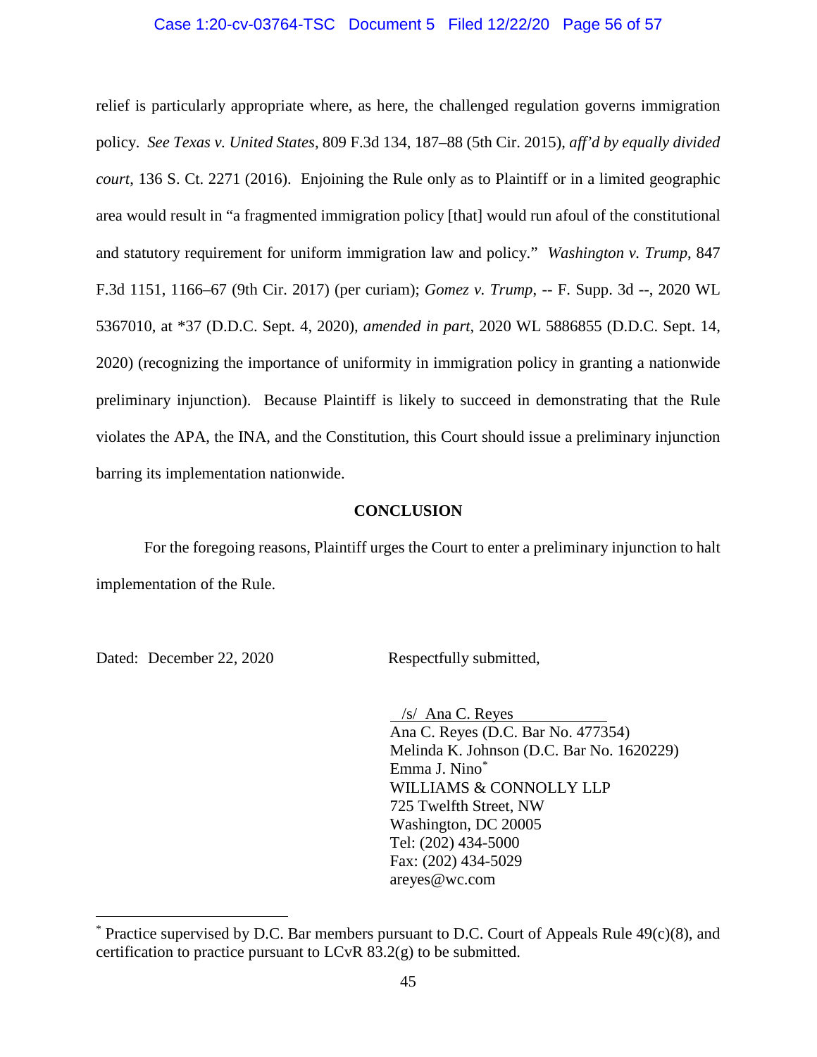relief is particularly appropriate where, as here, the challenged regulation governs immigration policy. *See Texas v. United States*, 809 F.3d 134, 187–88 (5th Cir. 2015), *aff'd by equally divided court*, 136 S. Ct. 2271 (2016). Enjoining the Rule only as to Plaintiff or in a limited geographic area would result in "a fragmented immigration policy [that] would run afoul of the constitutional and statutory requirement for uniform immigration law and policy." *Washington v. Trump*, 847 F.3d 1151, 1166–67 (9th Cir. 2017) (per curiam); *Gomez v. Trump*, -- F. Supp. 3d --, 2020 WL 5367010, at *37 (D.D.C. Sept. 4, 2020), *amended in part*, 2020 WL 5886855 (D.D.C. Sept. 14, 2020) (recognizing the importance of uniformity in immigration policy in granting a nationwide preliminary injunction). Because Plaintiff is likely to succeed in demonstrating that the Rule violates the APA, the INA, and the Constitution, this Court should issue a preliminary injunction barring its implementation nationwide.

**CONCLUSION**

For the foregoing reasons, Plaintiff urges the Court to enter a preliminary injunction to halt implementation of the Rule.

Dated: December 22, 2020

Respectfully submitted,

/s/ Ana C. Reyes
Ana C. Reyes (D.C. Bar No. 477354)
Melinda K. Johnson (D.C. Bar No. 1620229)
Emma J. Nino*
WILLIAMS & CONNOLLY LLP
725 Twelfth Street, NW
Washington, DC 20005
Tel: (202) 434-5000
Fax: (202) 434-5029
areyes@wc.com

---

* Practice supervised by D.C. Bar members pursuant to D.C. Court of Appeals Rule 49(c)(8), and certification to practice pursuant to LCvR 83.2(g) to be submitted.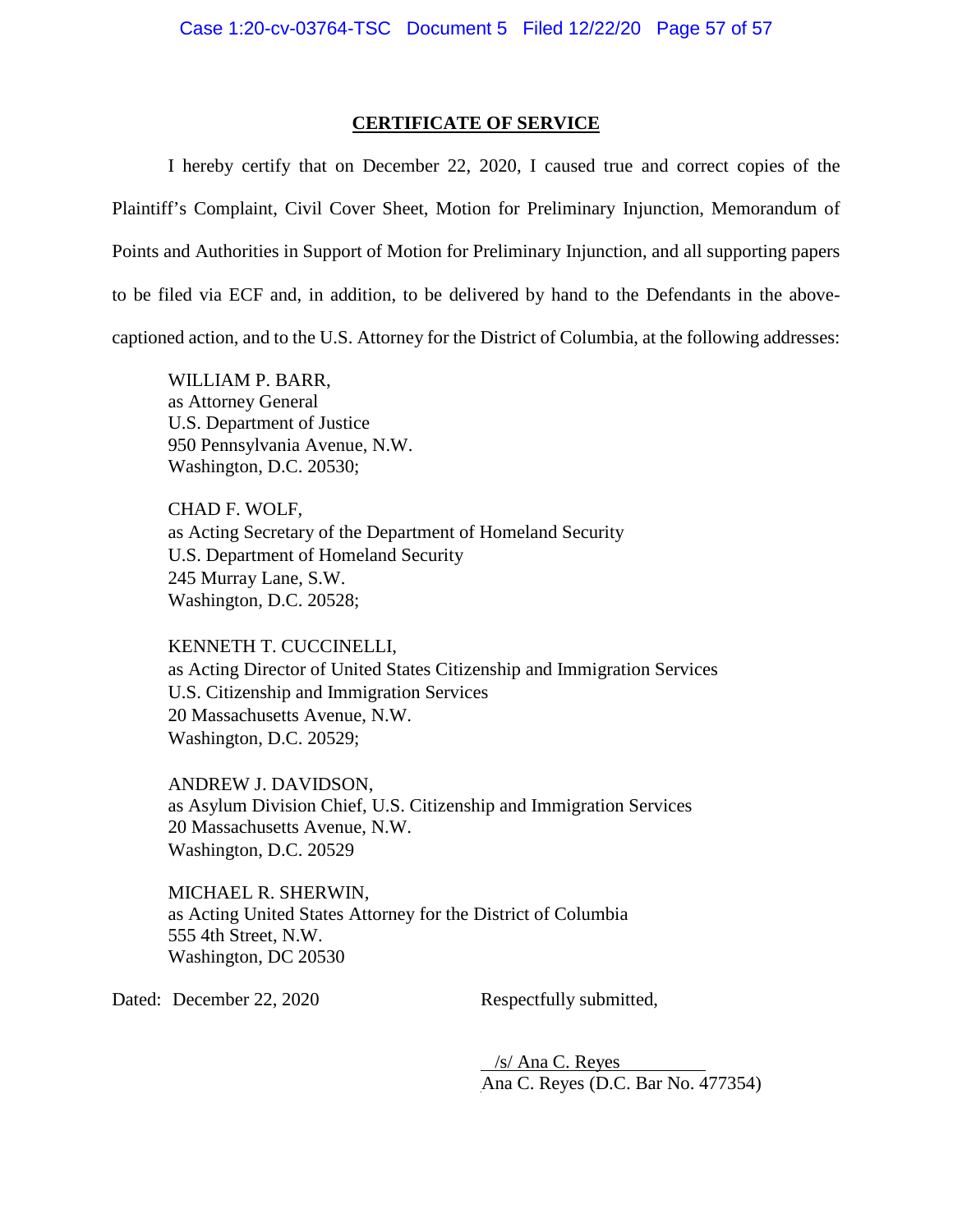## CERTIFICATE OF SERVICE

I hereby certify that on December 22, 2020, I caused true and correct copies of the Plaintiff's Complaint, Civil Cover Sheet, Motion for Preliminary Injunction, Memorandum of Points and Authorities in Support of Motion for Preliminary Injunction, and all supporting papers to be filed via ECF and, in addition, to be delivered by hand to the Defendants in the above-captioned action, and to the U.S. Attorney for the District of Columbia, at the following addresses:

WILLIAM P. BARR,
as Attorney General
U.S. Department of Justice
950 Pennsylvania Avenue, N.W.
Washington, D.C. 20530;

CHAD F. WOLF,
as Acting Secretary of the Department of Homeland Security
U.S. Department of Homeland Security
245 Murray Lane, S.W.
Washington, D.C. 20528;

KENNETH T. CUCCINELLI,
as Acting Director of United States Citizenship and Immigration Services
U.S. Citizenship and Immigration Services
20 Massachusetts Avenue, N.W.
Washington, D.C. 20529;

ANDREW J. DAVIDSON,
as Asylum Division Chief, U.S. Citizenship and Immigration Services
20 Massachusetts Avenue, N.W.
Washington, D.C. 20529

MICHAEL R. SHERWIN,
as Acting United States Attorney for the District of Columbia
555 4th Street, N.W.
Washington, DC 20530

Dated: December 22, 2020

Respectfully submitted,

/s/ Ana C. Reyes
Ana C. Reyes (D.C. Bar No. 477354)